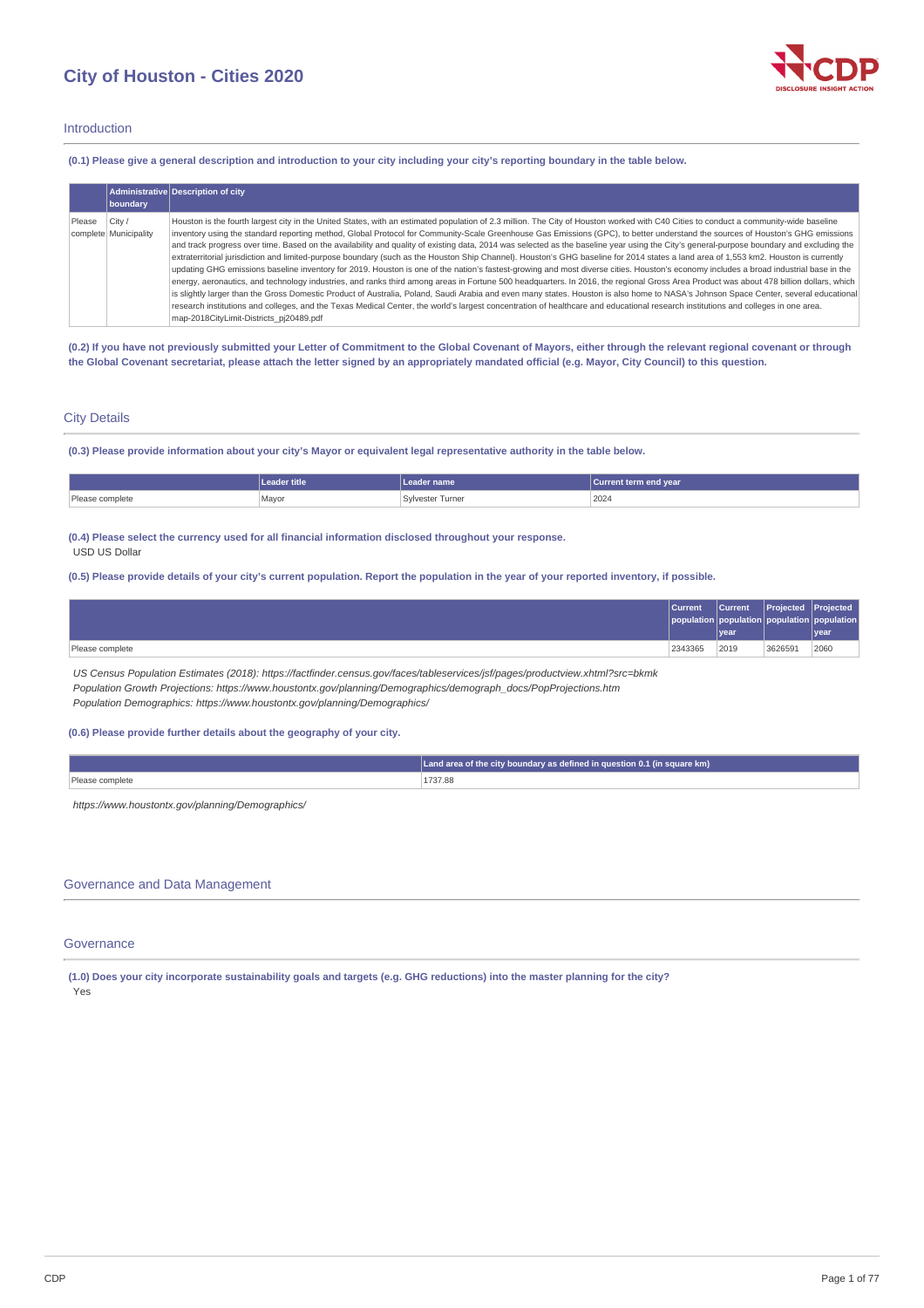# City of Houston - Cities 2020

## Introduction

**(0.1) Please give a general description and introduction to your city including your city's reporting boundary in the table below.**

| | Administrative boundary | Description of city |
|---|---|---|
| Please complete | City / Municipality | Houston is the fourth largest city in the United States, with an estimated population of 2.3 million. The City of Houston worked with C40 Cities to conduct a community-wide baseline inventory using the standard reporting method, Global Protocol for Community-Scale Greenhouse Gas Emissions (GPC), to better understand the sources of Houston's GHG emissions and track progress over time. Based on the availability and quality of existing data, 2014 was selected as the baseline year using the City's general-purpose boundary and excluding the extraterritorial jurisdiction and limited-purpose boundary (such as the Houston Ship Channel). Houston's GHG baseline for 2014 states a land area of 1,553 km2. Houston is currently updating GHG emissions baseline inventory for 2019. Houston is one of the nation's fastest-growing and most diverse cities. Houston's economy includes a broad industrial base in the energy, aeronautics, and technology industries, and ranks third among areas in Fortune 500 headquarters. In 2016, the regional Gross Area Product was about 478 billion dollars, which is slightly larger than the Gross Domestic Product of Australia, Poland, Saudi Arabia and even many states. Houston is also home to NASA's Johnson Space Center, several educational research institutions and colleges, and the Texas Medical Center, the world's largest concentration of healthcare and educational research institutions and colleges in one area.<br>map-2018CityLimit-Districts_pj20489.pdf |

**(0.2) If you have not previously submitted your Letter of Commitment to the Global Covenant of Mayors, either through the relevant regional covenant or through the Global Covenant secretariat, please attach the letter signed by an appropriately mandated official (e.g. Mayor, City Council) to this question.**

## City Details

**(0.3) Please provide information about your city's Mayor or equivalent legal representative authority in the table below.**

| | Leader title | Leader name | Current term end year |
|---|---|---|---|
| Please complete | Mayor | Sylvester Turner | 2024 |

**(0.4) Please select the currency used for all financial information disclosed throughout your response.**

USD US Dollar

**(0.5) Please provide details of your city's current population. Report the population in the year of your reported inventory, if possible.**

| | Current population | Current population year | Projected population | Projected population year |
|---|---|---|---|---|
| Please complete | 2343365 | 2019 | 3626591 | 2060 |

*US Census Population Estimates (2018): https://factfinder.census.gov/faces/tableservices/jsf/pages/productview.xhtml?src=bkmk*
*Population Growth Projections: https://www.houstontx.gov/planning/Demographics/demograph_docs/PopProjections.htm*
*Population Demographics: https://www.houstontx.gov/planning/Demographics/*

**(0.6) Please provide further details about the geography of your city.**

| | Land area of the city boundary as defined in question 0.1 (in square km) |
|---|---|
| Please complete | 1737.88 |

*https://www.houstontx.gov/planning/Demographics/*

## Governance and Data Management

### Governance

**(1.0) Does your city incorporate sustainability goals and targets (e.g. GHG reductions) into the master planning for the city?**

Yes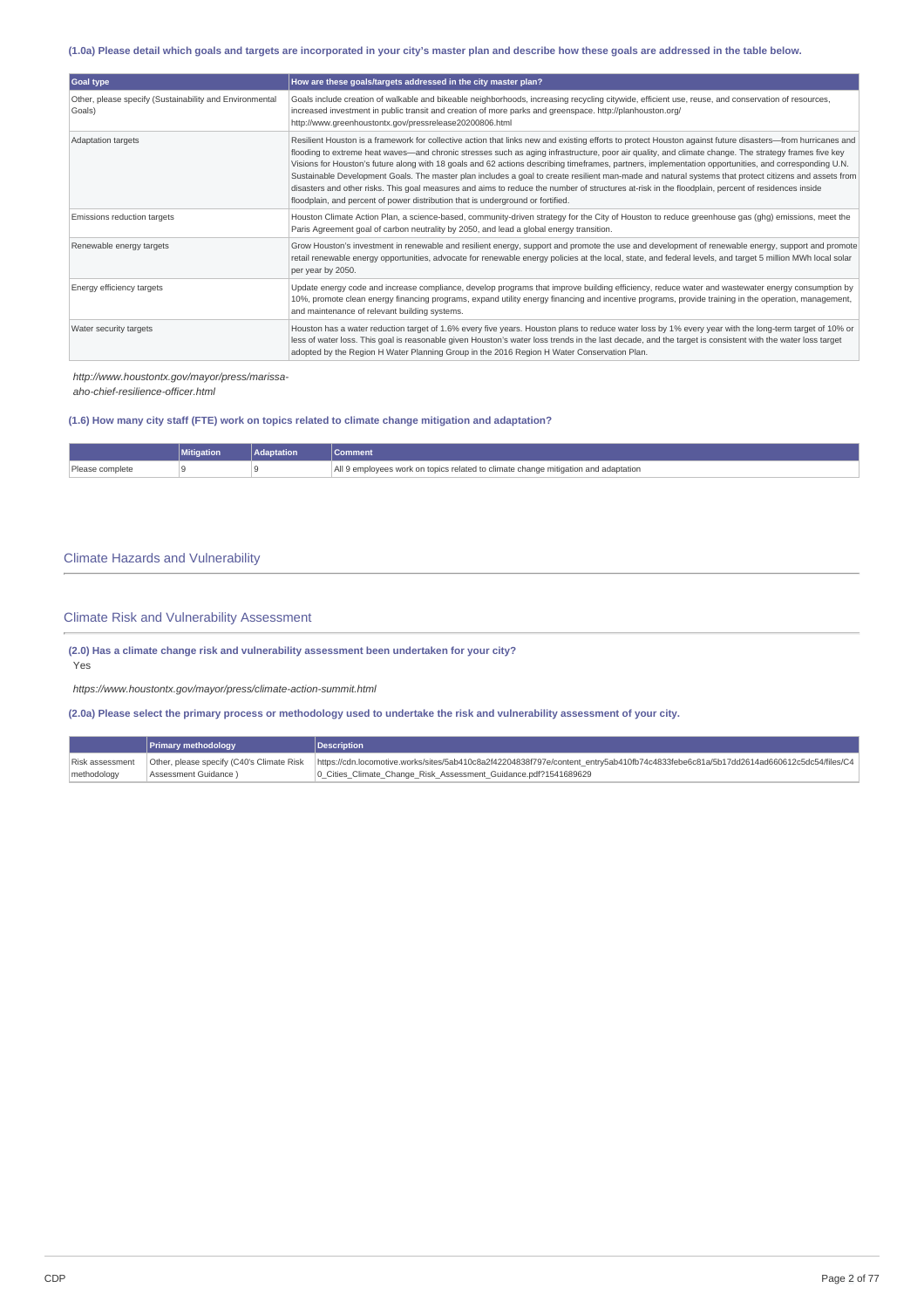### (1.0a) Please detail which goals and targets are incorporated in your city's master plan and describe how these goals are addressed in the table below.

| Goal type | How are these goals/targets addressed in the city master plan? |
|---|---|
| Other, please specify (Sustainability and Environmental Goals) | Goals include creation of walkable and bikeable neighborhoods, increasing recycling citywide, efficient use, reuse, and conservation of resources, increased investment in public transit and creation of more parks and greenspace. http://planhouston.org/ http://www.greenhoustontx.gov/pressrelease20200806.html |
| Adaptation targets | Resilient Houston is a framework for collective action that links new and existing efforts to protect Houston against future disasters—from hurricanes and flooding to extreme heat waves—and chronic stresses such as aging infrastructure, poor air quality, and climate change. The strategy frames five key Visions for Houston's future along with 18 goals and 62 actions describing timeframes, partners, implementation opportunities, and corresponding U.N. Sustainable Development Goals. The master plan includes a goal to create resilient man-made and natural systems that protect citizens and assets from disasters and other risks. This goal measures and aims to reduce the number of structures at-risk in the floodplain, percent of residences inside floodplain, and percent of power distribution that is underground or fortified. |
| Emissions reduction targets | Houston Climate Action Plan, a science-based, community-driven strategy for the City of Houston to reduce greenhouse gas (ghg) emissions, meet the Paris Agreement goal of carbon neutrality by 2050, and lead a global energy transition. |
| Renewable energy targets | Grow Houston's investment in renewable and resilient energy, support and promote the use and development of renewable energy, support and promote retail renewable energy opportunities, advocate for renewable energy policies at the local, state, and federal levels, and target 5 million MWh local solar per year by 2050. |
| Energy efficiency targets | Update energy code and increase compliance, develop programs that improve building efficiency, reduce water and wastewater energy consumption by 10%, promote clean energy financing programs, expand utility energy financing and incentive programs, provide training in the operation, management, and maintenance of relevant building systems. |
| Water security targets | Houston has a water reduction target of 1.6% every five years. Houston plans to reduce water loss by 1% every year with the long-term target of 10% or less of water loss. This goal is reasonable given Houston's water loss trends in the last decade, and the target is consistent with the water loss target adopted by the Region H Water Planning Group in the 2016 Region H Water Conservation Plan. |

*http://www.houstontx.gov/mayor/press/marissa-aho-chief-resilience-officer.html*

### (1.6) How many city staff (FTE) work on topics related to climate change mitigation and adaptation?

| | Mitigation | Adaptation | Comment |
|---|---|---|---|
| Please complete | 9 | 9 | All 9 employees work on topics related to climate change mitigation and adaptation |

## Climate Hazards and Vulnerability

## Climate Risk and Vulnerability Assessment

### (2.0) Has a climate change risk and vulnerability assessment been undertaken for your city?

Yes

*https://www.houstontx.gov/mayor/press/climate-action-summit.html*

### (2.0a) Please select the primary process or methodology used to undertake the risk and vulnerability assessment of your city.

| | Primary methodology | Description |
|---|---|---|
| Risk assessment methodology | Other, please specify (C40's Climate Risk Assessment Guidance ) | https://cdn.locomotive.works/sites/5ab410c8a2f42204838f797e/content_entry5ab410fb74c4833febe6c81a/5b17dd2614ad660612c5dc54/files/C40_Cities_Climate_Change_Risk_Assessment_Guidance.pdf?1541689629 |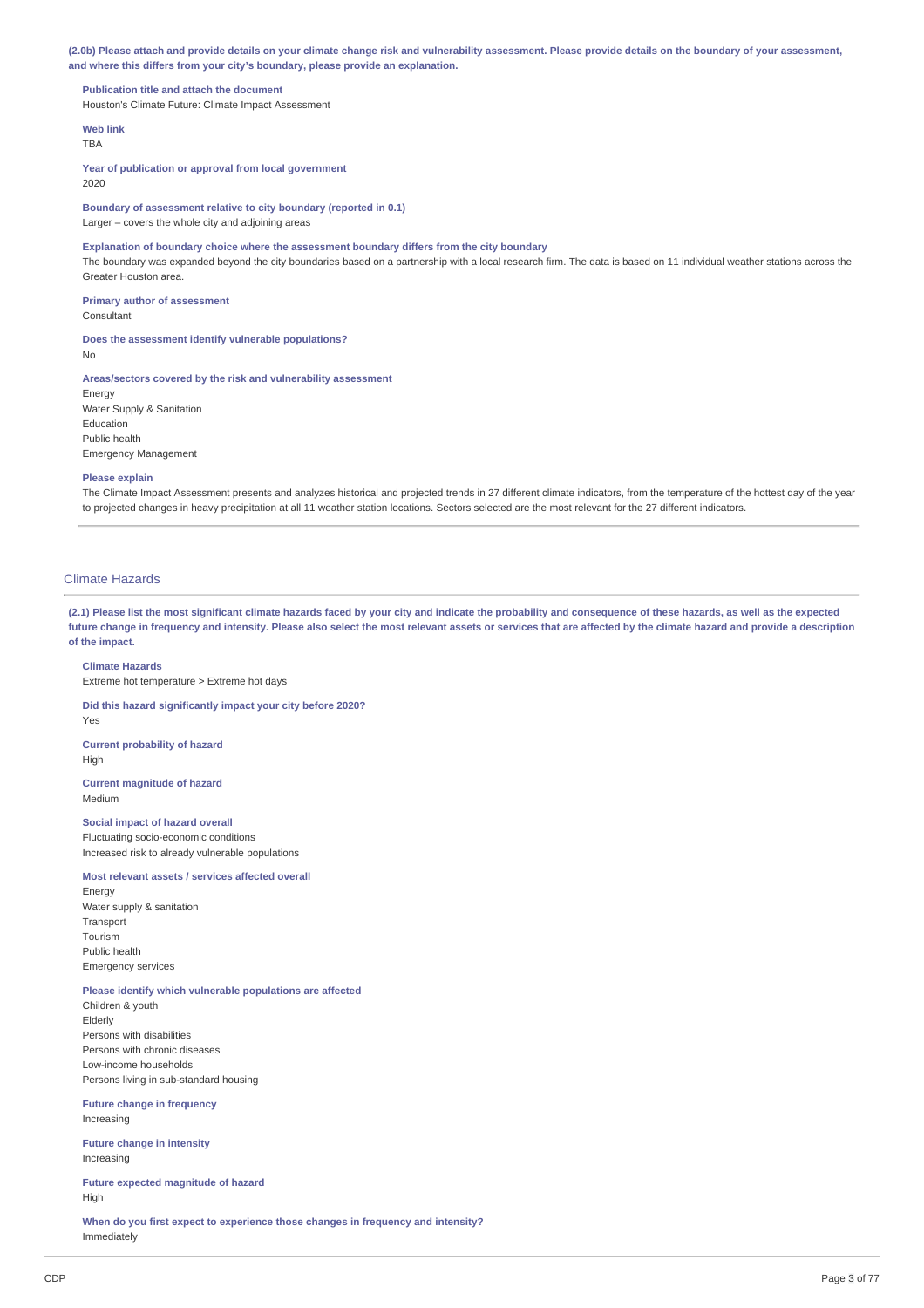**(2.0b) Please attach and provide details on your climate change risk and vulnerability assessment. Please provide details on the boundary of your assessment, and where this differs from your city's boundary, please provide an explanation.**

**Publication title and attach the document**
Houston's Climate Future: Climate Impact Assessment

**Web link**
TBA

**Year of publication or approval from local government**
2020

**Boundary of assessment relative to city boundary (reported in 0.1)**
Larger – covers the whole city and adjoining areas

**Explanation of boundary choice where the assessment boundary differs from the city boundary**
The boundary was expanded beyond the city boundaries based on a partnership with a local research firm. The data is based on 11 individual weather stations across the Greater Houston area.

**Primary author of assessment**
Consultant

**Does the assessment identify vulnerable populations?**
No

**Areas/sectors covered by the risk and vulnerability assessment**
Energy
Water Supply & Sanitation
Education
Public health
Emergency Management

**Please explain**
The Climate Impact Assessment presents and analyzes historical and projected trends in 27 different climate indicators, from the temperature of the hottest day of the year to projected changes in heavy precipitation at all 11 weather station locations. Sectors selected are the most relevant for the 27 different indicators.

## Climate Hazards

**(2.1) Please list the most significant climate hazards faced by your city and indicate the probability and consequence of these hazards, as well as the expected future change in frequency and intensity. Please also select the most relevant assets or services that are affected by the climate hazard and provide a description of the impact.**

**Climate Hazards**
Extreme hot temperature > Extreme hot days

**Did this hazard significantly impact your city before 2020?**
Yes

**Current probability of hazard**
High

**Current magnitude of hazard**
Medium

**Social impact of hazard overall**
Fluctuating socio-economic conditions
Increased risk to already vulnerable populations

**Most relevant assets / services affected overall**
Energy
Water supply & sanitation
Transport
Tourism
Public health
Emergency services

**Please identify which vulnerable populations are affected**
Children & youth
Elderly
Persons with disabilities
Persons with chronic diseases
Low-income households
Persons living in sub-standard housing

**Future change in frequency**
Increasing

**Future change in intensity**
Increasing

**Future expected magnitude of hazard**
High

**When do you first expect to experience those changes in frequency and intensity?**
Immediately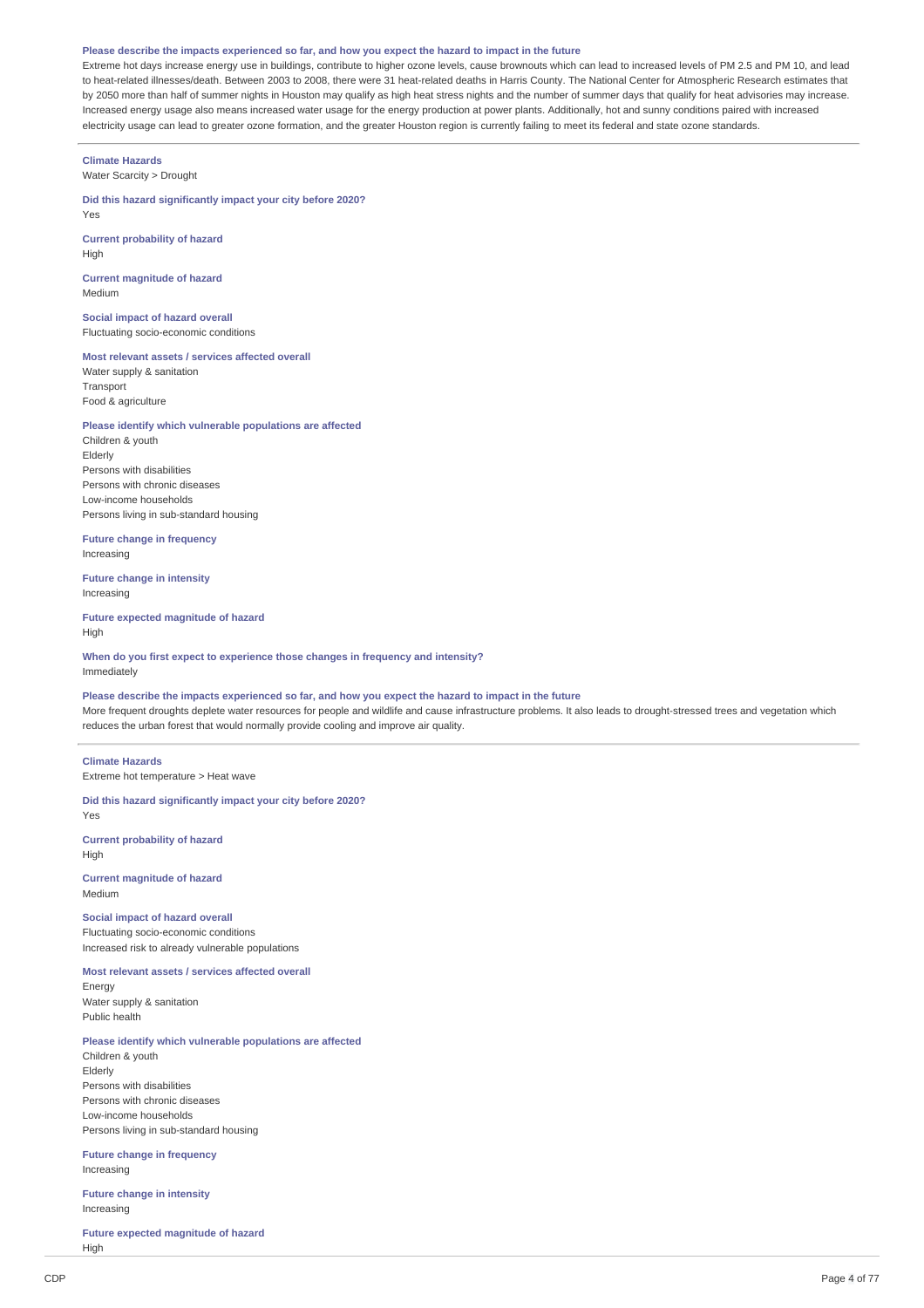**Please describe the impacts experienced so far, and how you expect the hazard to impact in the future**

Extreme hot days increase energy use in buildings, contribute to higher ozone levels, cause brownouts which can lead to increased levels of PM 2.5 and PM 10, and lead to heat-related illnesses/death. Between 2003 to 2008, there were 31 heat-related deaths in Harris County. The National Center for Atmospheric Research estimates that by 2050 more than half of summer nights in Houston may qualify as high heat stress nights and the number of summer days that qualify for heat advisories may increase. Increased energy usage also means increased water usage for the energy production at power plants. Additionally, hot and sunny conditions paired with increased electricity usage can lead to greater ozone formation, and the greater Houston region is currently failing to meet its federal and state ozone standards.

---

**Climate Hazards**

Water Scarcity > Drought

**Did this hazard significantly impact your city before 2020?**

Yes

**Current probability of hazard**

High

**Current magnitude of hazard**

Medium

**Social impact of hazard overall**

Fluctuating socio-economic conditions

**Most relevant assets / services affected overall**

Water supply & sanitation
Transport
Food & agriculture

**Please identify which vulnerable populations are affected**

Children & youth
Elderly
Persons with disabilities
Persons with chronic diseases
Low-income households
Persons living in sub-standard housing

**Future change in frequency**

Increasing

**Future change in intensity**

Increasing

**Future expected magnitude of hazard**

High

**When do you first expect to experience those changes in frequency and intensity?**

Immediately

**Please describe the impacts experienced so far, and how you expect the hazard to impact in the future**

More frequent droughts deplete water resources for people and wildlife and cause infrastructure problems. It also leads to drought-stressed trees and vegetation which reduces the urban forest that would normally provide cooling and improve air quality.

---

**Climate Hazards**

Extreme hot temperature > Heat wave

**Did this hazard significantly impact your city before 2020?**

Yes

**Current probability of hazard**

High

**Current magnitude of hazard**

Medium

**Social impact of hazard overall**

Fluctuating socio-economic conditions
Increased risk to already vulnerable populations

**Most relevant assets / services affected overall**

Energy
Water supply & sanitation
Public health

**Please identify which vulnerable populations are affected**

Children & youth
Elderly
Persons with disabilities
Persons with chronic diseases
Low-income households
Persons living in sub-standard housing

**Future change in frequency**

Increasing

**Future change in intensity**

Increasing

**Future expected magnitude of hazard**

High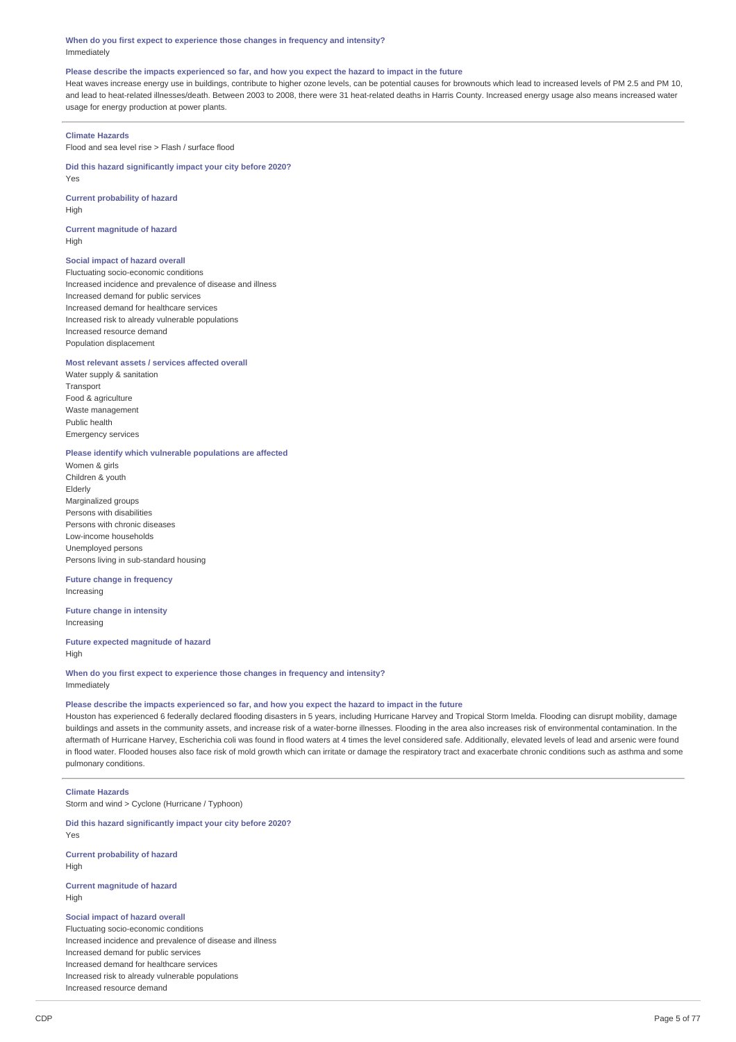**When do you first expect to experience those changes in frequency and intensity?**
Immediately

**Please describe the impacts experienced so far, and how you expect the hazard to impact in the future**
Heat waves increase energy use in buildings, contribute to higher ozone levels, can be potential causes for brownouts which lead to increased levels of PM 2.5 and PM 10, and lead to heat-related illnesses/death. Between 2003 to 2008, there were 31 heat-related deaths in Harris County. Increased energy usage also means increased water usage for energy production at power plants.

---

**Climate Hazards**
Flood and sea level rise > Flash / surface flood

**Did this hazard significantly impact your city before 2020?**
Yes

**Current probability of hazard**
High

**Current magnitude of hazard**
High

**Social impact of hazard overall**
Fluctuating socio-economic conditions
Increased incidence and prevalence of disease and illness
Increased demand for public services
Increased demand for healthcare services
Increased risk to already vulnerable populations
Increased resource demand
Population displacement

**Most relevant assets / services affected overall**
Water supply & sanitation
Transport
Food & agriculture
Waste management
Public health
Emergency services

**Please identify which vulnerable populations are affected**
Women & girls
Children & youth
Elderly
Marginalized groups
Persons with disabilities
Persons with chronic diseases
Low-income households
Unemployed persons
Persons living in sub-standard housing

**Future change in frequency**
Increasing

**Future change in intensity**
Increasing

**Future expected magnitude of hazard**
High

**When do you first expect to experience those changes in frequency and intensity?**
Immediately

**Please describe the impacts experienced so far, and how you expect the hazard to impact in the future**
Houston has experienced 6 federally declared flooding disasters in 5 years, including Hurricane Harvey and Tropical Storm Imelda. Flooding can disrupt mobility, damage buildings and assets in the community assets, and increase risk of a water-borne illnesses. Flooding in the area also increases risk of environmental contamination. In the aftermath of Hurricane Harvey, Escherichia coli was found in flood waters at 4 times the level considered safe. Additionally, elevated levels of lead and arsenic were found in flood water. Flooded houses also face risk of mold growth which can irritate or damage the respiratory tract and exacerbate chronic conditions such as asthma and some pulmonary conditions.

---

**Climate Hazards**
Storm and wind > Cyclone (Hurricane / Typhoon)

**Did this hazard significantly impact your city before 2020?**
Yes

**Current probability of hazard**
High

**Current magnitude of hazard**
High

**Social impact of hazard overall**
Fluctuating socio-economic conditions
Increased incidence and prevalence of disease and illness
Increased demand for public services
Increased demand for healthcare services
Increased risk to already vulnerable populations
Increased resource demand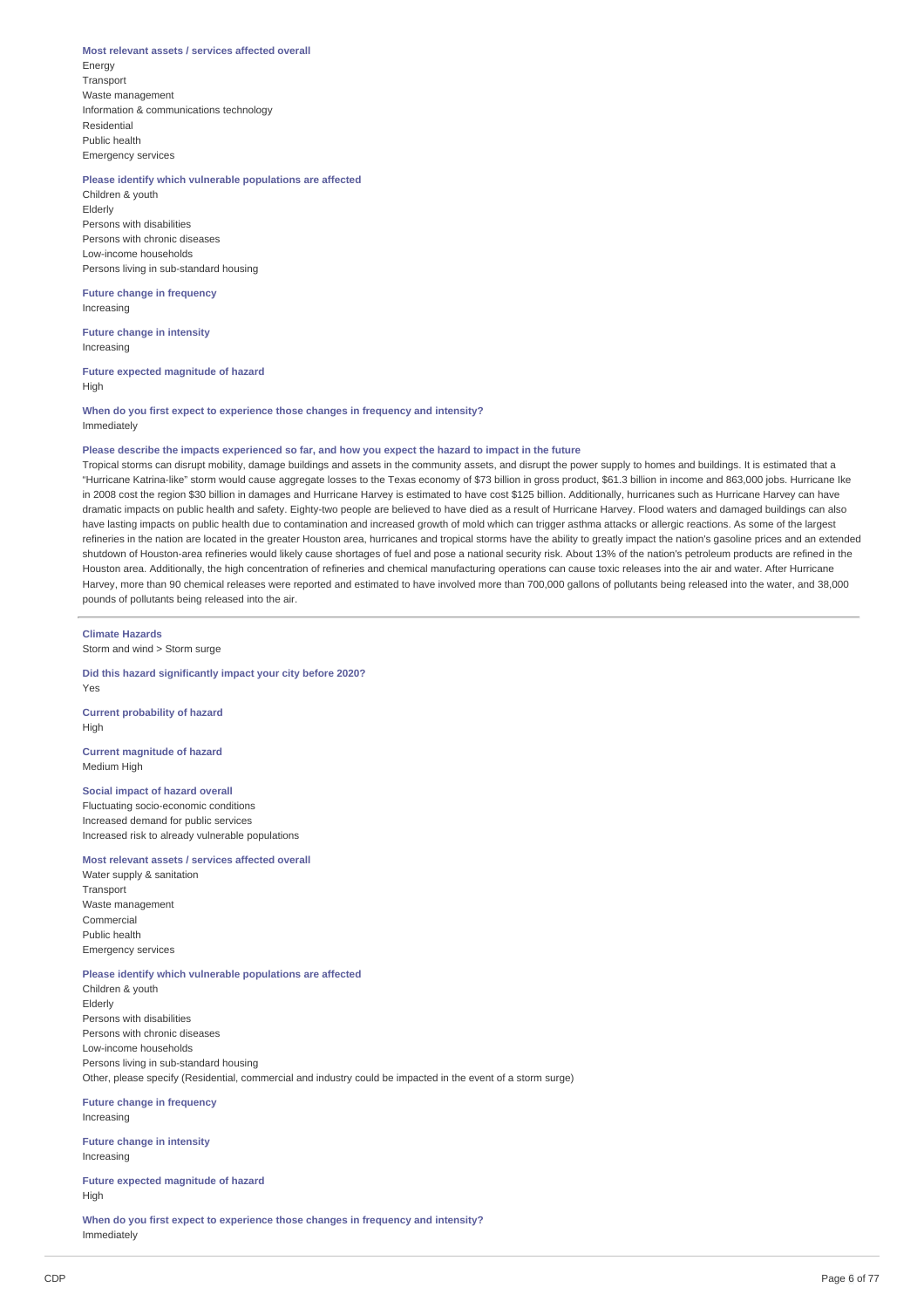**Most relevant assets / services affected overall**

Energy
Transport
Waste management
Information & communications technology
Residential
Public health
Emergency services

**Please identify which vulnerable populations are affected**

Children & youth
Elderly
Persons with disabilities
Persons with chronic diseases
Low-income households
Persons living in sub-standard housing

**Future change in frequency**

Increasing

**Future change in intensity**

Increasing

**Future expected magnitude of hazard**

High

**When do you first expect to experience those changes in frequency and intensity?**

Immediately

**Please describe the impacts experienced so far, and how you expect the hazard to impact in the future**

Tropical storms can disrupt mobility, damage buildings and assets in the community assets, and disrupt the power supply to homes and buildings. It is estimated that a "Hurricane Katrina-like" storm would cause aggregate losses to the Texas economy of $73 billion in gross product, $61.3 billion in income and 863,000 jobs. Hurricane Ike in 2008 cost the region $30 billion in damages and Hurricane Harvey is estimated to have cost $125 billion. Additionally, hurricanes such as Hurricane Harvey can have dramatic impacts on public health and safety. Eighty-two people are believed to have died as a result of Hurricane Harvey. Flood waters and damaged buildings can also have lasting impacts on public health due to contamination and increased growth of mold which can trigger asthma attacks or allergic reactions. As some of the largest refineries in the nation are located in the greater Houston area, hurricanes and tropical storms have the ability to greatly impact the nation's gasoline prices and an extended shutdown of Houston-area refineries would likely cause shortages of fuel and pose a national security risk. About 13% of the nation's petroleum products are refined in the Houston area. Additionally, the high concentration of refineries and chemical manufacturing operations can cause toxic releases into the air and water. After Hurricane Harvey, more than 90 chemical releases were reported and estimated to have involved more than 700,000 gallons of pollutants being released into the water, and 38,000 pounds of pollutants being released into the air.

---

**Climate Hazards**

Storm and wind > Storm surge

**Did this hazard significantly impact your city before 2020?**

Yes

**Current probability of hazard**

High

**Current magnitude of hazard**

Medium High

**Social impact of hazard overall**

Fluctuating socio-economic conditions
Increased demand for public services
Increased risk to already vulnerable populations

**Most relevant assets / services affected overall**

Water supply & sanitation
Transport
Waste management
Commercial
Public health
Emergency services

**Please identify which vulnerable populations are affected**

Children & youth
Elderly
Persons with disabilities
Persons with chronic diseases
Low-income households
Persons living in sub-standard housing
Other, please specify (Residential, commercial and industry could be impacted in the event of a storm surge)

**Future change in frequency**

Increasing

**Future change in intensity**

Increasing

**Future expected magnitude of hazard**

High

**When do you first expect to experience those changes in frequency and intensity?**

Immediately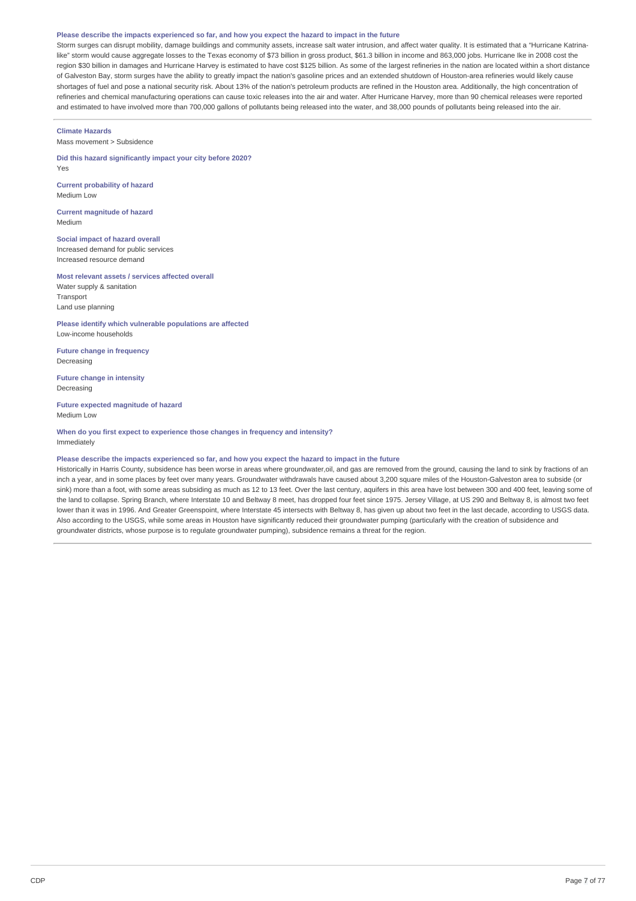**Please describe the impacts experienced so far, and how you expect the hazard to impact in the future**

Storm surges can disrupt mobility, damage buildings and community assets, increase salt water intrusion, and affect water quality. It is estimated that a "Hurricane Katrina-like" storm would cause aggregate losses to the Texas economy of $73 billion in gross product, $61.3 billion in income and 863,000 jobs. Hurricane Ike in 2008 cost the region $30 billion in damages and Hurricane Harvey is estimated to have cost $125 billion. As some of the largest refineries in the nation are located within a short distance of Galveston Bay, storm surges have the ability to greatly impact the nation's gasoline prices and an extended shutdown of Houston-area refineries would likely cause shortages of fuel and pose a national security risk. About 13% of the nation's petroleum products are refined in the Houston area. Additionally, the high concentration of refineries and chemical manufacturing operations can cause toxic releases into the air and water. After Hurricane Harvey, more than 90 chemical releases were reported and estimated to have involved more than 700,000 gallons of pollutants being released into the water, and 38,000 pounds of pollutants being released into the air.

---

**Climate Hazards**
Mass movement > Subsidence

**Did this hazard significantly impact your city before 2020?**
Yes

**Current probability of hazard**
Medium Low

**Current magnitude of hazard**
Medium

**Social impact of hazard overall**
Increased demand for public services
Increased resource demand

**Most relevant assets / services affected overall**
Water supply & sanitation
Transport
Land use planning

**Please identify which vulnerable populations are affected**
Low-income households

**Future change in frequency**
Decreasing

**Future change in intensity**
Decreasing

**Future expected magnitude of hazard**
Medium Low

**When do you first expect to experience those changes in frequency and intensity?**
Immediately

**Please describe the impacts experienced so far, and how you expect the hazard to impact in the future**

Historically in Harris County, subsidence has been worse in areas where groundwater,oil, and gas are removed from the ground, causing the land to sink by fractions of an inch a year, and in some places by feet over many years. Groundwater withdrawals have caused about 3,200 square miles of the Houston-Galveston area to subside (or sink) more than a foot, with some areas subsiding as much as 12 to 13 feet. Over the last century, aquifers in this area have lost between 300 and 400 feet, leaving some of the land to collapse. Spring Branch, where Interstate 10 and Beltway 8 meet, has dropped four feet since 1975. Jersey Village, at US 290 and Beltway 8, is almost two feet lower than it was in 1996. And Greater Greenspoint, where Interstate 45 intersects with Beltway 8, has given up about two feet in the last decade, according to USGS data. Also according to the USGS, while some areas in Houston have significantly reduced their groundwater pumping (particularly with the creation of subsidence and groundwater districts, whose purpose is to regulate groundwater pumping), subsidence remains a threat for the region.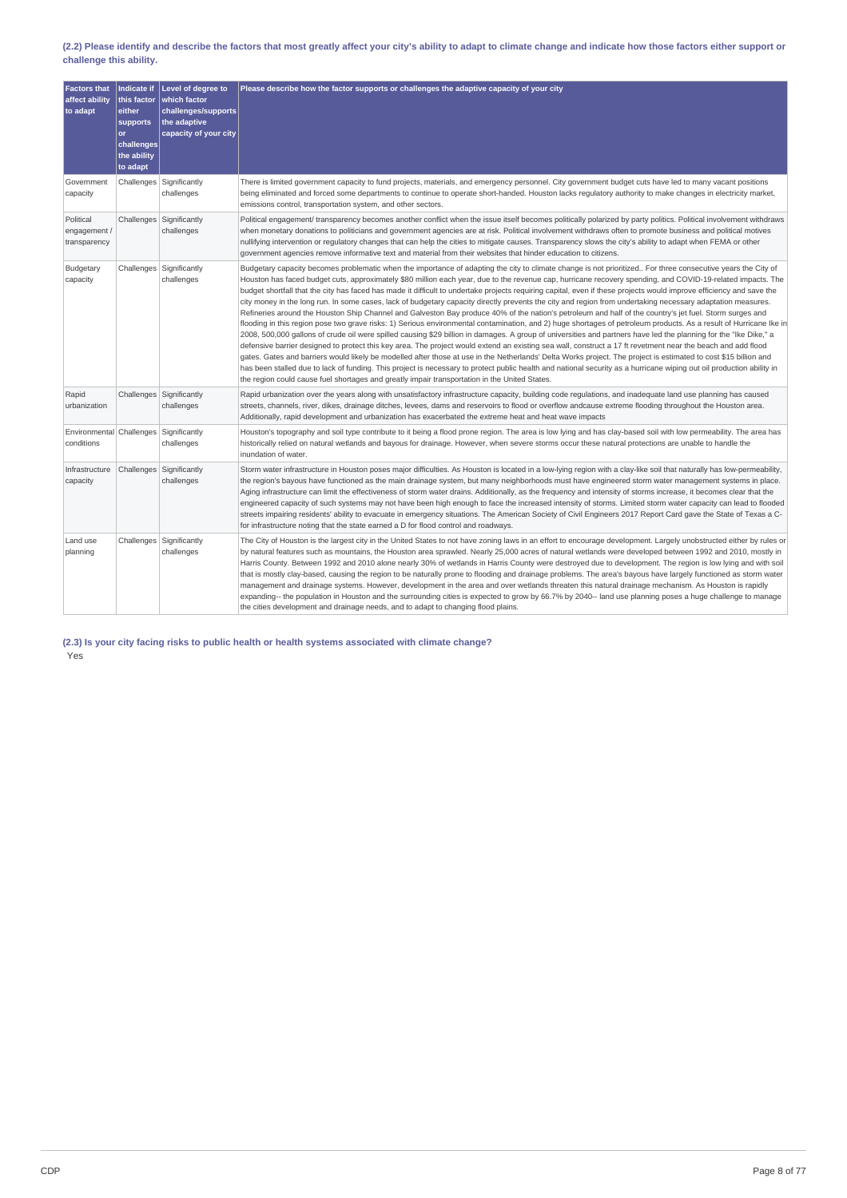**(2.2) Please identify and describe the factors that most greatly affect your city's ability to adapt to climate change and indicate how those factors either support or challenge this ability.**

| Factors that affect ability to adapt | Indicate if this factor either supports or challenges the ability to adapt | Level of degree to which factor challenges/supports the adaptive capacity of your city | Please describe how the factor supports or challenges the adaptive capacity of your city |
|---|---|---|---|
| Government capacity | Challenges | Significantly challenges | There is limited government capacity to fund projects, materials, and emergency personnel. City government budget cuts have led to many vacant positions being eliminated and forced some departments to continue to operate short-handed. Houston lacks regulatory authority to make changes in electricity market, emissions control, transportation system, and other sectors. |
| Political engagement / transparency | Challenges | Significantly challenges | Political engagement/ transparency becomes another conflict when the issue itself becomes politically polarized by party politics. Political involvement withdraws when monetary donations to politicians and government agencies are at risk. Political involvement withdraws often to promote business and political motives nullifying intervention or regulatory changes that can help the cities to mitigate causes. Transparency slows the city's ability to adapt when FEMA or other government agencies remove informative text and material from their websites that hinder education to citizens. |
| Budgetary capacity | Challenges | Significantly challenges | Budgetary capacity becomes problematic when the importance of adapting the city to climate change is not prioritized.. For three consecutive years the City of Houston has faced budget cuts, approximately $80 million each year, due to the revenue cap, hurricane recovery spending, and COVID-19-related impacts. The budget shortfall that the city has faced has made it difficult to undertake projects requiring capital, even if these projects would improve efficiency and save the city money in the long run. In some cases, lack of budgetary capacity directly prevents the city and region from undertaking necessary adaptation measures. Refineries around the Houston Ship Channel and Galveston Bay produce 40% of the nation's petroleum and half of the country's jet fuel. Storm surges and flooding in this region pose two grave risks: 1) Serious environmental contamination, and 2) huge shortages of petroleum products. As a result of Hurricane Ike in 2008, 500,000 gallons of crude oil were spilled causing $29 billion in damages. A group of universities and partners have led the planning for the "Ike Dike," a defensive barrier designed to protect this key area. The project would extend an existing sea wall, construct a 17 ft revetment near the beach and add flood gates. Gates and barriers would likely be modelled after those at use in the Netherlands' Delta Works project. The project is estimated to cost $15 billion and has been stalled due to lack of funding. This project is necessary to protect public health and national security as a hurricane wiping out oil production ability in the region could cause fuel shortages and greatly impair transportation in the United States. |
| Rapid urbanization | Challenges | Significantly challenges | Rapid urbanization over the years along with unsatisfactory infrastructure capacity, building code regulations, and inadequate land use planning has caused streets, channels, river, dikes, drainage ditches, levees, dams and reservoirs to flood or overflow andcause extreme flooding throughout the Houston area. Additionally, rapid development and urbanization has exacerbated the extreme heat and heat wave impacts |
| Environmental conditions | Challenges | Significantly challenges | Houston's topography and soil type contribute to it being a flood prone region. The area is low lying and has clay-based soil with low permeability. The area has historically relied on natural wetlands and bayous for drainage. However, when severe storms occur these natural protections are unable to handle the inundation of water. |
| Infrastructure capacity | Challenges | Significantly challenges | Storm water infrastructure in Houston poses major difficulties. As Houston is located in a low-lying region with a clay-like soil that naturally has low-permeability, the region's bayous have functioned as the main drainage system, but many neighborhoods must have engineered storm water management systems in place. Aging infrastructure can limit the effectiveness of storm water drains. Additionally, as the frequency and intensity of storms increase, it becomes clear that the engineered capacity of such systems may not have been high enough to face the increased intensity of storms. Limited storm water capacity can lead to flooded streets impairing residents' ability to evacuate in emergency situations. The American Society of Civil Engineers 2017 Report Card gave the State of Texas a C- for infrastructure noting that the state earned a D for flood control and roadways. |
| Land use planning | Challenges | Significantly challenges | The City of Houston is the largest city in the United States to not have zoning laws in an effort to encourage development. Largely unobstructed either by rules or by natural features such as mountains, the Houston area sprawled. Nearly 25,000 acres of natural wetlands were developed between 1992 and 2010, mostly in Harris County. Between 1992 and 2010 alone nearly 30% of wetlands in Harris County were destroyed due to development. The region is low lying and with soil that is mostly clay-based, causing the region to be naturally prone to flooding and drainage problems. The area's bayous have largely functioned as storm water management and drainage systems. However, development in the area and over wetlands threaten this natural drainage mechanism. As Houston is rapidly expanding-- the population in Houston and the surrounding cities is expected to grow by 66.7% by 2040-- land use planning poses a huge challenge to manage the cities development and drainage needs, and to adapt to changing flood plains. |

**(2.3) Is your city facing risks to public health or health systems associated with climate change?**

Yes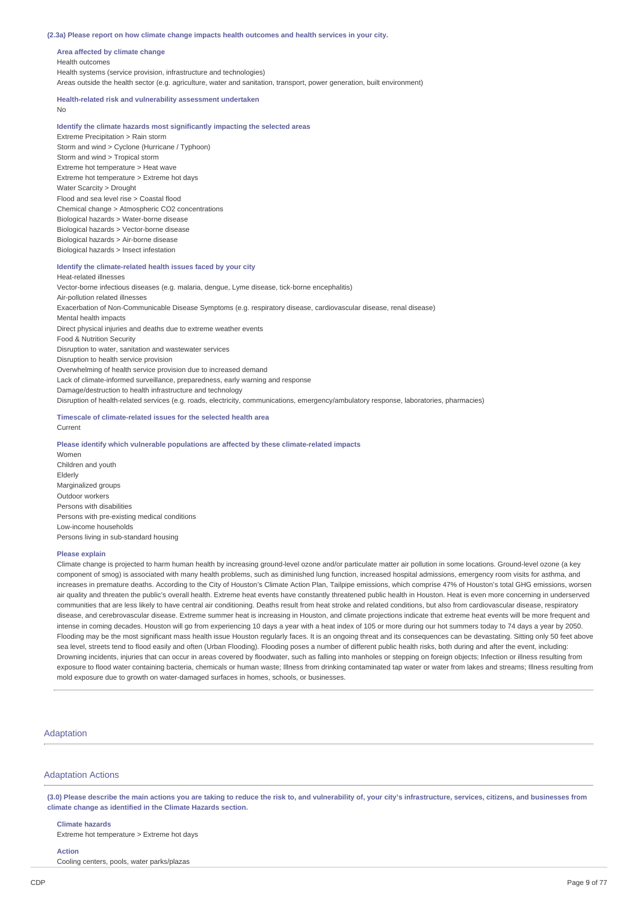**(2.3a) Please report on how climate change impacts health outcomes and health services in your city.**

**Area affected by climate change**

Health outcomes
Health systems (service provision, infrastructure and technologies)
Areas outside the health sector (e.g. agriculture, water and sanitation, transport, power generation, built environment)

**Health-related risk and vulnerability assessment undertaken**

No

**Identify the climate hazards most significantly impacting the selected areas**

Extreme Precipitation > Rain storm
Storm and wind > Cyclone (Hurricane / Typhoon)
Storm and wind > Tropical storm
Extreme hot temperature > Heat wave
Extreme hot temperature > Extreme hot days
Water Scarcity > Drought
Flood and sea level rise > Coastal flood
Chemical change > Atmospheric CO2 concentrations
Biological hazards > Water-borne disease
Biological hazards > Vector-borne disease
Biological hazards > Air-borne disease
Biological hazards > Insect infestation

**Identify the climate-related health issues faced by your city**

Heat-related illnesses
Vector-borne infectious diseases (e.g. malaria, dengue, Lyme disease, tick-borne encephalitis)
Air-pollution related illnesses
Exacerbation of Non-Communicable Disease Symptoms (e.g. respiratory disease, cardiovascular disease, renal disease)
Mental health impacts
Direct physical injuries and deaths due to extreme weather events
Food & Nutrition Security
Disruption to water, sanitation and wastewater services
Disruption to health service provision
Overwhelming of health service provision due to increased demand
Lack of climate-informed surveillance, preparedness, early warning and response
Damage/destruction to health infrastructure and technology
Disruption of health-related services (e.g. roads, electricity, communications, emergency/ambulatory response, laboratories, pharmacies)

**Timescale of climate-related issues for the selected health area**

Current

**Please identify which vulnerable populations are affected by these climate-related impacts**

Women
Children and youth
Elderly
Marginalized groups
Outdoor workers
Persons with disabilities
Persons with pre-existing medical conditions
Low-income households
Persons living in sub-standard housing

**Please explain**

Climate change is projected to harm human health by increasing ground-level ozone and/or particulate matter air pollution in some locations. Ground-level ozone (a key component of smog) is associated with many health problems, such as diminished lung function, increased hospital admissions, emergency room visits for asthma, and increases in premature deaths. According to the City of Houston's Climate Action Plan, Tailpipe emissions, which comprise 47% of Houston's total GHG emissions, worsen air quality and threaten the public's overall health. Extreme heat events have constantly threatened public health in Houston. Heat is even more concerning in underserved communities that are less likely to have central air conditioning. Deaths result from heat stroke and related conditions, but also from cardiovascular disease, respiratory disease, and cerebrovascular disease. Extreme summer heat is increasing in Houston, and climate projections indicate that extreme heat events will be more frequent and intense in coming decades. Houston will go from experiencing 10 days a year with a heat index of 105 or more during our hot summers today to 74 days a year by 2050. Flooding may be the most significant mass health issue Houston regularly faces. It is an ongoing threat and its consequences can be devastating. Sitting only 50 feet above sea level, streets tend to flood easily and often (Urban Flooding). Flooding poses a number of different public health risks, both during and after the event, including: Drowning incidents, injuries that can occur in areas covered by floodwater, such as falling into manholes or stepping on foreign objects; Infection or illness resulting from exposure to flood water containing bacteria, chemicals or human waste; Illness from drinking contaminated tap water or water from lakes and streams; Illness resulting from mold exposure due to growth on water-damaged surfaces in homes, schools, or businesses.

## Adaptation

### Adaptation Actions

**(3.0) Please describe the main actions you are taking to reduce the risk to, and vulnerability of, your city's infrastructure, services, citizens, and businesses from climate change as identified in the Climate Hazards section.**

**Climate hazards**

Extreme hot temperature > Extreme hot days

**Action**

Cooling centers, pools, water parks/plazas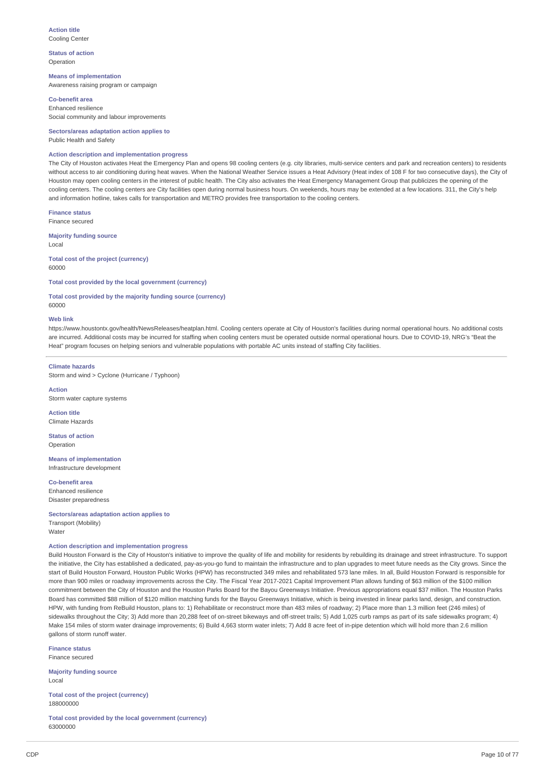**Action title**
Cooling Center

**Status of action**
Operation

**Means of implementation**
Awareness raising program or campaign

**Co-benefit area**
Enhanced resilience
Social community and labour improvements

**Sectors/areas adaptation action applies to**
Public Health and Safety

**Action description and implementation progress**
The City of Houston activates Heat the Emergency Plan and opens 98 cooling centers (e.g. city libraries, multi-service centers and park and recreation centers) to residents without access to air conditioning during heat waves. When the National Weather Service issues a Heat Advisory (Heat index of 108 F for two consecutive days), the City of Houston may open cooling centers in the interest of public health. The City also activates the Heat Emergency Management Group that publicizes the opening of the cooling centers. The cooling centers are City facilities open during normal business hours. On weekends, hours may be extended at a few locations. 311, the City's help and information hotline, takes calls for transportation and METRO provides free transportation to the cooling centers.

**Finance status**
Finance secured

**Majority funding source**
Local

**Total cost of the project (currency)**
60000

**Total cost provided by the local government (currency)**

**Total cost provided by the majority funding source (currency)**
60000

**Web link**
https://www.houstontx.gov/health/NewsReleases/heatplan.html. Cooling centers operate at City of Houston's facilities during normal operational hours. No additional costs are incurred. Additional costs may be incurred for staffing when cooling centers must be operated outside normal operational hours. Due to COVID-19, NRG's "Beat the Heat" program focuses on helping seniors and vulnerable populations with portable AC units instead of staffing City facilities.

---

**Climate hazards**
Storm and wind > Cyclone (Hurricane / Typhoon)

**Action**
Storm water capture systems

**Action title**
Climate Hazards

**Status of action**
Operation

**Means of implementation**
Infrastructure development

**Co-benefit area**
Enhanced resilience
Disaster preparedness

**Sectors/areas adaptation action applies to**
Transport (Mobility)
Water

**Action description and implementation progress**
Build Houston Forward is the City of Houston's initiative to improve the quality of life and mobility for residents by rebuilding its drainage and street infrastructure. To support the initiative, the City has established a dedicated, pay-as-you-go fund to maintain the infrastructure and to plan upgrades to meet future needs as the City grows. Since the start of Build Houston Forward, Houston Public Works (HPW) has reconstructed 349 miles and rehabilitated 573 lane miles. In all, Build Houston Forward is responsible for more than 900 miles or roadway improvements across the City. The Fiscal Year 2017-2021 Capital Improvement Plan allows funding of $63 million of the $100 million commitment between the City of Houston and the Houston Parks Board for the Bayou Greenways Initiative. Previous appropriations equal $37 million. The Houston Parks Board has committed $88 million of $120 million matching funds for the Bayou Greenways Initiative, which is being invested in linear parks land, design, and construction. HPW, with funding from ReBuild Houston, plans to: 1) Rehabilitate or reconstruct more than 483 miles of roadway; 2) Place more than 1.3 million feet (246 miles) of sidewalks throughout the City; 3) Add more than 20,288 feet of on-street bikeways and off-street trails; 5) Add 1,025 curb ramps as part of its safe sidewalks program; 4) Make 154 miles of storm water drainage improvements; 6) Build 4,663 storm water inlets; 7) Add 8 acre feet of in-pipe detention which will hold more than 2.6 million gallons of storm runoff water.

**Finance status**
Finance secured

**Majority funding source**
Local

**Total cost of the project (currency)**
188000000

**Total cost provided by the local government (currency)**
63000000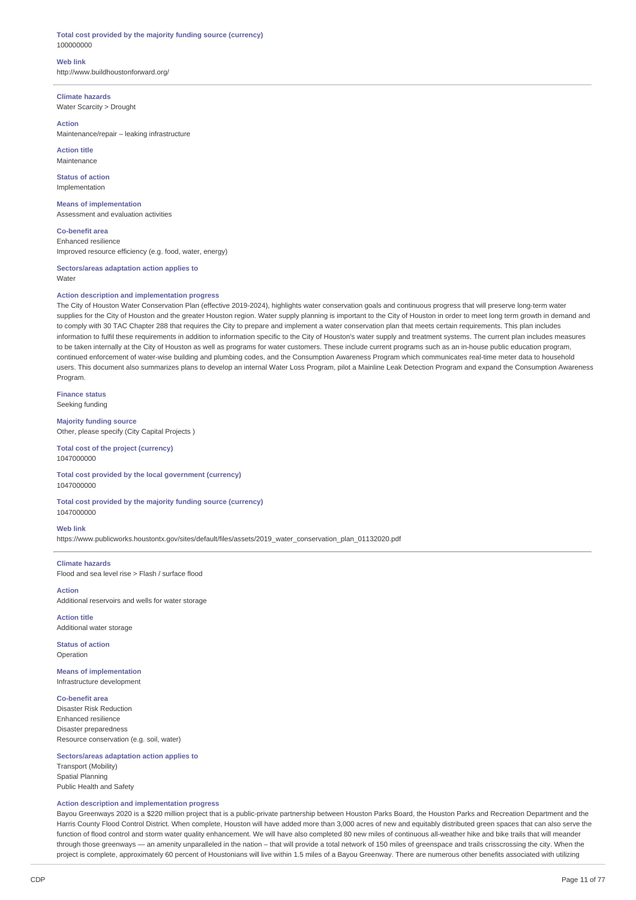**Total cost provided by the majority funding source (currency)**
100000000

**Web link**
http://www.buildhoustonforward.org/

---

**Climate hazards**
Water Scarcity > Drought

**Action**
Maintenance/repair – leaking infrastructure

**Action title**
Maintenance

**Status of action**
Implementation

**Means of implementation**
Assessment and evaluation activities

**Co-benefit area**
Enhanced resilience
Improved resource efficiency (e.g. food, water, energy)

**Sectors/areas adaptation action applies to**
Water

**Action description and implementation progress**
The City of Houston Water Conservation Plan (effective 2019-2024), highlights water conservation goals and continuous progress that will preserve long-term water supplies for the City of Houston and the greater Houston region. Water supply planning is important to the City of Houston in order to meet long term growth in demand and to comply with 30 TAC Chapter 288 that requires the City to prepare and implement a water conservation plan that meets certain requirements. This plan includes information to fulfil these requirements in addition to information specific to the City of Houston's water supply and treatment systems. The current plan includes measures to be taken internally at the City of Houston as well as programs for water customers. These include current programs such as an in-house public education program, continued enforcement of water-wise building and plumbing codes, and the Consumption Awareness Program which communicates real-time meter data to household users. This document also summarizes plans to develop an internal Water Loss Program, pilot a Mainline Leak Detection Program and expand the Consumption Awareness Program.

**Finance status**
Seeking funding

**Majority funding source**
Other, please specify (City Capital Projects )

**Total cost of the project (currency)**
1047000000

**Total cost provided by the local government (currency)**
1047000000

**Total cost provided by the majority funding source (currency)**
1047000000

**Web link**
https://www.publicworks.houstontx.gov/sites/default/files/assets/2019_water_conservation_plan_01132020.pdf

---

**Climate hazards**
Flood and sea level rise > Flash / surface flood

**Action**
Additional reservoirs and wells for water storage

**Action title**
Additional water storage

**Status of action**
Operation

**Means of implementation**
Infrastructure development

**Co-benefit area**
Disaster Risk Reduction
Enhanced resilience
Disaster preparedness
Resource conservation (e.g. soil, water)

**Sectors/areas adaptation action applies to**
Transport (Mobility)
Spatial Planning
Public Health and Safety

**Action description and implementation progress**
Bayou Greenways 2020 is a $220 million project that is a public-private partnership between Houston Parks Board, the Houston Parks and Recreation Department and the Harris County Flood Control District. When complete, Houston will have added more than 3,000 acres of new and equitably distributed green spaces that can also serve the function of flood control and storm water quality enhancement. We will have also completed 80 new miles of continuous all-weather hike and bike trails that will meander through those greenways — an amenity unparalleled in the nation – that will provide a total network of 150 miles of greenspace and trails crisscrossing the city. When the project is complete, approximately 60 percent of Houstonians will live within 1.5 miles of a Bayou Greenway. There are numerous other benefits associated with utilizing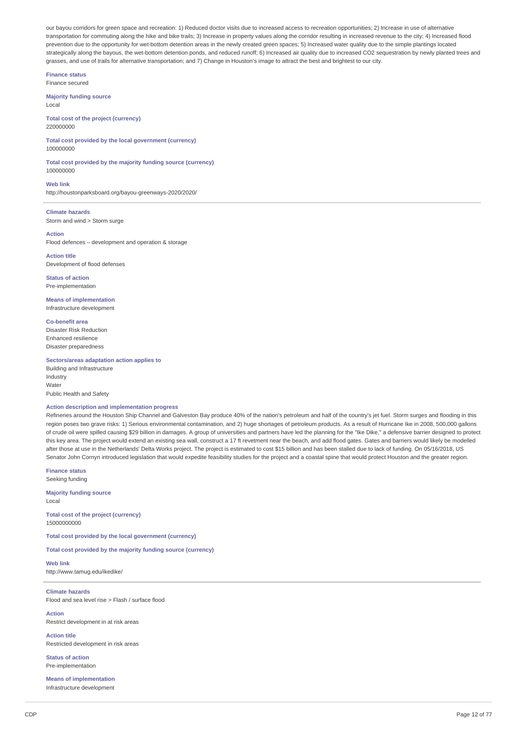our bayou corridors for green space and recreation: 1) Reduced doctor visits due to increased access to recreation opportunities; 2) Increase in use of alternative transportation for commuting along the hike and bike trails; 3) Increase in property values along the corridor resulting in increased revenue to the city; 4) Increased flood prevention due to the opportunity for wet-bottom detention areas in the newly created green spaces; 5) Increased water quality due to the simple plantings located strategically along the bayous, the wet-bottom detention ponds, and reduced runoff; 6) Increased air quality due to increased CO2 sequestration by newly planted trees and grasses, and use of trails for alternative transportation; and 7) Change in Houston's image to attract the best and brightest to our city.

**Finance status**
Finance secured

**Majority funding source**
Local

**Total cost of the project (currency)**
220000000

**Total cost provided by the local government (currency)**
100000000

**Total cost provided by the majority funding source (currency)**
100000000

**Web link**
http://houstonparksboard.org/bayou-greenways-2020/2020/

---

**Climate hazards**
Storm and wind > Storm surge

**Action**
Flood defences – development and operation & storage

**Action title**
Development of flood defenses

**Status of action**
Pre-implementation

**Means of implementation**
Infrastructure development

**Co-benefit area**
Disaster Risk Reduction
Enhanced resilience
Disaster preparedness

**Sectors/areas adaptation action applies to**
Building and Infrastructure
Industry
Water
Public Health and Safety

**Action description and implementation progress**
Refineries around the Houston Ship Channel and Galveston Bay produce 40% of the nation's petroleum and half of the country's jet fuel. Storm surges and flooding in this region poses two grave risks: 1) Serious environmental contamination, and 2) huge shortages of petroleum products. As a result of Hurricane Ike in 2008, 500,000 gallons of crude oil were spilled causing $29 billion in damages. A group of universities and partners have led the planning for the "Ike Dike," a defensive barrier designed to protect this key area. The project would extend an existing sea wall, construct a 17 ft revetment near the beach, and add flood gates. Gates and barriers would likely be modelled after those at use in the Netherlands' Delta Works project. The project is estimated to cost $15 billion and has been stalled due to lack of funding. On 05/16/2018, US Senator John Cornyn introduced legislation that would expedite feasibility studies for the project and a coastal spine that would protect Houston and the greater region.

**Finance status**
Seeking funding

**Majority funding source**
Local

**Total cost of the project (currency)**
15000000000

**Total cost provided by the local government (currency)**

**Total cost provided by the majority funding source (currency)**

**Web link**
http://www.tamug.edu/ikedike/

---

**Climate hazards**
Flood and sea level rise > Flash / surface flood

**Action**
Restrict development in at risk areas

**Action title**
Restricted development in risk areas

**Status of action**
Pre-implementation

**Means of implementation**
Infrastructure development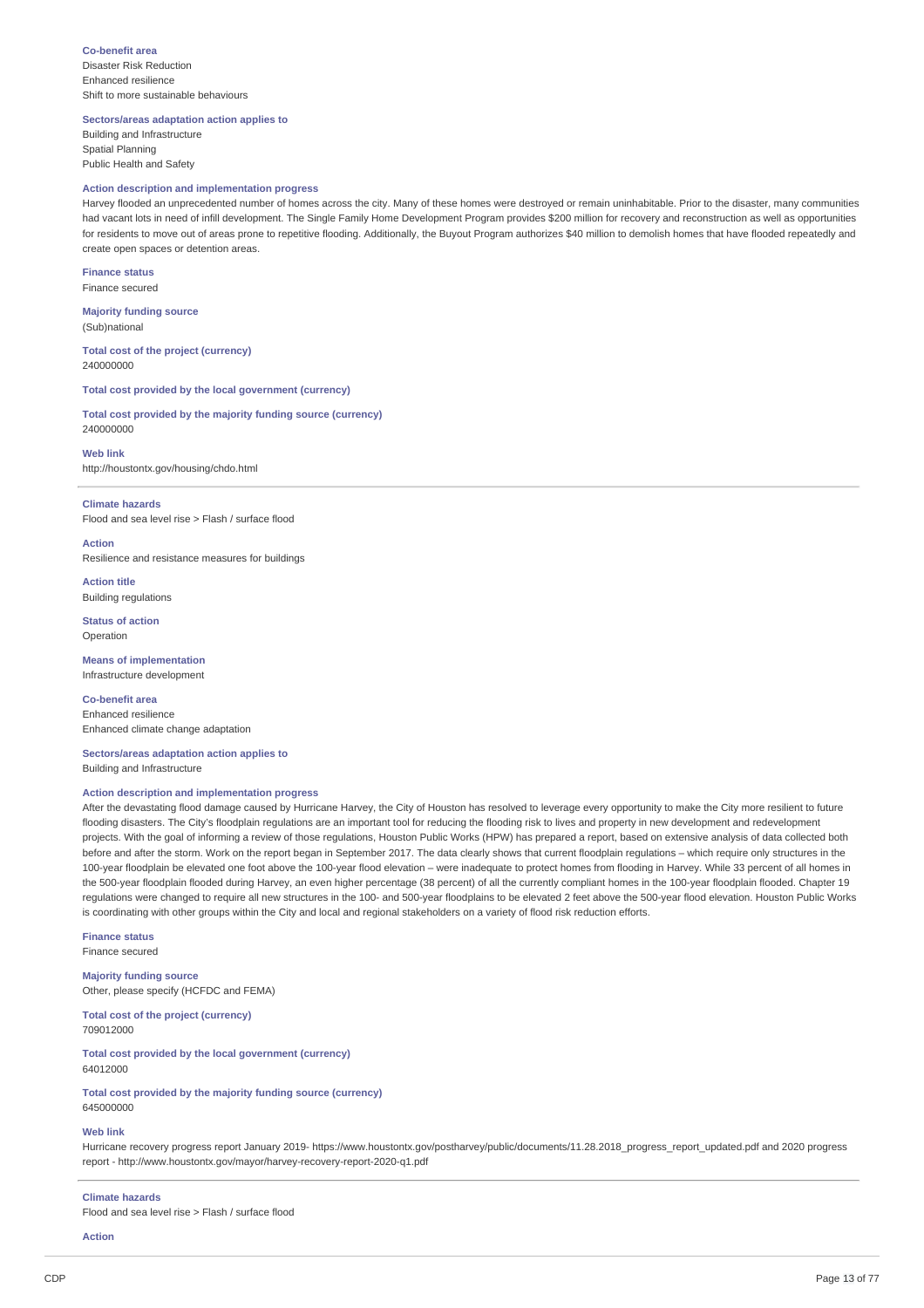**Co-benefit area**
Disaster Risk Reduction
Enhanced resilience
Shift to more sustainable behaviours

**Sectors/areas adaptation action applies to**
Building and Infrastructure
Spatial Planning
Public Health and Safety

**Action description and implementation progress**
Harvey flooded an unprecedented number of homes across the city. Many of these homes were destroyed or remain uninhabitable. Prior to the disaster, many communities had vacant lots in need of infill development. The Single Family Home Development Program provides $200 million for recovery and reconstruction as well as opportunities for residents to move out of areas prone to repetitive flooding. Additionally, the Buyout Program authorizes $40 million to demolish homes that have flooded repeatedly and create open spaces or detention areas.

**Finance status**
Finance secured

**Majority funding source**
(Sub)national

**Total cost of the project (currency)**
240000000

**Total cost provided by the local government (currency)**

**Total cost provided by the majority funding source (currency)**
240000000

**Web link**
http://houstontx.gov/housing/chdo.html

---

**Climate hazards**
Flood and sea level rise > Flash / surface flood

**Action**
Resilience and resistance measures for buildings

**Action title**
Building regulations

**Status of action**
Operation

**Means of implementation**
Infrastructure development

**Co-benefit area**
Enhanced resilience
Enhanced climate change adaptation

**Sectors/areas adaptation action applies to**
Building and Infrastructure

**Action description and implementation progress**
After the devastating flood damage caused by Hurricane Harvey, the City of Houston has resolved to leverage every opportunity to make the City more resilient to future flooding disasters. The City's floodplain regulations are an important tool for reducing the flooding risk to lives and property in new development and redevelopment projects. With the goal of informing a review of those regulations, Houston Public Works (HPW) has prepared a report, based on extensive analysis of data collected both before and after the storm. Work on the report began in September 2017. The data clearly shows that current floodplain regulations – which require only structures in the 100-year floodplain be elevated one foot above the 100-year flood elevation – were inadequate to protect homes from flooding in Harvey. While 33 percent of all homes in the 500-year floodplain flooded during Harvey, an even higher percentage (38 percent) of all the currently compliant homes in the 100-year floodplain flooded. Chapter 19 regulations were changed to require all new structures in the 100- and 500-year floodplains to be elevated 2 feet above the 500-year flood elevation. Houston Public Works is coordinating with other groups within the City and local and regional stakeholders on a variety of flood risk reduction efforts.

**Finance status**
Finance secured

**Majority funding source**
Other, please specify (HCFDC and FEMA)

**Total cost of the project (currency)**
709012000

**Total cost provided by the local government (currency)**
64012000

**Total cost provided by the majority funding source (currency)**
645000000

**Web link**
Hurricane recovery progress report January 2019- https://www.houstontx.gov/postharvey/public/documents/11.28.2018_progress_report_updated.pdf and 2020 progress report - http://www.houstontx.gov/mayor/harvey-recovery-report-2020-q1.pdf

---

**Climate hazards**
Flood and sea level rise > Flash / surface flood

**Action**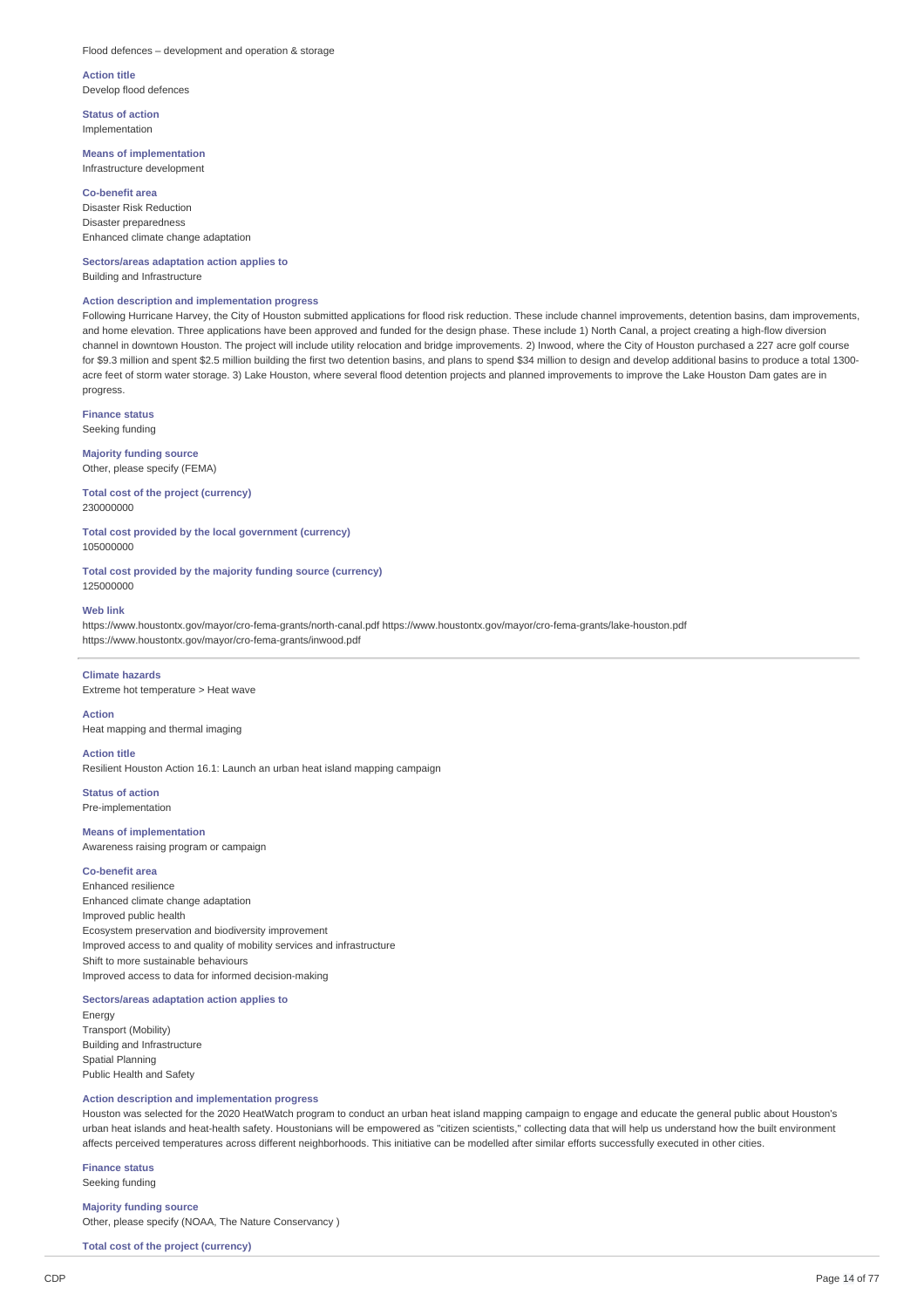Flood defences – development and operation & storage

**Action title**
Develop flood defences

**Status of action**
Implementation

**Means of implementation**
Infrastructure development

**Co-benefit area**
Disaster Risk Reduction
Disaster preparedness
Enhanced climate change adaptation

**Sectors/areas adaptation action applies to**
Building and Infrastructure

**Action description and implementation progress**
Following Hurricane Harvey, the City of Houston submitted applications for flood risk reduction. These include channel improvements, detention basins, dam improvements, and home elevation. Three applications have been approved and funded for the design phase. These include 1) North Canal, a project creating a high-flow diversion channel in downtown Houston. The project will include utility relocation and bridge improvements. 2) Inwood, where the City of Houston purchased a 227 acre golf course for $9.3 million and spent $2.5 million building the first two detention basins, and plans to spend $34 million to design and develop additional basins to produce a total 1300-acre feet of storm water storage. 3) Lake Houston, where several flood detention projects and planned improvements to improve the Lake Houston Dam gates are in progress.

**Finance status**
Seeking funding

**Majority funding source**
Other, please specify (FEMA)

**Total cost of the project (currency)**
230000000

**Total cost provided by the local government (currency)**
105000000

**Total cost provided by the majority funding source (currency)**
125000000

**Web link**
https://www.houstontx.gov/mayor/cro-fema-grants/north-canal.pdf https://www.houstontx.gov/mayor/cro-fema-grants/lake-houston.pdf
https://www.houstontx.gov/mayor/cro-fema-grants/inwood.pdf

---

**Climate hazards**
Extreme hot temperature > Heat wave

**Action**
Heat mapping and thermal imaging

**Action title**
Resilient Houston Action 16.1: Launch an urban heat island mapping campaign

**Status of action**
Pre-implementation

**Means of implementation**
Awareness raising program or campaign

**Co-benefit area**
Enhanced resilience
Enhanced climate change adaptation
Improved public health
Ecosystem preservation and biodiversity improvement
Improved access to and quality of mobility services and infrastructure
Shift to more sustainable behaviours
Improved access to data for informed decision-making

**Sectors/areas adaptation action applies to**
Energy
Transport (Mobility)
Building and Infrastructure
Spatial Planning
Public Health and Safety

**Action description and implementation progress**
Houston was selected for the 2020 HeatWatch program to conduct an urban heat island mapping campaign to engage and educate the general public about Houston's urban heat islands and heat-health safety. Houstonians will be empowered as "citizen scientists," collecting data that will help us understand how the built environment affects perceived temperatures across different neighborhoods. This initiative can be modelled after similar efforts successfully executed in other cities.

**Finance status**
Seeking funding

**Majority funding source**
Other, please specify (NOAA, The Nature Conservancy )

**Total cost of the project (currency)**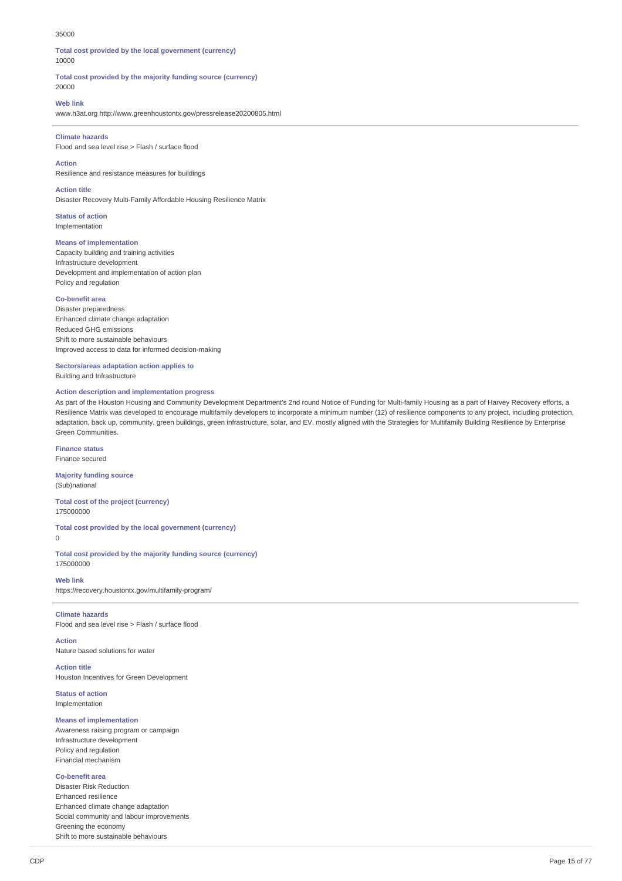35000

**Total cost provided by the local government (currency)**
10000

**Total cost provided by the majority funding source (currency)**
20000

**Web link**
www.h3at.org http://www.greenhoustontx.gov/pressrelease20200805.html

---

**Climate hazards**
Flood and sea level rise > Flash / surface flood

**Action**
Resilience and resistance measures for buildings

**Action title**
Disaster Recovery Multi-Family Affordable Housing Resilience Matrix

**Status of action**
Implementation

**Means of implementation**
Capacity building and training activities
Infrastructure development
Development and implementation of action plan
Policy and regulation

**Co-benefit area**
Disaster preparedness
Enhanced climate change adaptation
Reduced GHG emissions
Shift to more sustainable behaviours
Improved access to data for informed decision-making

**Sectors/areas adaptation action applies to**
Building and Infrastructure

**Action description and implementation progress**
As part of the Houston Housing and Community Development Department's 2nd round Notice of Funding for Multi-family Housing as a part of Harvey Recovery efforts, a Resilience Matrix was developed to encourage multifamily developers to incorporate a minimum number (12) of resilience components to any project, including protection, adaptation, back up, community, green buildings, green infrastructure, solar, and EV, mostly aligned with the Strategies for Multifamily Building Resilience by Enterprise Green Communities.

**Finance status**
Finance secured

**Majority funding source**
(Sub)national

**Total cost of the project (currency)**
175000000

**Total cost provided by the local government (currency)**
0

**Total cost provided by the majority funding source (currency)**
175000000

**Web link**
https://recovery.houstontx.gov/multifamily-program/

---

**Climate hazards**
Flood and sea level rise > Flash / surface flood

**Action**
Nature based solutions for water

**Action title**
Houston Incentives for Green Development

**Status of action**
Implementation

**Means of implementation**
Awareness raising program or campaign
Infrastructure development
Policy and regulation
Financial mechanism

**Co-benefit area**
Disaster Risk Reduction
Enhanced resilience
Enhanced climate change adaptation
Social community and labour improvements
Greening the economy
Shift to more sustainable behaviours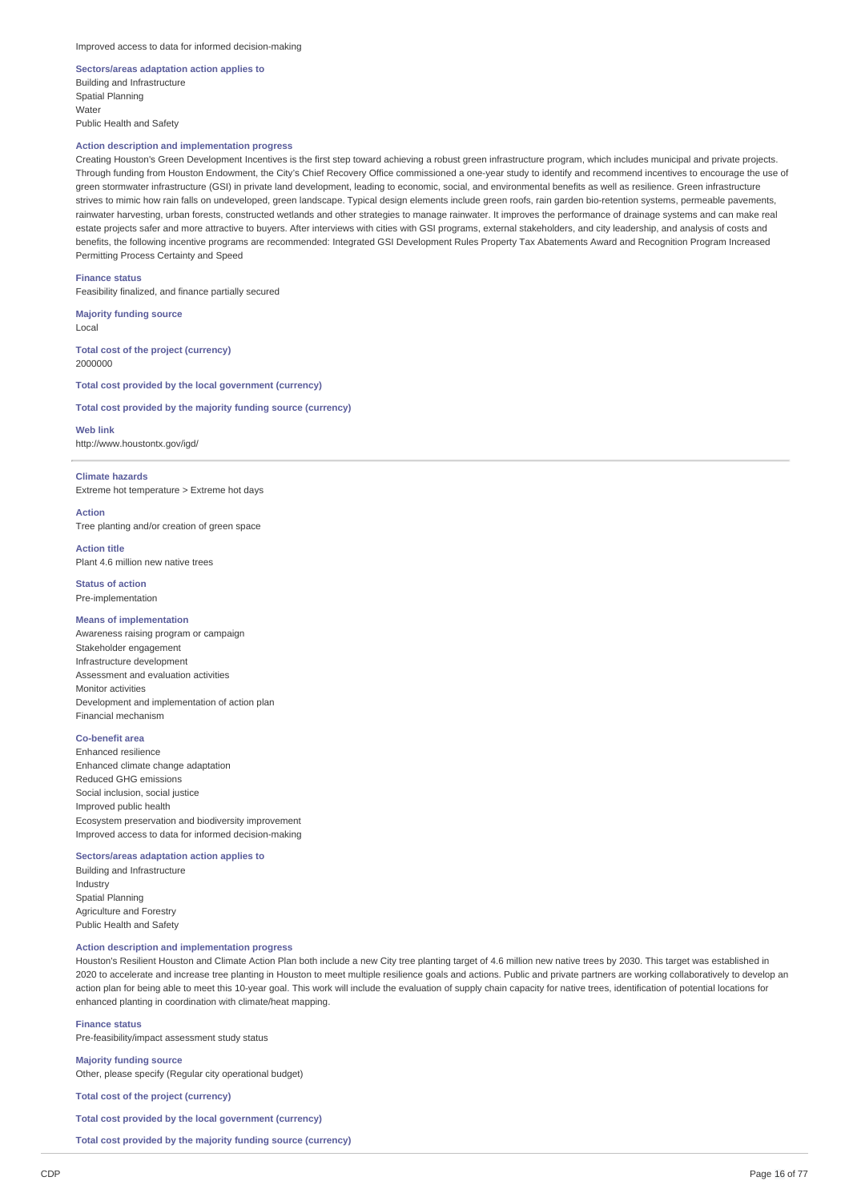Improved access to data for informed decision-making

**Sectors/areas adaptation action applies to**

Building and Infrastructure
Spatial Planning
Water
Public Health and Safety

**Action description and implementation progress**

Creating Houston's Green Development Incentives is the first step toward achieving a robust green infrastructure program, which includes municipal and private projects. Through funding from Houston Endowment, the City's Chief Recovery Office commissioned a one-year study to identify and recommend incentives to encourage the use of green stormwater infrastructure (GSI) in private land development, leading to economic, social, and environmental benefits as well as resilience. Green infrastructure strives to mimic how rain falls on undeveloped, green landscape. Typical design elements include green roofs, rain garden bio-retention systems, permeable pavements, rainwater harvesting, urban forests, constructed wetlands and other strategies to manage rainwater. It improves the performance of drainage systems and can make real estate projects safer and more attractive to buyers. After interviews with cities with GSI programs, external stakeholders, and city leadership, and analysis of costs and benefits, the following incentive programs are recommended: Integrated GSI Development Rules Property Tax Abatements Award and Recognition Program Increased Permitting Process Certainty and Speed

**Finance status**

Feasibility finalized, and finance partially secured

**Majority funding source**

Local

**Total cost of the project (currency)**

2000000

**Total cost provided by the local government (currency)**

**Total cost provided by the majority funding source (currency)**

**Web link**

http://www.houstontx.gov/igd/

---

**Climate hazards**

Extreme hot temperature > Extreme hot days

**Action**

Tree planting and/or creation of green space

**Action title**

Plant 4.6 million new native trees

**Status of action**

Pre-implementation

**Means of implementation**

Awareness raising program or campaign
Stakeholder engagement
Infrastructure development
Assessment and evaluation activities
Monitor activities
Development and implementation of action plan
Financial mechanism

**Co-benefit area**

Enhanced resilience
Enhanced climate change adaptation
Reduced GHG emissions
Social inclusion, social justice
Improved public health
Ecosystem preservation and biodiversity improvement
Improved access to data for informed decision-making

**Sectors/areas adaptation action applies to**

Building and Infrastructure
Industry
Spatial Planning
Agriculture and Forestry
Public Health and Safety

**Action description and implementation progress**

Houston's Resilient Houston and Climate Action Plan both include a new City tree planting target of 4.6 million new native trees by 2030. This target was established in 2020 to accelerate and increase tree planting in Houston to meet multiple resilience goals and actions. Public and private partners are working collaboratively to develop an action plan for being able to meet this 10-year goal. This work will include the evaluation of supply chain capacity for native trees, identification of potential locations for enhanced planting in coordination with climate/heat mapping.

**Finance status**

Pre-feasibility/impact assessment study status

**Majority funding source**

Other, please specify (Regular city operational budget)

**Total cost of the project (currency)**

**Total cost provided by the local government (currency)**

**Total cost provided by the majority funding source (currency)**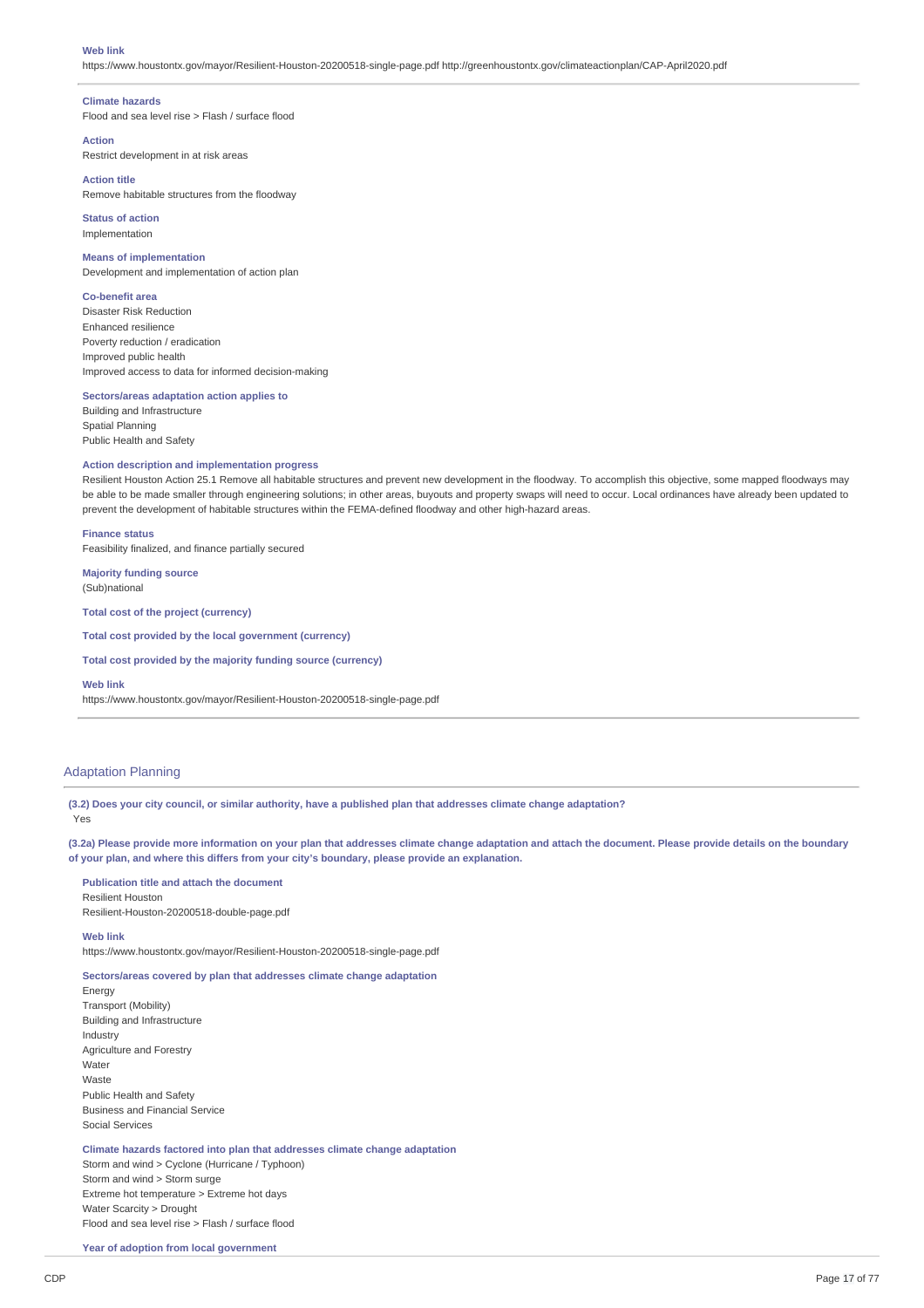**Web link**
https://www.houstontx.gov/mayor/Resilient-Houston-20200518-single-page.pdf http://greenhoustontx.gov/climateactionplan/CAP-April2020.pdf

---

**Climate hazards**
Flood and sea level rise > Flash / surface flood

**Action**
Restrict development in at risk areas

**Action title**
Remove habitable structures from the floodway

**Status of action**
Implementation

**Means of implementation**
Development and implementation of action plan

**Co-benefit area**
Disaster Risk Reduction
Enhanced resilience
Poverty reduction / eradication
Improved public health
Improved access to data for informed decision-making

**Sectors/areas adaptation action applies to**
Building and Infrastructure
Spatial Planning
Public Health and Safety

**Action description and implementation progress**
Resilient Houston Action 25.1 Remove all habitable structures and prevent new development in the floodway. To accomplish this objective, some mapped floodways may be able to be made smaller through engineering solutions; in other areas, buyouts and property swaps will need to occur. Local ordinances have already been updated to prevent the development of habitable structures within the FEMA-defined floodway and other high-hazard areas.

**Finance status**
Feasibility finalized, and finance partially secured

**Majority funding source**
(Sub)national

**Total cost of the project (currency)**

**Total cost provided by the local government (currency)**

**Total cost provided by the majority funding source (currency)**

**Web link**
https://www.houstontx.gov/mayor/Resilient-Houston-20200518-single-page.pdf

---

## Adaptation Planning

**(3.2) Does your city council, or similar authority, have a published plan that addresses climate change adaptation?**
Yes

**(3.2a) Please provide more information on your plan that addresses climate change adaptation and attach the document. Please provide details on the boundary of your plan, and where this differs from your city's boundary, please provide an explanation.**

**Publication title and attach the document**
Resilient Houston
Resilient-Houston-20200518-double-page.pdf

**Web link**
https://www.houstontx.gov/mayor/Resilient-Houston-20200518-single-page.pdf

**Sectors/areas covered by plan that addresses climate change adaptation**
Energy
Transport (Mobility)
Building and Infrastructure
Industry
Agriculture and Forestry
Water
Waste
Public Health and Safety
Business and Financial Service
Social Services

**Climate hazards factored into plan that addresses climate change adaptation**
Storm and wind > Cyclone (Hurricane / Typhoon)
Storm and wind > Storm surge
Extreme hot temperature > Extreme hot days
Water Scarcity > Drought
Flood and sea level rise > Flash / surface flood

**Year of adoption from local government**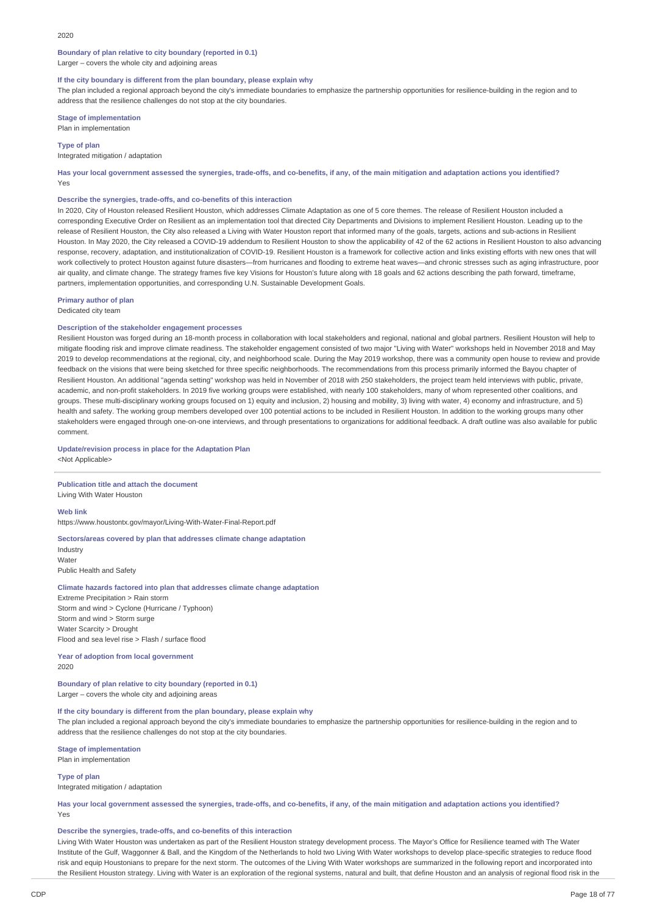2020

**Boundary of plan relative to city boundary (reported in 0.1)**
Larger – covers the whole city and adjoining areas

**If the city boundary is different from the plan boundary, please explain why**
The plan included a regional approach beyond the city's immediate boundaries to emphasize the partnership opportunities for resilience-building in the region and to address that the resilience challenges do not stop at the city boundaries.

**Stage of implementation**
Plan in implementation

**Type of plan**
Integrated mitigation / adaptation

**Has your local government assessed the synergies, trade-offs, and co-benefits, if any, of the main mitigation and adaptation actions you identified?**
Yes

**Describe the synergies, trade-offs, and co-benefits of this interaction**
In 2020, City of Houston released Resilient Houston, which addresses Climate Adaptation as one of 5 core themes. The release of Resilient Houston included a corresponding Executive Order on Resilient as an implementation tool that directed City Departments and Divisions to implement Resilient Houston. Leading up to the release of Resilient Houston, the City also released a Living with Water Houston report that informed many of the goals, targets, actions and sub-actions in Resilient Houston. In May 2020, the City released a COVID-19 addendum to Resilient Houston to show the applicability of 42 of the 62 actions in Resilient Houston to also advancing response, recovery, adaptation, and institutionalization of COVID-19. Resilient Houston is a framework for collective action and links existing efforts with new ones that will work collectively to protect Houston against future disasters—from hurricanes and flooding to extreme heat waves—and chronic stresses such as aging infrastructure, poor air quality, and climate change. The strategy frames five key Visions for Houston's future along with 18 goals and 62 actions describing the path forward, timeframe, partners, implementation opportunities, and corresponding U.N. Sustainable Development Goals.

**Primary author of plan**
Dedicated city team

**Description of the stakeholder engagement processes**
Resilient Houston was forged during an 18-month process in collaboration with local stakeholders and regional, national and global partners. Resilient Houston will help to mitigate flooding risk and improve climate readiness. The stakeholder engagement consisted of two major "Living with Water" workshops held in November 2018 and May 2019 to develop recommendations at the regional, city, and neighborhood scale. During the May 2019 workshop, there was a community open house to review and provide feedback on the visions that were being sketched for three specific neighborhoods. The recommendations from this process primarily informed the Bayou chapter of Resilient Houston. An additional "agenda setting" workshop was held in November of 2018 with 250 stakeholders, the project team held interviews with public, private, academic, and non-profit stakeholders. In 2019 five working groups were established, with nearly 100 stakeholders, many of whom represented other coalitions, and groups. These multi-disciplinary working groups focused on 1) equity and inclusion, 2) housing and mobility, 3) living with water, 4) economy and infrastructure, and 5) health and safety. The working group members developed over 100 potential actions to be included in Resilient Houston. In addition to the working groups many other stakeholders were engaged through one-on-one interviews, and through presentations to organizations for additional feedback. A draft outline was also available for public comment.

**Update/revision process in place for the Adaptation Plan**
<Not Applicable>

---

**Publication title and attach the document**
Living With Water Houston

**Web link**
https://www.houstontx.gov/mayor/Living-With-Water-Final-Report.pdf

**Sectors/areas covered by plan that addresses climate change adaptation**
Industry
Water
Public Health and Safety

**Climate hazards factored into plan that addresses climate change adaptation**
Extreme Precipitation > Rain storm
Storm and wind > Cyclone (Hurricane / Typhoon)
Storm and wind > Storm surge
Water Scarcity > Drought
Flood and sea level rise > Flash / surface flood

**Year of adoption from local government**
2020

**Boundary of plan relative to city boundary (reported in 0.1)**
Larger – covers the whole city and adjoining areas

**If the city boundary is different from the plan boundary, please explain why**
The plan included a regional approach beyond the city's immediate boundaries to emphasize the partnership opportunities for resilience-building in the region and to address that the resilience challenges do not stop at the city boundaries.

**Stage of implementation**
Plan in implementation

**Type of plan**
Integrated mitigation / adaptation

**Has your local government assessed the synergies, trade-offs, and co-benefits, if any, of the main mitigation and adaptation actions you identified?**
Yes

**Describe the synergies, trade-offs, and co-benefits of this interaction**
Living With Water Houston was undertaken as part of the Resilient Houston strategy development process. The Mayor's Office for Resilience teamed with The Water Institute of the Gulf, Waggonner & Ball, and the Kingdom of the Netherlands to hold two Living With Water workshops to develop place-specific strategies to reduce flood risk and equip Houstonians to prepare for the next storm. The outcomes of the Living With Water workshops are summarized in the following report and incorporated into the Resilient Houston strategy. Living with Water is an exploration of the regional systems, natural and built, that define Houston and an analysis of regional flood risk in the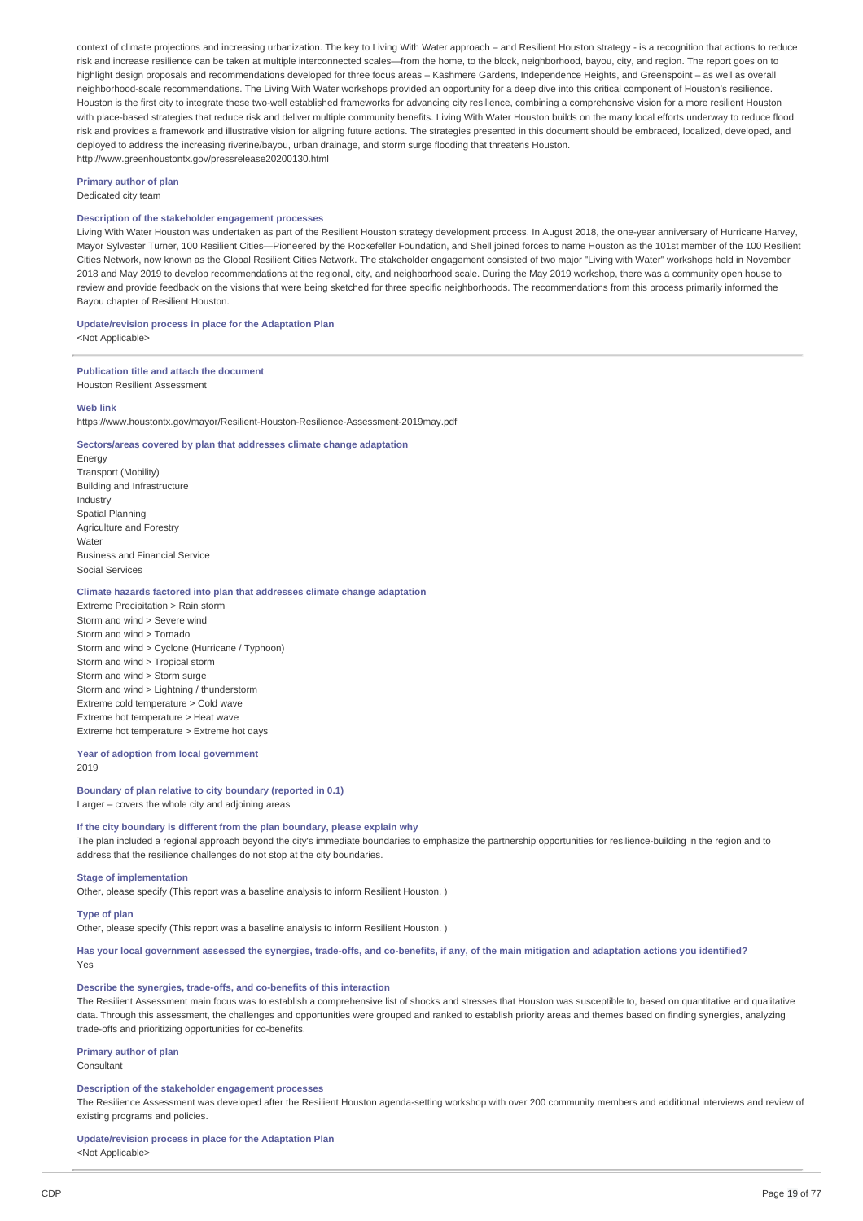context of climate projections and increasing urbanization. The key to Living With Water approach – and Resilient Houston strategy - is a recognition that actions to reduce risk and increase resilience can be taken at multiple interconnected scales—from the home, to the block, neighborhood, bayou, city, and region. The report goes on to highlight design proposals and recommendations developed for three focus areas – Kashmere Gardens, Independence Heights, and Greenspoint – as well as overall neighborhood-scale recommendations. The Living With Water workshops provided an opportunity for a deep dive into this critical component of Houston's resilience. Houston is the first city to integrate these two-well established frameworks for advancing city resilience, combining a comprehensive vision for a more resilient Houston with place-based strategies that reduce risk and deliver multiple community benefits. Living With Water Houston builds on the many local efforts underway to reduce flood risk and provides a framework and illustrative vision for aligning future actions. The strategies presented in this document should be embraced, localized, developed, and deployed to address the increasing riverine/bayou, urban drainage, and storm surge flooding that threatens Houston.
http://www.greenhoustontx.gov/pressrelease20200130.html

**Primary author of plan**
Dedicated city team

**Description of the stakeholder engagement processes**
Living With Water Houston was undertaken as part of the Resilient Houston strategy development process. In August 2018, the one-year anniversary of Hurricane Harvey, Mayor Sylvester Turner, 100 Resilient Cities—Pioneered by the Rockefeller Foundation, and Shell joined forces to name Houston as the 101st member of the 100 Resilient Cities Network, now known as the Global Resilient Cities Network. The stakeholder engagement consisted of two major "Living with Water" workshops held in November 2018 and May 2019 to develop recommendations at the regional, city, and neighborhood scale. During the May 2019 workshop, there was a community open house to review and provide feedback on the visions that were being sketched for three specific neighborhoods. The recommendations from this process primarily informed the Bayou chapter of Resilient Houston.

**Update/revision process in place for the Adaptation Plan**
<Not Applicable>

---

**Publication title and attach the document**
Houston Resilient Assessment

**Web link**
https://www.houstontx.gov/mayor/Resilient-Houston-Resilience-Assessment-2019may.pdf

**Sectors/areas covered by plan that addresses climate change adaptation**
Energy
Transport (Mobility)
Building and Infrastructure
Industry
Spatial Planning
Agriculture and Forestry
Water
Business and Financial Service
Social Services

**Climate hazards factored into plan that addresses climate change adaptation**
Extreme Precipitation > Rain storm
Storm and wind > Severe wind
Storm and wind > Tornado
Storm and wind > Cyclone (Hurricane / Typhoon)
Storm and wind > Tropical storm
Storm and wind > Storm surge
Storm and wind > Lightning / thunderstorm
Extreme cold temperature > Cold wave
Extreme hot temperature > Heat wave
Extreme hot temperature > Extreme hot days

**Year of adoption from local government**
2019

**Boundary of plan relative to city boundary (reported in 0.1)**
Larger – covers the whole city and adjoining areas

**If the city boundary is different from the plan boundary, please explain why**
The plan included a regional approach beyond the city's immediate boundaries to emphasize the partnership opportunities for resilience-building in the region and to address that the resilience challenges do not stop at the city boundaries.

**Stage of implementation**
Other, please specify (This report was a baseline analysis to inform Resilient Houston. )

**Type of plan**
Other, please specify (This report was a baseline analysis to inform Resilient Houston. )

**Has your local government assessed the synergies, trade-offs, and co-benefits, if any, of the main mitigation and adaptation actions you identified?**
Yes

**Describe the synergies, trade-offs, and co-benefits of this interaction**
The Resilient Assessment main focus was to establish a comprehensive list of shocks and stresses that Houston was susceptible to, based on quantitative and qualitative data. Through this assessment, the challenges and opportunities were grouped and ranked to establish priority areas and themes based on finding synergies, analyzing trade-offs and prioritizing opportunities for co-benefits.

**Primary author of plan**
Consultant

**Description of the stakeholder engagement processes**
The Resilience Assessment was developed after the Resilient Houston agenda-setting workshop with over 200 community members and additional interviews and review of existing programs and policies.

**Update/revision process in place for the Adaptation Plan**
<Not Applicable>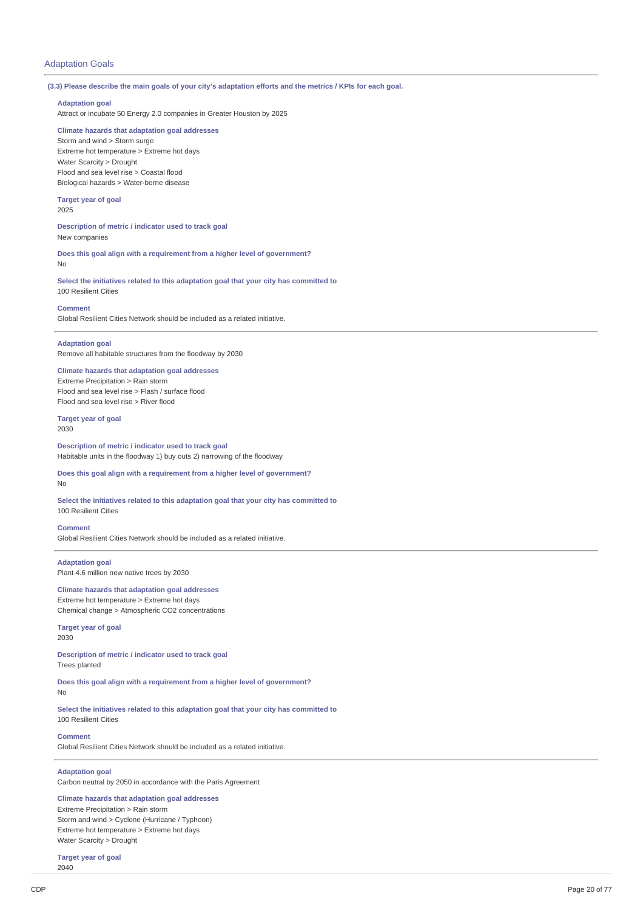## Adaptation Goals

**(3.3) Please describe the main goals of your city's adaptation efforts and the metrics / KPIs for each goal.**

**Adaptation goal**
Attract or incubate 50 Energy 2.0 companies in Greater Houston by 2025

**Climate hazards that adaptation goal addresses**
Storm and wind > Storm surge
Extreme hot temperature > Extreme hot days
Water Scarcity > Drought
Flood and sea level rise > Coastal flood
Biological hazards > Water-borne disease

**Target year of goal**
2025

**Description of metric / indicator used to track goal**
New companies

**Does this goal align with a requirement from a higher level of government?**
No

**Select the initiatives related to this adaptation goal that your city has committed to**
100 Resilient Cities

**Comment**
Global Resilient Cities Network should be included as a related initiative.

---

**Adaptation goal**
Remove all habitable structures from the floodway by 2030

**Climate hazards that adaptation goal addresses**
Extreme Precipitation > Rain storm
Flood and sea level rise > Flash / surface flood
Flood and sea level rise > River flood

**Target year of goal**
2030

**Description of metric / indicator used to track goal**
Habitable units in the floodway 1) buy outs 2) narrowing of the floodway

**Does this goal align with a requirement from a higher level of government?**
No

**Select the initiatives related to this adaptation goal that your city has committed to**
100 Resilient Cities

**Comment**
Global Resilient Cities Network should be included as a related initiative.

---

**Adaptation goal**
Plant 4.6 million new native trees by 2030

**Climate hazards that adaptation goal addresses**
Extreme hot temperature > Extreme hot days
Chemical change > Atmospheric CO2 concentrations

**Target year of goal**
2030

**Description of metric / indicator used to track goal**
Trees planted

**Does this goal align with a requirement from a higher level of government?**
No

**Select the initiatives related to this adaptation goal that your city has committed to**
100 Resilient Cities

**Comment**
Global Resilient Cities Network should be included as a related initiative.

---

**Adaptation goal**
Carbon neutral by 2050 in accordance with the Paris Agreement

**Climate hazards that adaptation goal addresses**
Extreme Precipitation > Rain storm
Storm and wind > Cyclone (Hurricane / Typhoon)
Extreme hot temperature > Extreme hot days
Water Scarcity > Drought

**Target year of goal**
2040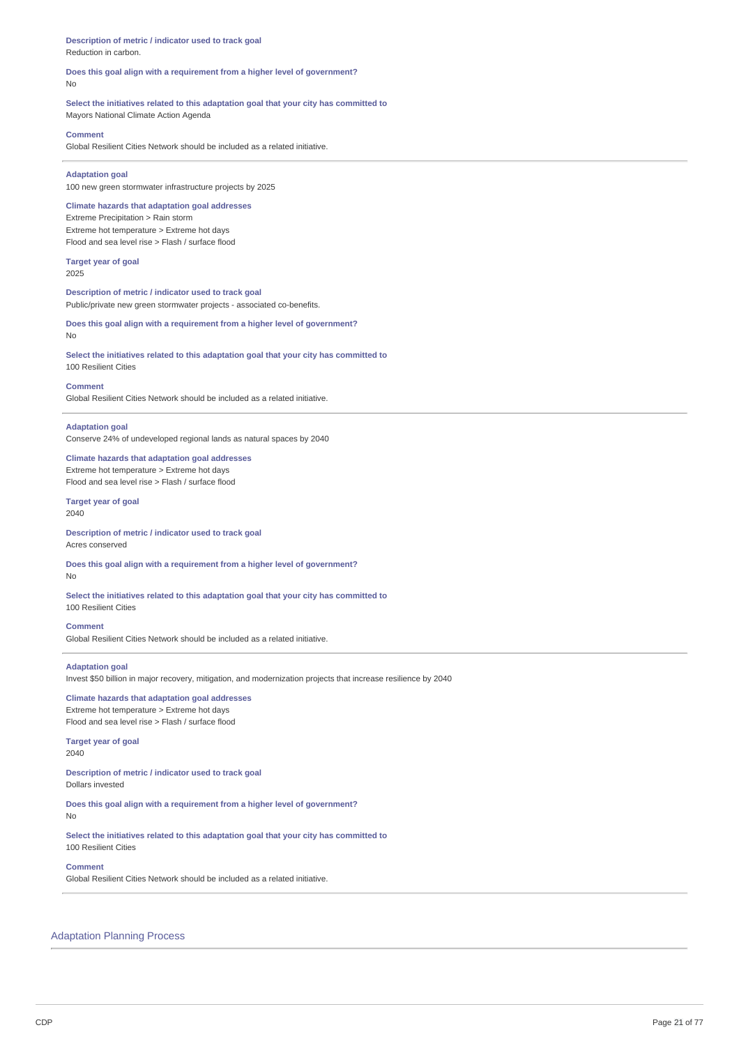**Description of metric / indicator used to track goal**
Reduction in carbon.

**Does this goal align with a requirement from a higher level of government?**
No

**Select the initiatives related to this adaptation goal that your city has committed to**
Mayors National Climate Action Agenda

**Comment**
Global Resilient Cities Network should be included as a related initiative.

---

**Adaptation goal**
100 new green stormwater infrastructure projects by 2025

**Climate hazards that adaptation goal addresses**
Extreme Precipitation > Rain storm
Extreme hot temperature > Extreme hot days
Flood and sea level rise > Flash / surface flood

**Target year of goal**
2025

**Description of metric / indicator used to track goal**
Public/private new green stormwater projects - associated co-benefits.

**Does this goal align with a requirement from a higher level of government?**
No

**Select the initiatives related to this adaptation goal that your city has committed to**
100 Resilient Cities

**Comment**
Global Resilient Cities Network should be included as a related initiative.

---

**Adaptation goal**
Conserve 24% of undeveloped regional lands as natural spaces by 2040

**Climate hazards that adaptation goal addresses**
Extreme hot temperature > Extreme hot days
Flood and sea level rise > Flash / surface flood

**Target year of goal**
2040

**Description of metric / indicator used to track goal**
Acres conserved

**Does this goal align with a requirement from a higher level of government?**
No

**Select the initiatives related to this adaptation goal that your city has committed to**
100 Resilient Cities

**Comment**
Global Resilient Cities Network should be included as a related initiative.

---

**Adaptation goal**
Invest $50 billion in major recovery, mitigation, and modernization projects that increase resilience by 2040

**Climate hazards that adaptation goal addresses**
Extreme hot temperature > Extreme hot days
Flood and sea level rise > Flash / surface flood

**Target year of goal**
2040

**Description of metric / indicator used to track goal**
Dollars invested

**Does this goal align with a requirement from a higher level of government?**
No

**Select the initiatives related to this adaptation goal that your city has committed to**
100 Resilient Cities

**Comment**
Global Resilient Cities Network should be included as a related initiative.

---

## Adaptation Planning Process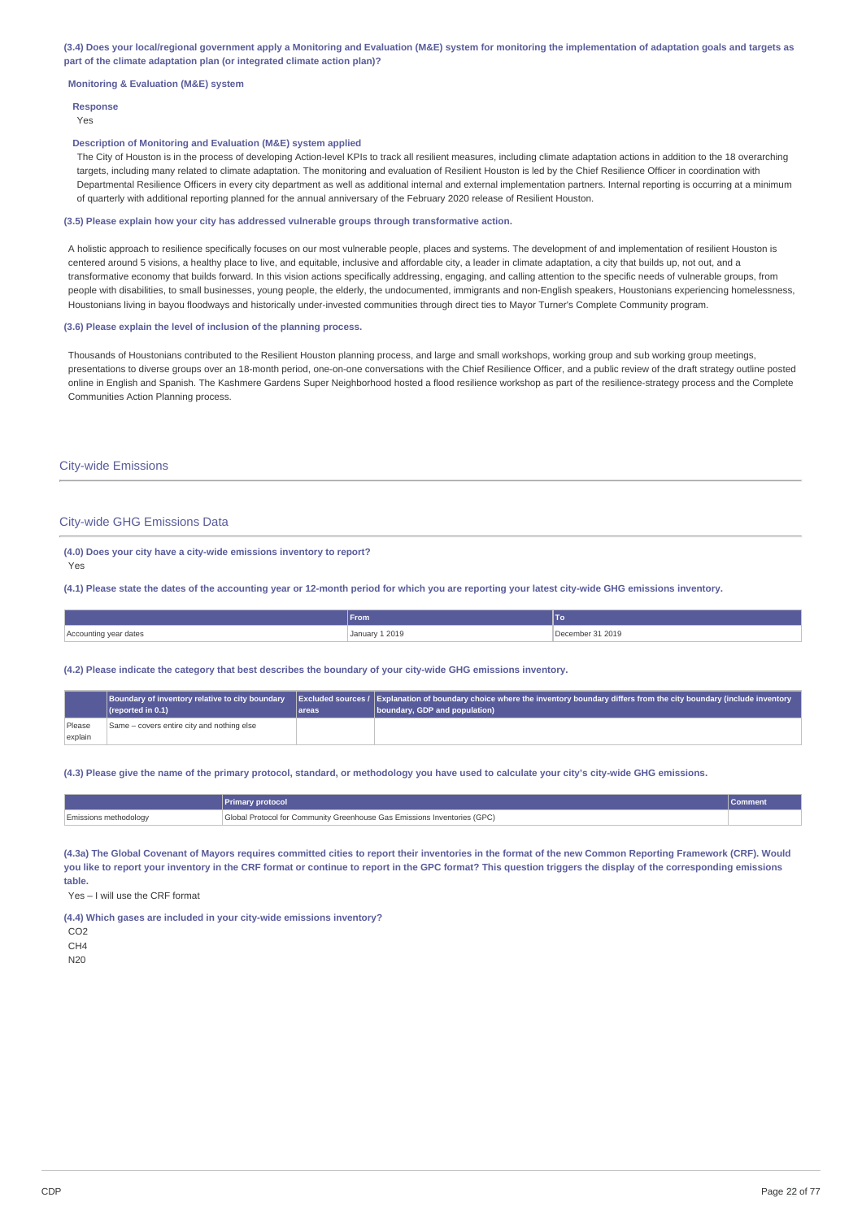**(3.4) Does your local/regional government apply a Monitoring and Evaluation (M&E) system for monitoring the implementation of adaptation goals and targets as part of the climate adaptation plan (or integrated climate action plan)?**

**Monitoring & Evaluation (M&E) system**

**Response**

Yes

**Description of Monitoring and Evaluation (M&E) system applied**

The City of Houston is in the process of developing Action-level KPIs to track all resilient measures, including climate adaptation actions in addition to the 18 overarching targets, including many related to climate adaptation. The monitoring and evaluation of Resilient Houston is led by the Chief Resilience Officer in coordination with Departmental Resilience Officers in every city department as well as additional internal and external implementation partners. Internal reporting is occurring at a minimum of quarterly with additional reporting planned for the annual anniversary of the February 2020 release of Resilient Houston.

**(3.5) Please explain how your city has addressed vulnerable groups through transformative action.**

A holistic approach to resilience specifically focuses on our most vulnerable people, places and systems. The development of and implementation of resilient Houston is centered around 5 visions, a healthy place to live, and equitable, inclusive and affordable city, a leader in climate adaptation, a city that builds up, not out, and a transformative economy that builds forward. In this vision actions specifically addressing, engaging, and calling attention to the specific needs of vulnerable groups, from people with disabilities, to small businesses, young people, the elderly, the undocumented, immigrants and non-English speakers, Houstonians experiencing homelessness, Houstonians living in bayou floodways and historically under-invested communities through direct ties to Mayor Turner's Complete Community program.

**(3.6) Please explain the level of inclusion of the planning process.**

Thousands of Houstonians contributed to the Resilient Houston planning process, and large and small workshops, working group and sub working group meetings, presentations to diverse groups over an 18-month period, one-on-one conversations with the Chief Resilience Officer, and a public review of the draft strategy outline posted online in English and Spanish. The Kashmere Gardens Super Neighborhood hosted a flood resilience workshop as part of the resilience-strategy process and the Complete Communities Action Planning process.

## City-wide Emissions

## City-wide GHG Emissions Data

**(4.0) Does your city have a city-wide emissions inventory to report?**

Yes

**(4.1) Please state the dates of the accounting year or 12-month period for which you are reporting your latest city-wide GHG emissions inventory.**

| | From | To |
|---|---|---|
| Accounting year dates | January 1 2019 | December 31 2019 |

**(4.2) Please indicate the category that best describes the boundary of your city-wide GHG emissions inventory.**

| | Boundary of inventory relative to city boundary (reported in 0.1) | Excluded sources / areas | Explanation of boundary choice where the inventory boundary differs from the city boundary (include inventory boundary, GDP and population) |
|---|---|---|---|
| Please explain | Same – covers entire city and nothing else | | |

**(4.3) Please give the name of the primary protocol, standard, or methodology you have used to calculate your city's city-wide GHG emissions.**

| | Primary protocol | Comment |
|---|---|---|
| Emissions methodology | Global Protocol for Community Greenhouse Gas Emissions Inventories (GPC) | |

**(4.3a) The Global Covenant of Mayors requires committed cities to report their inventories in the format of the new Common Reporting Framework (CRF). Would you like to report your inventory in the CRF format or continue to report in the GPC format? This question triggers the display of the corresponding emissions table.**

Yes – I will use the CRF format

**(4.4) Which gases are included in your city-wide emissions inventory?**

CO2

CH4

N20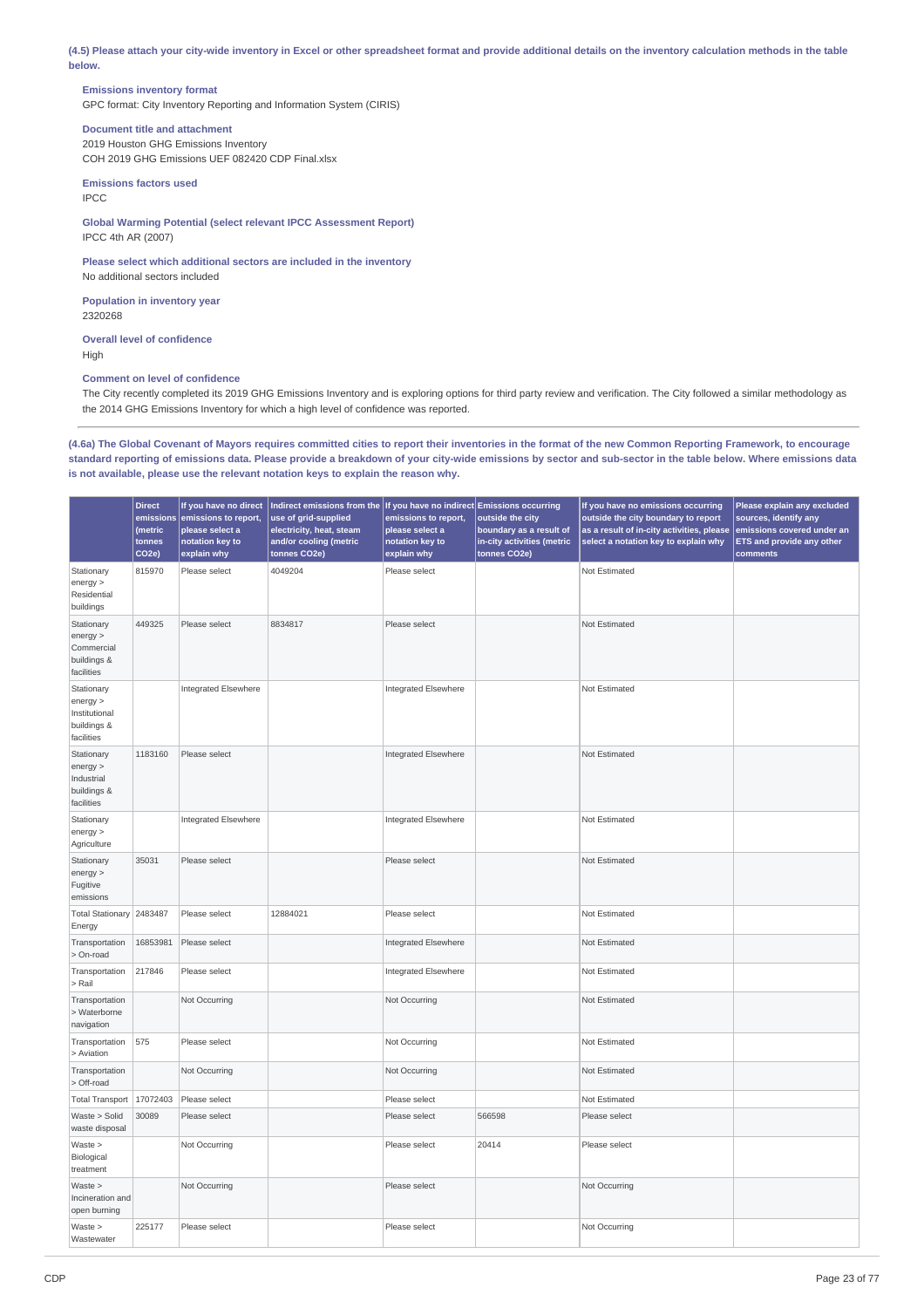**(4.5) Please attach your city-wide inventory in Excel or other spreadsheet format and provide additional details on the inventory calculation methods in the table below.**

**Emissions inventory format**
GPC format: City Inventory Reporting and Information System (CIRIS)

**Document title and attachment**
2019 Houston GHG Emissions Inventory
COH 2019 GHG Emissions UEF 082420 CDP Final.xlsx

**Emissions factors used**
IPCC

**Global Warming Potential (select relevant IPCC Assessment Report)**
IPCC 4th AR (2007)

**Please select which additional sectors are included in the inventory**
No additional sectors included

**Population in inventory year**
2320268

**Overall level of confidence**
High

**Comment on level of confidence**
The City recently completed its 2019 GHG Emissions Inventory and is exploring options for third party review and verification. The City followed a similar methodology as the 2014 GHG Emissions Inventory for which a high level of confidence was reported.

---

**(4.6a) The Global Covenant of Mayors requires committed cities to report their inventories in the format of the new Common Reporting Framework, to encourage standard reporting of emissions data. Please provide a breakdown of your city-wide emissions by sector and sub-sector in the table below. Where emissions data is not available, please use the relevant notation keys to explain the reason why.**

| | Direct emissions (metric tonnes CO2e) | If you have no direct emissions to report, please select a notation key to explain why | Indirect emissions from the use of grid-supplied electricity, heat, steam and/or cooling (metric tonnes CO2e) | If you have no indirect emissions to report, please select a notation key to explain why | Emissions occurring outside the city boundary as a result of in-city activities (metric tonnes CO2e) | If you have no emissions occurring outside the city boundary to report as a result of in-city activities, please select a notation key to explain why | Please explain any excluded sources, identify any emissions covered under an ETS and provide any other comments |
|---|---|---|---|---|---|---|---|
| Stationary energy > Residential buildings | 815970 | Please select | 4049204 | Please select | | Not Estimated | |
| Stationary energy > Commercial buildings & facilities | 449325 | Please select | 8834817 | Please select | | Not Estimated | |
| Stationary energy > Institutional buildings & facilities | | Integrated Elsewhere | | Integrated Elsewhere | | Not Estimated | |
| Stationary energy > Industrial buildings & facilities | 1183160 | Please select | | Integrated Elsewhere | | Not Estimated | |
| Stationary energy > Agriculture | | Integrated Elsewhere | | Integrated Elsewhere | | Not Estimated | |
| Stationary energy > Fugitive emissions | 35031 | Please select | | Please select | | Not Estimated | |
| Total Stationary Energy | 2483487 | Please select | 12884021 | Please select | | Not Estimated | |
| Transportation > On-road | 16853981 | Please select | | Integrated Elsewhere | | Not Estimated | |
| Transportation > Rail | 217846 | Please select | | Integrated Elsewhere | | Not Estimated | |
| Transportation > Waterborne navigation | | Not Occurring | | Not Occurring | | Not Estimated | |
| Transportation > Aviation | 575 | Please select | | Not Occurring | | Not Estimated | |
| Transportation > Off-road | | Not Occurring | | Not Occurring | | Not Estimated | |
| Total Transport | 17072403 | Please select | | Please select | | Not Estimated | |
| Waste > Solid waste disposal | 30089 | Please select | | Please select | 566598 | Please select | |
| Waste > Biological treatment | | Not Occurring | | Please select | 20414 | Please select | |
| Waste > Incineration and open burning | | Not Occurring | | Please select | | Not Occurring | |
| Waste > Wastewater | 225177 | Please select | | Please select | | Not Occurring | |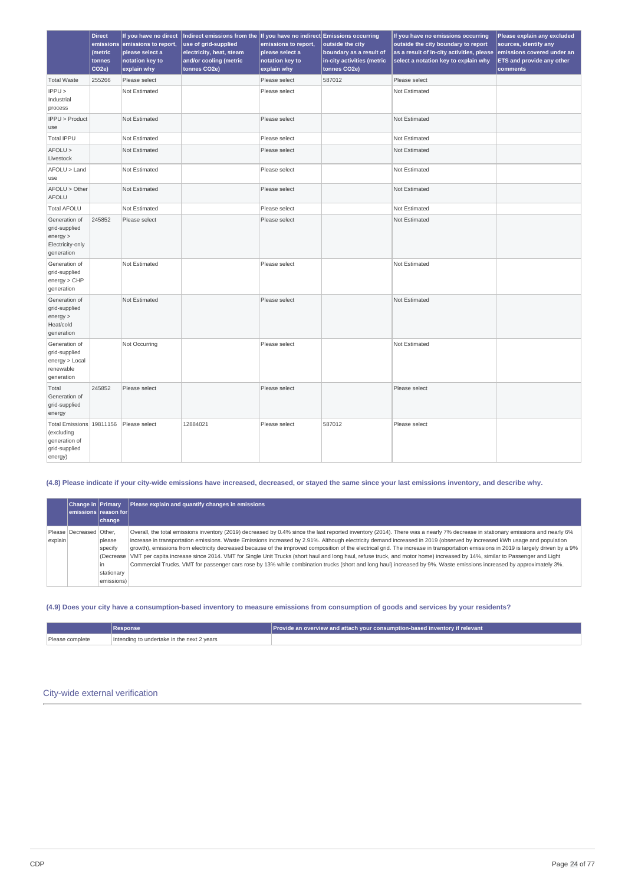| | Direct emissions (metric tonnes CO2e) | If you have no direct emissions to report, please select a notation key to explain why | Indirect emissions from the use of grid-supplied electricity, heat, steam and/or cooling (metric tonnes CO2e) | If you have no indirect emissions to report, please select a notation key to explain why | Emissions occurring outside the city boundary as a result of in-city activities (metric tonnes CO2e) | If you have no emissions occurring outside the city boundary to report as a result of in-city activities, please select a notation key to explain why | Please explain any excluded sources, identify any emissions covered under an ETS and provide any other comments |
|---|---|---|---|---|---|---|---|
| Total Waste | 255266 | Please select | | Please select | 587012 | Please select | |
| IPPU > Industrial process | | Not Estimated | | Please select | | Not Estimated | |
| IPPU > Product use | | Not Estimated | | Please select | | Not Estimated | |
| Total IPPU | | Not Estimated | | Please select | | Not Estimated | |
| AFOLU > Livestock | | Not Estimated | | Please select | | Not Estimated | |
| AFOLU > Land use | | Not Estimated | | Please select | | Not Estimated | |
| AFOLU > Other AFOLU | | Not Estimated | | Please select | | Not Estimated | |
| Total AFOLU | | Not Estimated | | Please select | | Not Estimated | |
| Generation of grid-supplied energy > Electricity-only generation | 245852 | Please select | | Please select | | Not Estimated | |
| Generation of grid-supplied energy > CHP generation | | Not Estimated | | Please select | | Not Estimated | |
| Generation of grid-supplied energy > Heat/cold generation | | Not Estimated | | Please select | | Not Estimated | |
| Generation of grid-supplied energy > Local renewable generation | | Not Occurring | | Please select | | Not Estimated | |
| Total Generation of grid-supplied energy | 245852 | Please select | | Please select | | Please select | |
| Total Emissions (excluding generation of grid-supplied energy) | 19811156 | Please select | 12884021 | Please select | 587012 | Please select | |

### (4.8) Please indicate if your city-wide emissions have increased, decreased, or stayed the same since your last emissions inventory, and describe why.

| | Change in emissions | Primary reason for change | Please explain and quantify changes in emissions |
|---|---|---|---|
| Please explain | Decreased | Other, please specify (Decrease in stationary emissions) | Overall, the total emissions inventory (2019) decreased by 0.4% since the last reported inventory (2014). There was a nearly 7% decrease in stationary emissions and nearly 6% increase in transportation emissions. Waste Emissions increased by 2.91%. Although electricity demand increased in 2019 (observed by increased kWh usage and population growth), emissions from electricity decreased because of the improved composition of the electrical grid. The increase in transportation emissions in 2019 is largely driven by a 9% VMT per capita increase since 2014. VMT for Single Unit Trucks (short haul and long haul, refuse truck, and motor home) increased by 14%, similar to Passenger and Light Commercial Trucks. VMT for passenger cars rose by 13% while combination trucks (short and long haul) increased by 9%. Waste emissions increased by approximately 3%. |

### (4.9) Does your city have a consumption-based inventory to measure emissions from consumption of goods and services by your residents?

| | Response | Provide an overview and attach your consumption-based inventory if relevant |
|---|---|---|
| Please complete | Intending to undertake in the next 2 years | |

## City-wide external verification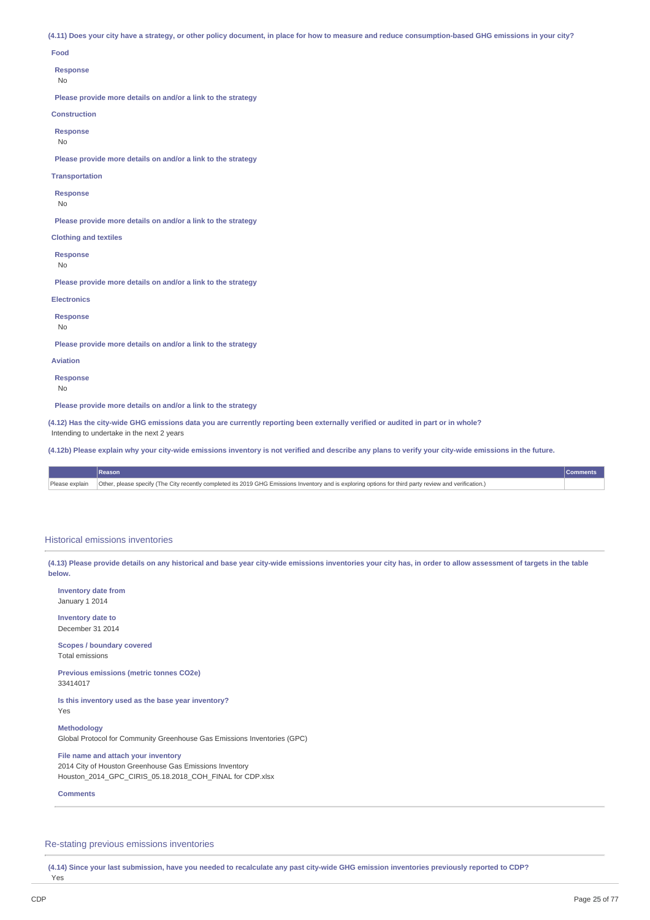**(4.11) Does your city have a strategy, or other policy document, in place for how to measure and reduce consumption-based GHG emissions in your city?**

**Food**

**Response**
No

**Please provide more details on and/or a link to the strategy**

**Construction**

**Response**
No

**Please provide more details on and/or a link to the strategy**

**Transportation**

**Response**
No

**Please provide more details on and/or a link to the strategy**

**Clothing and textiles**

**Response**
No

**Please provide more details on and/or a link to the strategy**

**Electronics**

**Response**
No

**Please provide more details on and/or a link to the strategy**

**Aviation**

**Response**
No

**Please provide more details on and/or a link to the strategy**

**(4.12) Has the city-wide GHG emissions data you are currently reporting been externally verified or audited in part or in whole?**
Intending to undertake in the next 2 years

**(4.12b) Please explain why your city-wide emissions inventory is not verified and describe any plans to verify your city-wide emissions in the future.**

| | Reason | Comments |
|---|---|---|
| Please explain | Other, please specify (The City recently completed its 2019 GHG Emissions Inventory and is exploring options for third party review and verification.) | |

## Historical emissions inventories

**(4.13) Please provide details on any historical and base year city-wide emissions inventories your city has, in order to allow assessment of targets in the table below.**

**Inventory date from**
January 1 2014

**Inventory date to**
December 31 2014

**Scopes / boundary covered**
Total emissions

**Previous emissions (metric tonnes CO2e)**
33414017

**Is this inventory used as the base year inventory?**
Yes

**Methodology**
Global Protocol for Community Greenhouse Gas Emissions Inventories (GPC)

**File name and attach your inventory**
2014 City of Houston Greenhouse Gas Emissions Inventory
Houston_2014_GPC_CIRIS_05.18.2018_COH_FINAL for CDP.xlsx

**Comments**

## Re-stating previous emissions inventories

**(4.14) Since your last submission, have you needed to recalculate any past city-wide GHG emission inventories previously reported to CDP?**
Yes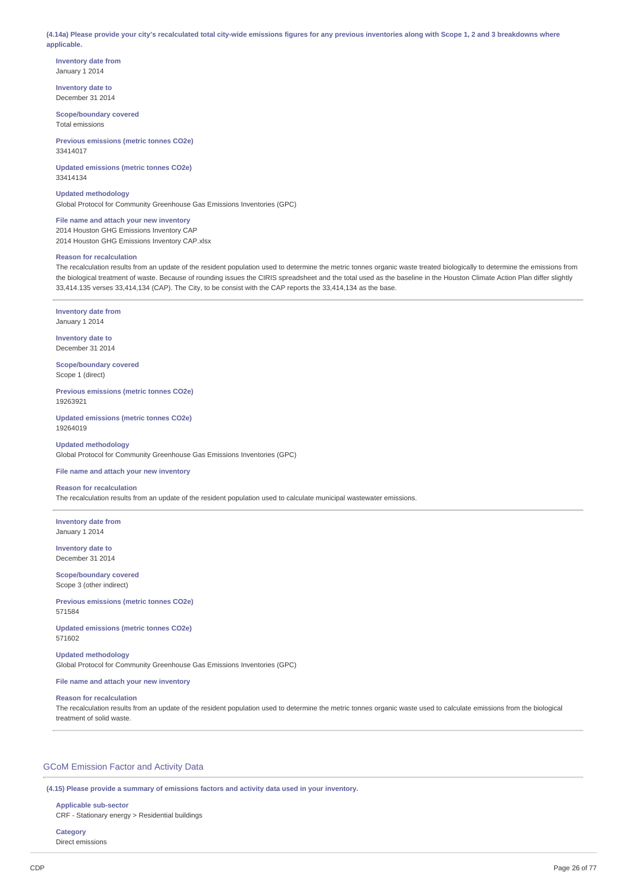**(4.14a) Please provide your city's recalculated total city-wide emissions figures for any previous inventories along with Scope 1, 2 and 3 breakdowns where applicable.**

**Inventory date from**
January 1 2014

**Inventory date to**
December 31 2014

**Scope/boundary covered**
Total emissions

**Previous emissions (metric tonnes CO2e)**
33414017

**Updated emissions (metric tonnes CO2e)**
33414134

**Updated methodology**
Global Protocol for Community Greenhouse Gas Emissions Inventories (GPC)

**File name and attach your new inventory**
2014 Houston GHG Emissions Inventory CAP
2014 Houston GHG Emissions Inventory CAP.xlsx

**Reason for recalculation**
The recalculation results from an update of the resident population used to determine the metric tonnes organic waste treated biologically to determine the emissions from the biological treatment of waste. Because of rounding issues the CIRIS spreadsheet and the total used as the baseline in the Houston Climate Action Plan differ slightly 33,414.135 verses 33,414,134 (CAP). The City, to be consist with the CAP reports the 33,414,134 as the base.

---

**Inventory date from**
January 1 2014

**Inventory date to**
December 31 2014

**Scope/boundary covered**
Scope 1 (direct)

**Previous emissions (metric tonnes CO2e)**
19263921

**Updated emissions (metric tonnes CO2e)**
19264019

**Updated methodology**
Global Protocol for Community Greenhouse Gas Emissions Inventories (GPC)

**File name and attach your new inventory**

**Reason for recalculation**
The recalculation results from an update of the resident population used to calculate municipal wastewater emissions.

---

**Inventory date from**
January 1 2014

**Inventory date to**
December 31 2014

**Scope/boundary covered**
Scope 3 (other indirect)

**Previous emissions (metric tonnes CO2e)**
571584

**Updated emissions (metric tonnes CO2e)**
571602

**Updated methodology**
Global Protocol for Community Greenhouse Gas Emissions Inventories (GPC)

**File name and attach your new inventory**

**Reason for recalculation**
The recalculation results from an update of the resident population used to determine the metric tonnes organic waste used to calculate emissions from the biological treatment of solid waste.

---

## GCoM Emission Factor and Activity Data

**(4.15) Please provide a summary of emissions factors and activity data used in your inventory.**

**Applicable sub-sector**
CRF - Stationary energy > Residential buildings

**Category**
Direct emissions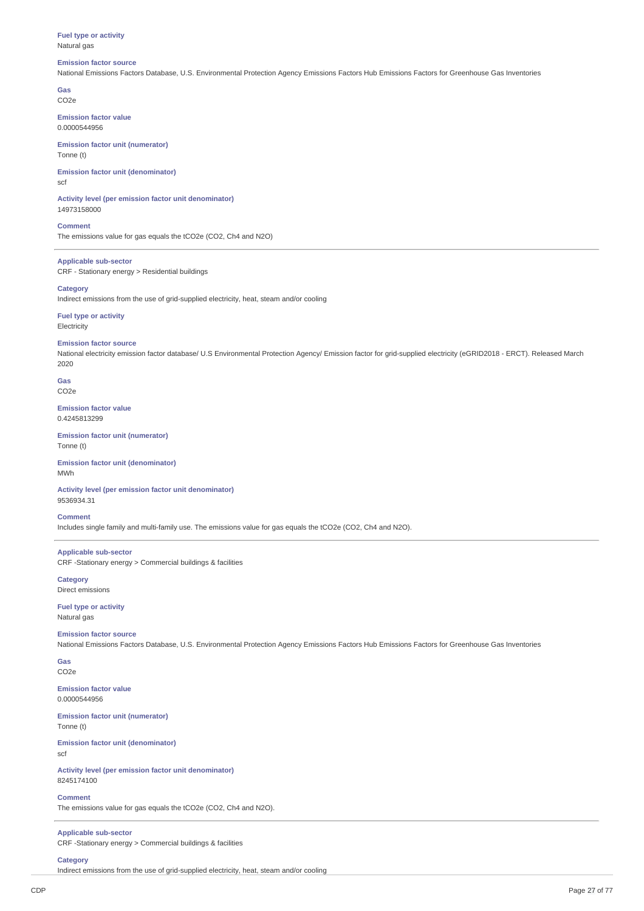**Fuel type or activity**
Natural gas

**Emission factor source**
National Emissions Factors Database, U.S. Environmental Protection Agency Emissions Factors Hub Emissions Factors for Greenhouse Gas Inventories

**Gas**
CO2e

**Emission factor value**
0.0000544956

**Emission factor unit (numerator)**
Tonne (t)

**Emission factor unit (denominator)**
scf

**Activity level (per emission factor unit denominator)**
14973158000

**Comment**
The emissions value for gas equals the tCO2e (CO2, Ch4 and N2O)

---

**Applicable sub-sector**
CRF - Stationary energy > Residential buildings

**Category**
Indirect emissions from the use of grid-supplied electricity, heat, steam and/or cooling

**Fuel type or activity**
Electricity

**Emission factor source**
National electricity emission factor database/ U.S Environmental Protection Agency/ Emission factor for grid-supplied electricity (eGRID2018 - ERCT). Released March 2020

**Gas**
CO2e

**Emission factor value**
0.4245813299

**Emission factor unit (numerator)**
Tonne (t)

**Emission factor unit (denominator)**
MWh

**Activity level (per emission factor unit denominator)**
9536934.31

**Comment**
Includes single family and multi-family use. The emissions value for gas equals the tCO2e (CO2, Ch4 and N2O).

---

**Applicable sub-sector**
CRF -Stationary energy > Commercial buildings & facilities

**Category**
Direct emissions

**Fuel type or activity**
Natural gas

**Emission factor source**
National Emissions Factors Database, U.S. Environmental Protection Agency Emissions Factors Hub Emissions Factors for Greenhouse Gas Inventories

**Gas**
CO2e

**Emission factor value**
0.0000544956

**Emission factor unit (numerator)**
Tonne (t)

**Emission factor unit (denominator)**
scf

**Activity level (per emission factor unit denominator)**
8245174100

**Comment**
The emissions value for gas equals the tCO2e (CO2, Ch4 and N2O).

---

**Applicable sub-sector**
CRF -Stationary energy > Commercial buildings & facilities

**Category**
Indirect emissions from the use of grid-supplied electricity, heat, steam and/or cooling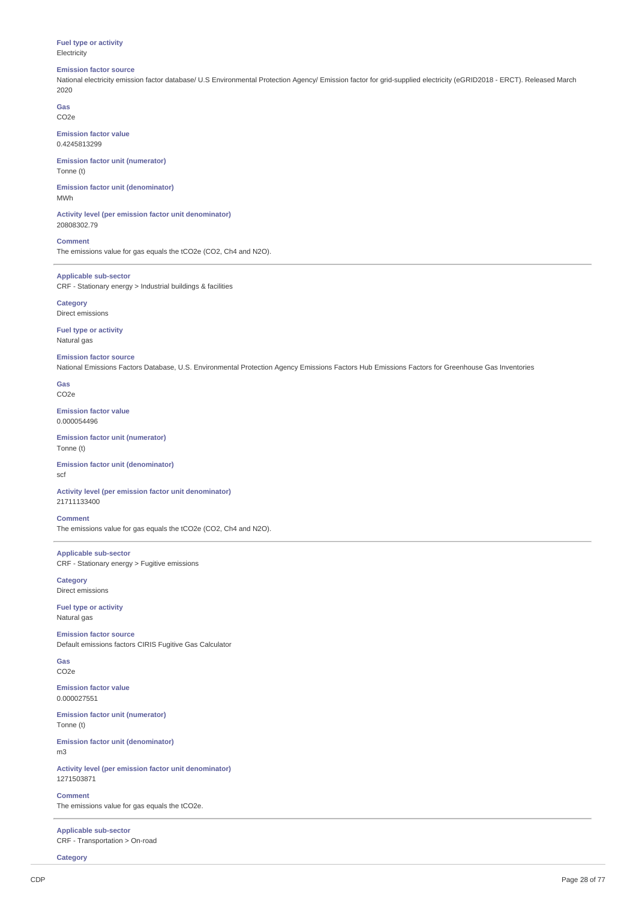**Fuel type or activity**
Electricity

**Emission factor source**
National electricity emission factor database/ U.S Environmental Protection Agency/ Emission factor for grid-supplied electricity (eGRID2018 - ERCT). Released March 2020

**Gas**
CO2e

**Emission factor value**
0.4245813299

**Emission factor unit (numerator)**
Tonne (t)

**Emission factor unit (denominator)**
MWh

**Activity level (per emission factor unit denominator)**
20808302.79

**Comment**
The emissions value for gas equals the tCO2e (CO2, Ch4 and N2O).

---

**Applicable sub-sector**
CRF - Stationary energy > Industrial buildings & facilities

**Category**
Direct emissions

**Fuel type or activity**
Natural gas

**Emission factor source**
National Emissions Factors Database, U.S. Environmental Protection Agency Emissions Factors Hub Emissions Factors for Greenhouse Gas Inventories

**Gas**
CO2e

**Emission factor value**
0.000054496

**Emission factor unit (numerator)**
Tonne (t)

**Emission factor unit (denominator)**
scf

**Activity level (per emission factor unit denominator)**
21711133400

**Comment**
The emissions value for gas equals the tCO2e (CO2, Ch4 and N2O).

---

**Applicable sub-sector**
CRF - Stationary energy > Fugitive emissions

**Category**
Direct emissions

**Fuel type or activity**
Natural gas

**Emission factor source**
Default emissions factors CIRIS Fugitive Gas Calculator

**Gas**
CO2e

**Emission factor value**
0.000027551

**Emission factor unit (numerator)**
Tonne (t)

**Emission factor unit (denominator)**
m3

**Activity level (per emission factor unit denominator)**
1271503871

**Comment**
The emissions value for gas equals the tCO2e.

---

**Applicable sub-sector**
CRF - Transportation > On-road

**Category**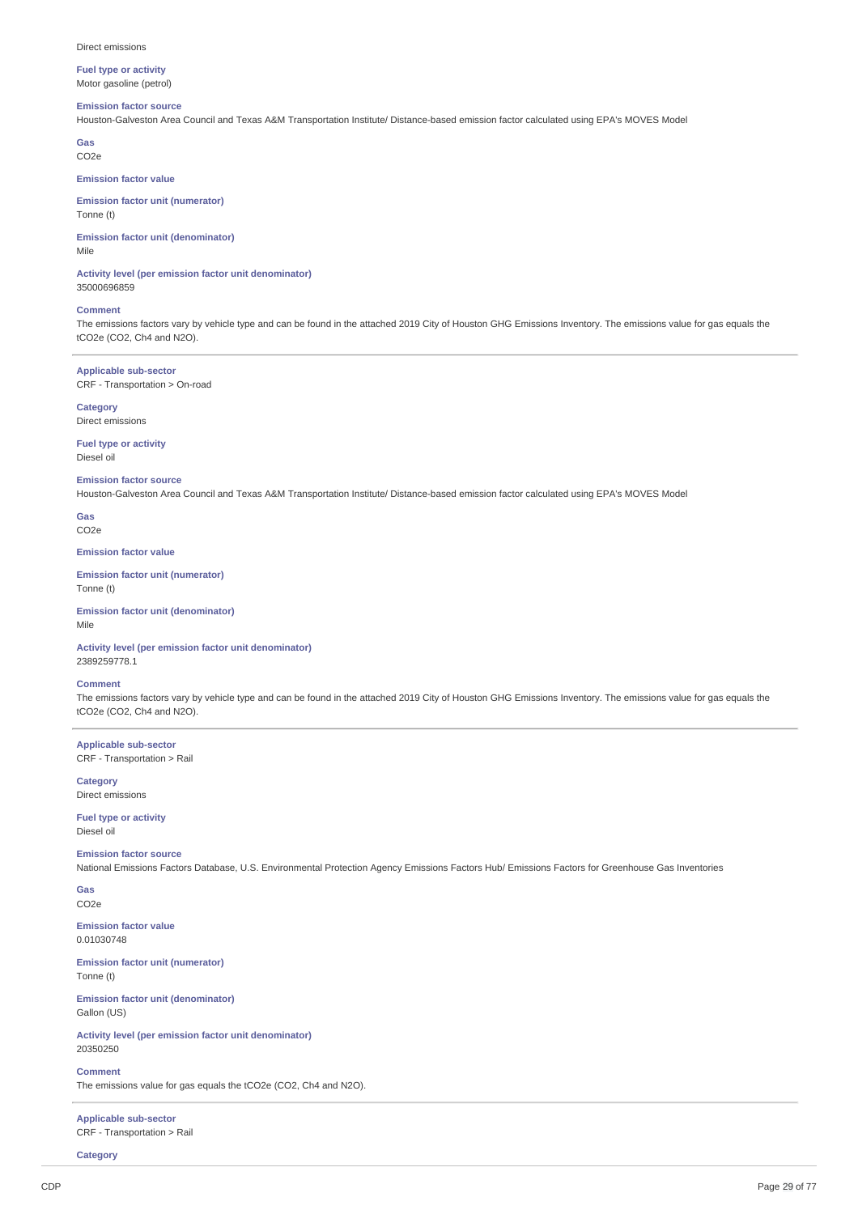Direct emissions

**Fuel type or activity**
Motor gasoline (petrol)

**Emission factor source**
Houston-Galveston Area Council and Texas A&M Transportation Institute/ Distance-based emission factor calculated using EPA's MOVES Model

**Gas**
CO2e

**Emission factor value**

**Emission factor unit (numerator)**
Tonne (t)

**Emission factor unit (denominator)**
Mile

**Activity level (per emission factor unit denominator)**
35000696859

**Comment**
The emissions factors vary by vehicle type and can be found in the attached 2019 City of Houston GHG Emissions Inventory. The emissions value for gas equals the tCO2e (CO2, Ch4 and N2O).

---

**Applicable sub-sector**
CRF - Transportation > On-road

**Category**
Direct emissions

**Fuel type or activity**
Diesel oil

**Emission factor source**
Houston-Galveston Area Council and Texas A&M Transportation Institute/ Distance-based emission factor calculated using EPA's MOVES Model

**Gas**
CO2e

**Emission factor value**

**Emission factor unit (numerator)**
Tonne (t)

**Emission factor unit (denominator)**
Mile

**Activity level (per emission factor unit denominator)**
2389259778.1

**Comment**
The emissions factors vary by vehicle type and can be found in the attached 2019 City of Houston GHG Emissions Inventory. The emissions value for gas equals the tCO2e (CO2, Ch4 and N2O).

---

**Applicable sub-sector**
CRF - Transportation > Rail

**Category**
Direct emissions

**Fuel type or activity**
Diesel oil

**Emission factor source**
National Emissions Factors Database, U.S. Environmental Protection Agency Emissions Factors Hub/ Emissions Factors for Greenhouse Gas Inventories

**Gas**
CO2e

**Emission factor value**
0.01030748

**Emission factor unit (numerator)**
Tonne (t)

**Emission factor unit (denominator)**
Gallon (US)

**Activity level (per emission factor unit denominator)**
20350250

**Comment**
The emissions value for gas equals the tCO2e (CO2, Ch4 and N2O).

---

**Applicable sub-sector**
CRF - Transportation > Rail

**Category**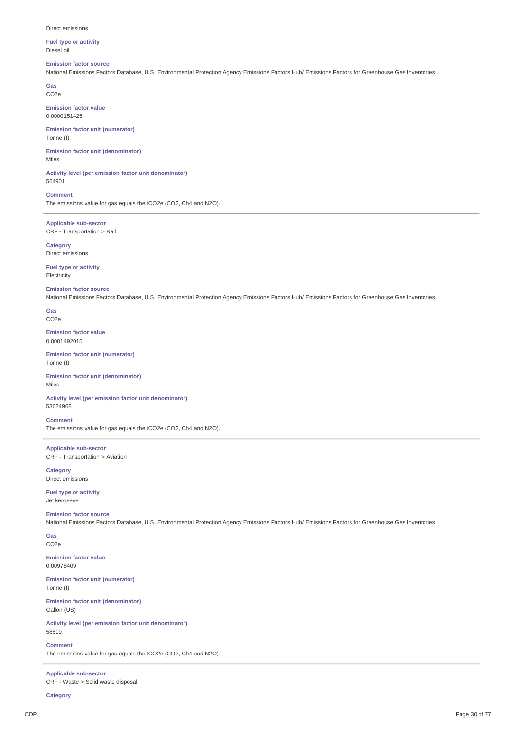Direct emissions

**Fuel type or activity**
Diesel oil

**Emission factor source**
National Emissions Factors Database, U.S. Environmental Protection Agency Emissions Factors Hub/ Emissions Factors for Greenhouse Gas Inventories

**Gas**
$CO_2e$

**Emission factor value**
0.0000151425

**Emission factor unit (numerator)**
Tonne (t)

**Emission factor unit (denominator)**
Miles

**Activity level (per emission factor unit denominator)**
564901

**Comment**
The emissions value for gas equals the $tCO_2e$ ($CO_2$, $CH_4$ and $N_2O$).

---

**Applicable sub-sector**
CRF - Transportation > Rail

**Category**
Direct emissions

**Fuel type or activity**
Electricity

**Emission factor source**
National Emissions Factors Database, U.S. Environmental Protection Agency Emissions Factors Hub/ Emissions Factors for Greenhouse Gas Inventories

**Gas**
$CO_2e$

**Emission factor value**
0.0001492015

**Emission factor unit (numerator)**
Tonne (t)

**Emission factor unit (denominator)**
Miles

**Activity level (per emission factor unit denominator)**
53624968

**Comment**
The emissions value for gas equals the $tCO_2e$ ($CO_2$, $CH_4$ and $N_2O$).

---

**Applicable sub-sector**
CRF - Transportation > Aviation

**Category**
Direct emissions

**Fuel type or activity**
Jet kerosene

**Emission factor source**
National Emissions Factors Database, U.S. Environmental Protection Agency Emissions Factors Hub/ Emissions Factors for Greenhouse Gas Inventories

**Gas**
$CO_2e$

**Emission factor value**
0.00978409

**Emission factor unit (numerator)**
Tonne (t)

**Emission factor unit (denominator)**
Gallon (US)

**Activity level (per emission factor unit denominator)**
58819

**Comment**
The emissions value for gas equals the $tCO_2e$ ($CO_2$, $CH_4$ and $N_2O$).

---

**Applicable sub-sector**
CRF - Waste > Solid waste disposal

**Category**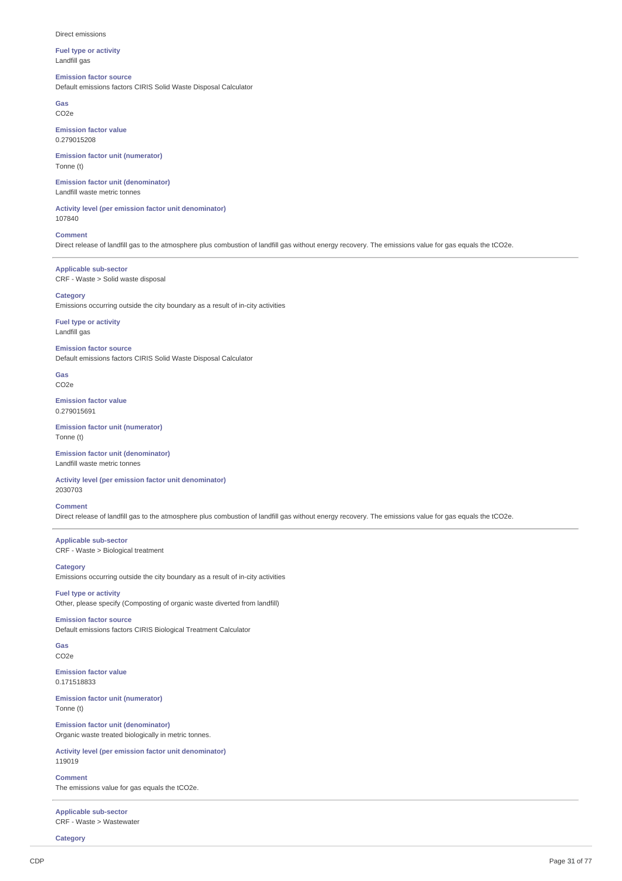Direct emissions

**Fuel type or activity**
Landfill gas

**Emission factor source**
Default emissions factors CIRIS Solid Waste Disposal Calculator

**Gas**
CO2e

**Emission factor value**
0.279015208

**Emission factor unit (numerator)**
Tonne (t)

**Emission factor unit (denominator)**
Landfill waste metric tonnes

**Activity level (per emission factor unit denominator)**
107840

**Comment**
Direct release of landfill gas to the atmosphere plus combustion of landfill gas without energy recovery. The emissions value for gas equals the tCO2e.

---

**Applicable sub-sector**
CRF - Waste > Solid waste disposal

**Category**
Emissions occurring outside the city boundary as a result of in-city activities

**Fuel type or activity**
Landfill gas

**Emission factor source**
Default emissions factors CIRIS Solid Waste Disposal Calculator

**Gas**
CO2e

**Emission factor value**
0.279015691

**Emission factor unit (numerator)**
Tonne (t)

**Emission factor unit (denominator)**
Landfill waste metric tonnes

**Activity level (per emission factor unit denominator)**
2030703

**Comment**
Direct release of landfill gas to the atmosphere plus combustion of landfill gas without energy recovery. The emissions value for gas equals the tCO2e.

---

**Applicable sub-sector**
CRF - Waste > Biological treatment

**Category**
Emissions occurring outside the city boundary as a result of in-city activities

**Fuel type or activity**
Other, please specify (Composting of organic waste diverted from landfill)

**Emission factor source**
Default emissions factors CIRIS Biological Treatment Calculator

**Gas**
CO2e

**Emission factor value**
0.171518833

**Emission factor unit (numerator)**
Tonne (t)

**Emission factor unit (denominator)**
Organic waste treated biologically in metric tonnes.

**Activity level (per emission factor unit denominator)**
119019

**Comment**
The emissions value for gas equals the tCO2e.

---

**Applicable sub-sector**
CRF - Waste > Wastewater

**Category**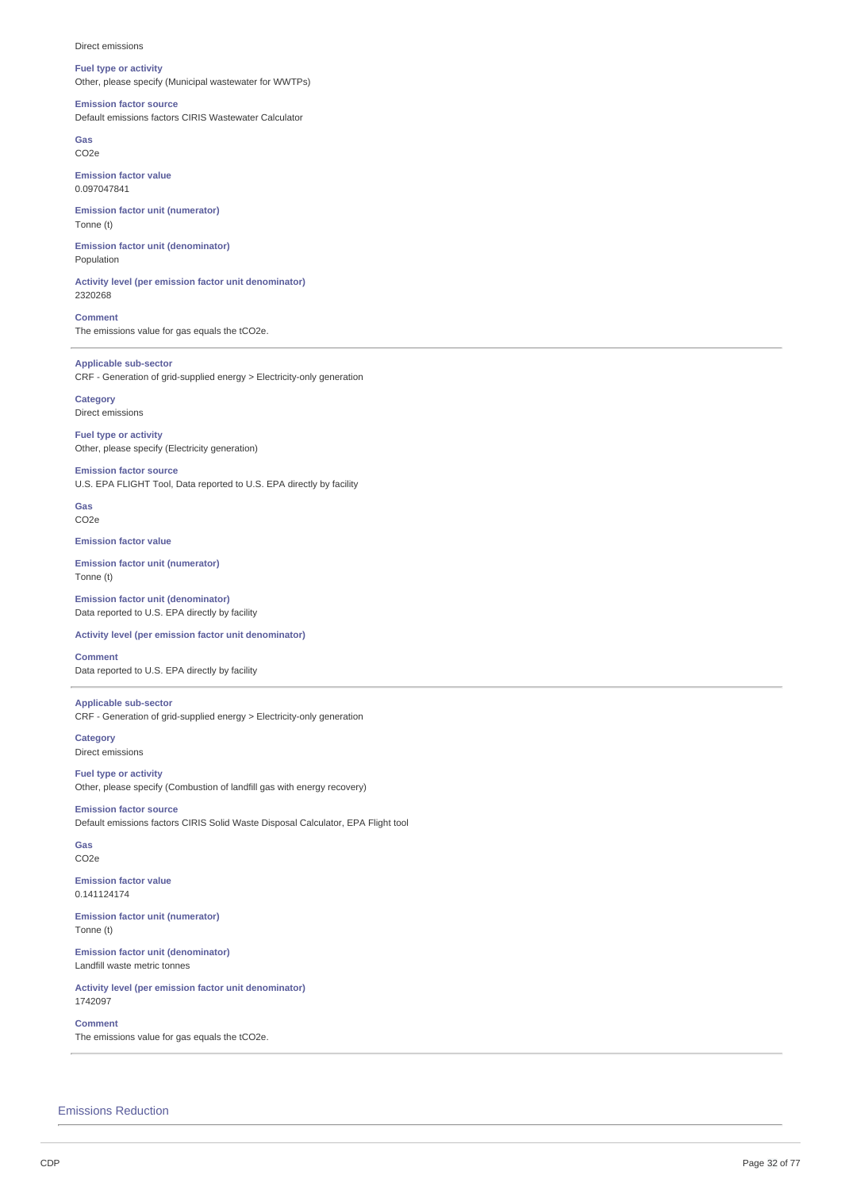Direct emissions

**Fuel type or activity**
Other, please specify (Municipal wastewater for WWTPs)

**Emission factor source**
Default emissions factors CIRIS Wastewater Calculator

**Gas**
CO2e

**Emission factor value**
0.097047841

**Emission factor unit (numerator)**
Tonne (t)

**Emission factor unit (denominator)**
Population

**Activity level (per emission factor unit denominator)**
2320268

**Comment**
The emissions value for gas equals the tCO2e.

---

**Applicable sub-sector**
CRF - Generation of grid-supplied energy > Electricity-only generation

**Category**
Direct emissions

**Fuel type or activity**
Other, please specify (Electricity generation)

**Emission factor source**
U.S. EPA FLIGHT Tool, Data reported to U.S. EPA directly by facility

**Gas**
CO2e

**Emission factor value**

**Emission factor unit (numerator)**
Tonne (t)

**Emission factor unit (denominator)**
Data reported to U.S. EPA directly by facility

**Activity level (per emission factor unit denominator)**

**Comment**
Data reported to U.S. EPA directly by facility

---

**Applicable sub-sector**
CRF - Generation of grid-supplied energy > Electricity-only generation

**Category**
Direct emissions

**Fuel type or activity**
Other, please specify (Combustion of landfill gas with energy recovery)

**Emission factor source**
Default emissions factors CIRIS Solid Waste Disposal Calculator, EPA Flight tool

**Gas**
CO2e

**Emission factor value**
0.141124174

**Emission factor unit (numerator)**
Tonne (t)

**Emission factor unit (denominator)**
Landfill waste metric tonnes

**Activity level (per emission factor unit denominator)**
1742097

**Comment**
The emissions value for gas equals the tCO2e.

---

## Emissions Reduction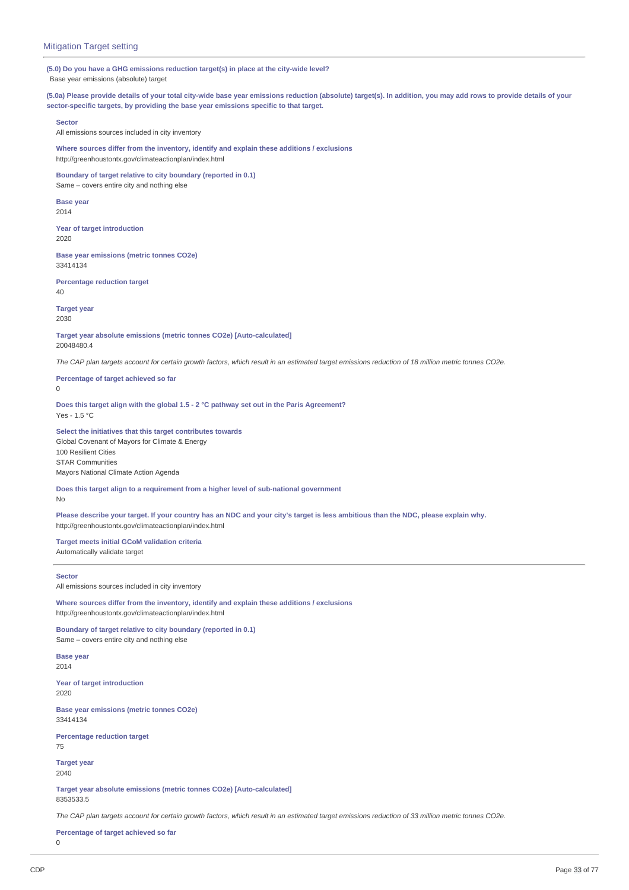## Mitigation Target setting

**(5.0) Do you have a GHG emissions reduction target(s) in place at the city-wide level?**

Base year emissions (absolute) target

**(5.0a) Please provide details of your total city-wide base year emissions reduction (absolute) target(s). In addition, you may add rows to provide details of your sector-specific targets, by providing the base year emissions specific to that target.**

**Sector**

All emissions sources included in city inventory

**Where sources differ from the inventory, identify and explain these additions / exclusions**

http://greenhoustontx.gov/climateactionplan/index.html

**Boundary of target relative to city boundary (reported in 0.1)**

Same – covers entire city and nothing else

**Base year**

2014

**Year of target introduction**

2020

**Base year emissions (metric tonnes CO2e)**

33414134

**Percentage reduction target**

40

**Target year**

2030

**Target year absolute emissions (metric tonnes CO2e) [Auto-calculated]**

20048480.4

*The CAP plan targets account for certain growth factors, which result in an estimated target emissions reduction of 18 million metric tonnes CO2e.*

**Percentage of target achieved so far**

0

**Does this target align with the global 1.5 - 2 °C pathway set out in the Paris Agreement?**

Yes - 1.5 °C

**Select the initiatives that this target contributes towards**

Global Covenant of Mayors for Climate & Energy
100 Resilient Cities
STAR Communities
Mayors National Climate Action Agenda

**Does this target align to a requirement from a higher level of sub-national government**

No

**Please describe your target. If your country has an NDC and your city's target is less ambitious than the NDC, please explain why.**

http://greenhoustontx.gov/climateactionplan/index.html

**Target meets initial GCoM validation criteria**

Automatically validate target

---

**Sector**

All emissions sources included in city inventory

**Where sources differ from the inventory, identify and explain these additions / exclusions**

http://greenhoustontx.gov/climateactionplan/index.html

**Boundary of target relative to city boundary (reported in 0.1)**

Same – covers entire city and nothing else

**Base year**

2014

**Year of target introduction**

2020

**Base year emissions (metric tonnes CO2e)**

33414134

**Percentage reduction target**

75

**Target year**

2040

**Target year absolute emissions (metric tonnes CO2e) [Auto-calculated]**

8353533.5

*The CAP plan targets account for certain growth factors, which result in an estimated target emissions reduction of 33 million metric tonnes CO2e.*

**Percentage of target achieved so far**

0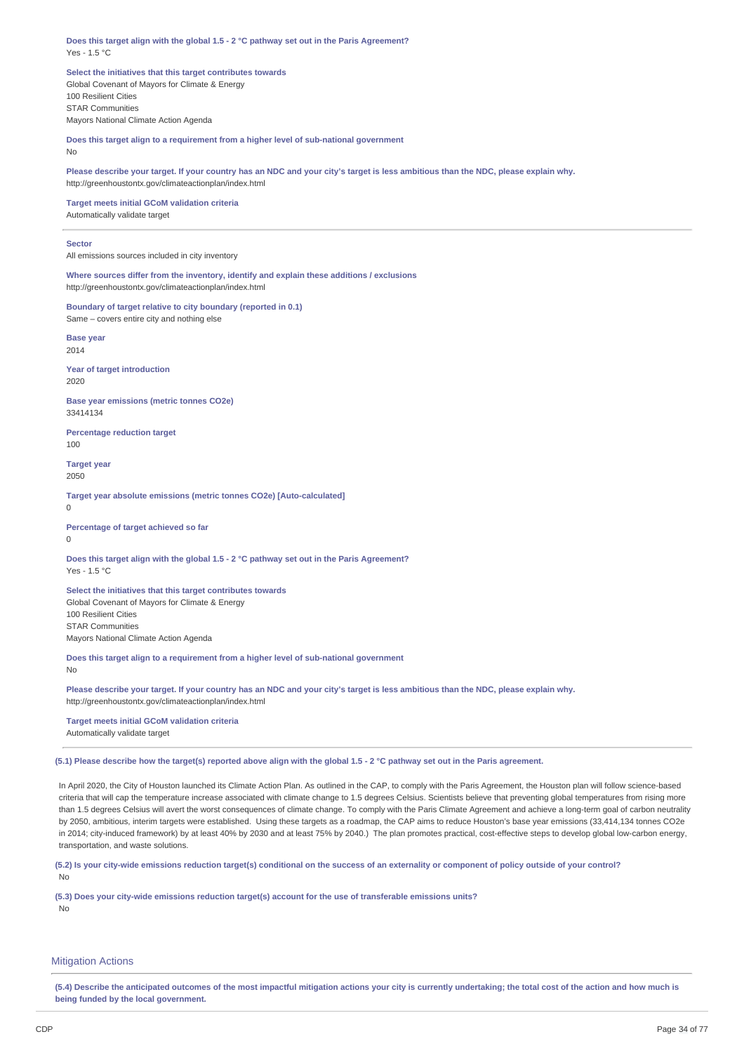**Does this target align with the global 1.5 - 2 °C pathway set out in the Paris Agreement?**
Yes - 1.5 °C

**Select the initiatives that this target contributes towards**
Global Covenant of Mayors for Climate & Energy
100 Resilient Cities
STAR Communities
Mayors National Climate Action Agenda

**Does this target align to a requirement from a higher level of sub-national government**
No

**Please describe your target. If your country has an NDC and your city's target is less ambitious than the NDC, please explain why.**
http://greenhoustontx.gov/climateactionplan/index.html

**Target meets initial GCoM validation criteria**
Automatically validate target

---

**Sector**
All emissions sources included in city inventory

**Where sources differ from the inventory, identify and explain these additions / exclusions**
http://greenhoustontx.gov/climateactionplan/index.html

**Boundary of target relative to city boundary (reported in 0.1)**
Same – covers entire city and nothing else

**Base year**
2014

**Year of target introduction**
2020

**Base year emissions (metric tonnes CO2e)**
33414134

**Percentage reduction target**
100

**Target year**
2050

**Target year absolute emissions (metric tonnes CO2e) [Auto-calculated]**
0

**Percentage of target achieved so far**
0

**Does this target align with the global 1.5 - 2 °C pathway set out in the Paris Agreement?**
Yes - 1.5 °C

**Select the initiatives that this target contributes towards**
Global Covenant of Mayors for Climate & Energy
100 Resilient Cities
STAR Communities
Mayors National Climate Action Agenda

**Does this target align to a requirement from a higher level of sub-national government**
No

**Please describe your target. If your country has an NDC and your city's target is less ambitious than the NDC, please explain why.**
http://greenhoustontx.gov/climateactionplan/index.html

**Target meets initial GCoM validation criteria**
Automatically validate target

---

**(5.1) Please describe how the target(s) reported above align with the global 1.5 - 2 °C pathway set out in the Paris agreement.**

In April 2020, the City of Houston launched its Climate Action Plan. As outlined in the CAP, to comply with the Paris Agreement, the Houston plan will follow science-based criteria that will cap the temperature increase associated with climate change to 1.5 degrees Celsius. Scientists believe that preventing global temperatures from rising more than 1.5 degrees Celsius will avert the worst consequences of climate change. To comply with the Paris Climate Agreement and achieve a long-term goal of carbon neutrality by 2050, ambitious, interim targets were established. Using these targets as a roadmap, the CAP aims to reduce Houston's base year emissions (33,414,134 tonnes CO2e in 2014; city-induced framework) by at least 40% by 2030 and at least 75% by 2040.) The plan promotes practical, cost-effective steps to develop global low-carbon energy, transportation, and waste solutions.

**(5.2) Is your city-wide emissions reduction target(s) conditional on the success of an externality or component of policy outside of your control?**
No

**(5.3) Does your city-wide emissions reduction target(s) account for the use of transferable emissions units?**
No

## Mitigation Actions

**(5.4) Describe the anticipated outcomes of the most impactful mitigation actions your city is currently undertaking; the total cost of the action and how much is being funded by the local government.**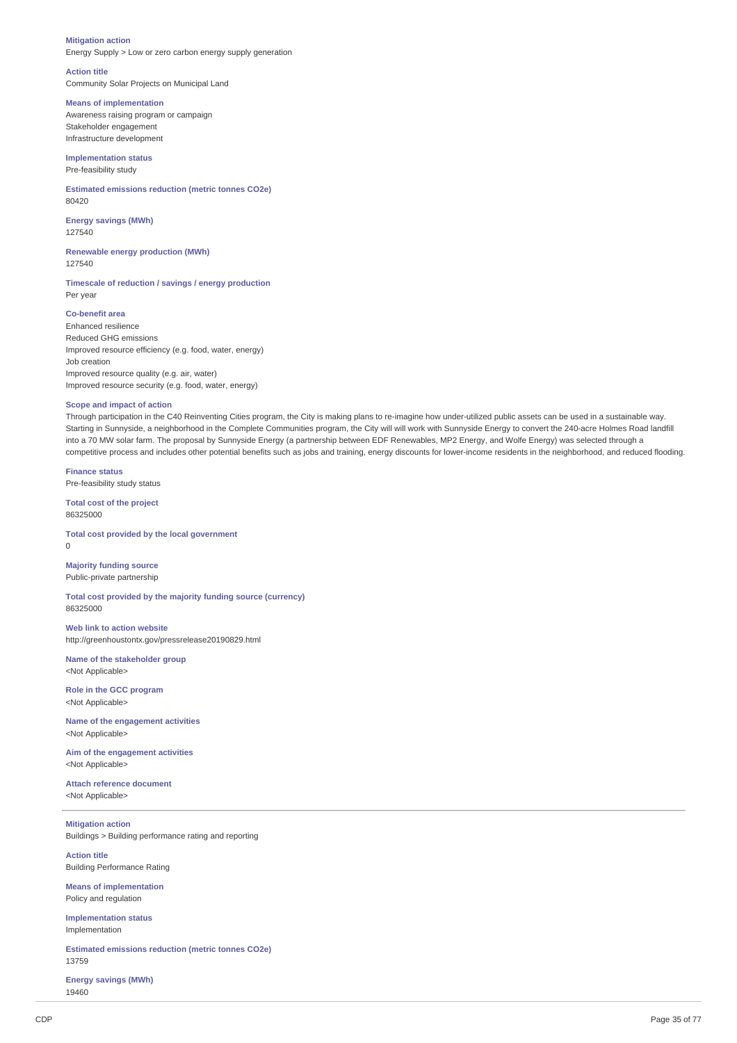**Mitigation action**
Energy Supply > Low or zero carbon energy supply generation

**Action title**
Community Solar Projects on Municipal Land

**Means of implementation**
Awareness raising program or campaign
Stakeholder engagement
Infrastructure development

**Implementation status**
Pre-feasibility study

**Estimated emissions reduction (metric tonnes CO2e)**
80420

**Energy savings (MWh)**
127540

**Renewable energy production (MWh)**
127540

**Timescale of reduction / savings / energy production**
Per year

**Co-benefit area**
Enhanced resilience
Reduced GHG emissions
Improved resource efficiency (e.g. food, water, energy)
Job creation
Improved resource quality (e.g. air, water)
Improved resource security (e.g. food, water, energy)

**Scope and impact of action**
Through participation in the C40 Reinventing Cities program, the City is making plans to re-imagine how under-utilized public assets can be used in a sustainable way. Starting in Sunnyside, a neighborhood in the Complete Communities program, the City will will work with Sunnyside Energy to convert the 240-acre Holmes Road landfill into a 70 MW solar farm. The proposal by Sunnyside Energy (a partnership between EDF Renewables, MP2 Energy, and Wolfe Energy) was selected through a competitive process and includes other potential benefits such as jobs and training, energy discounts for lower-income residents in the neighborhood, and reduced flooding.

**Finance status**
Pre-feasibility study status

**Total cost of the project**
86325000

**Total cost provided by the local government**
0

**Majority funding source**
Public-private partnership

**Total cost provided by the majority funding source (currency)**
86325000

**Web link to action website**
http://greenhoustontx.gov/pressrelease20190829.html

**Name of the stakeholder group**
<Not Applicable>

**Role in the GCC program**
<Not Applicable>

**Name of the engagement activities**
<Not Applicable>

**Aim of the engagement activities**
<Not Applicable>

**Attach reference document**
<Not Applicable>

---

**Mitigation action**
Buildings > Building performance rating and reporting

**Action title**
Building Performance Rating

**Means of implementation**
Policy and regulation

**Implementation status**
Implementation

**Estimated emissions reduction (metric tonnes CO2e)**
13759

**Energy savings (MWh)**
19460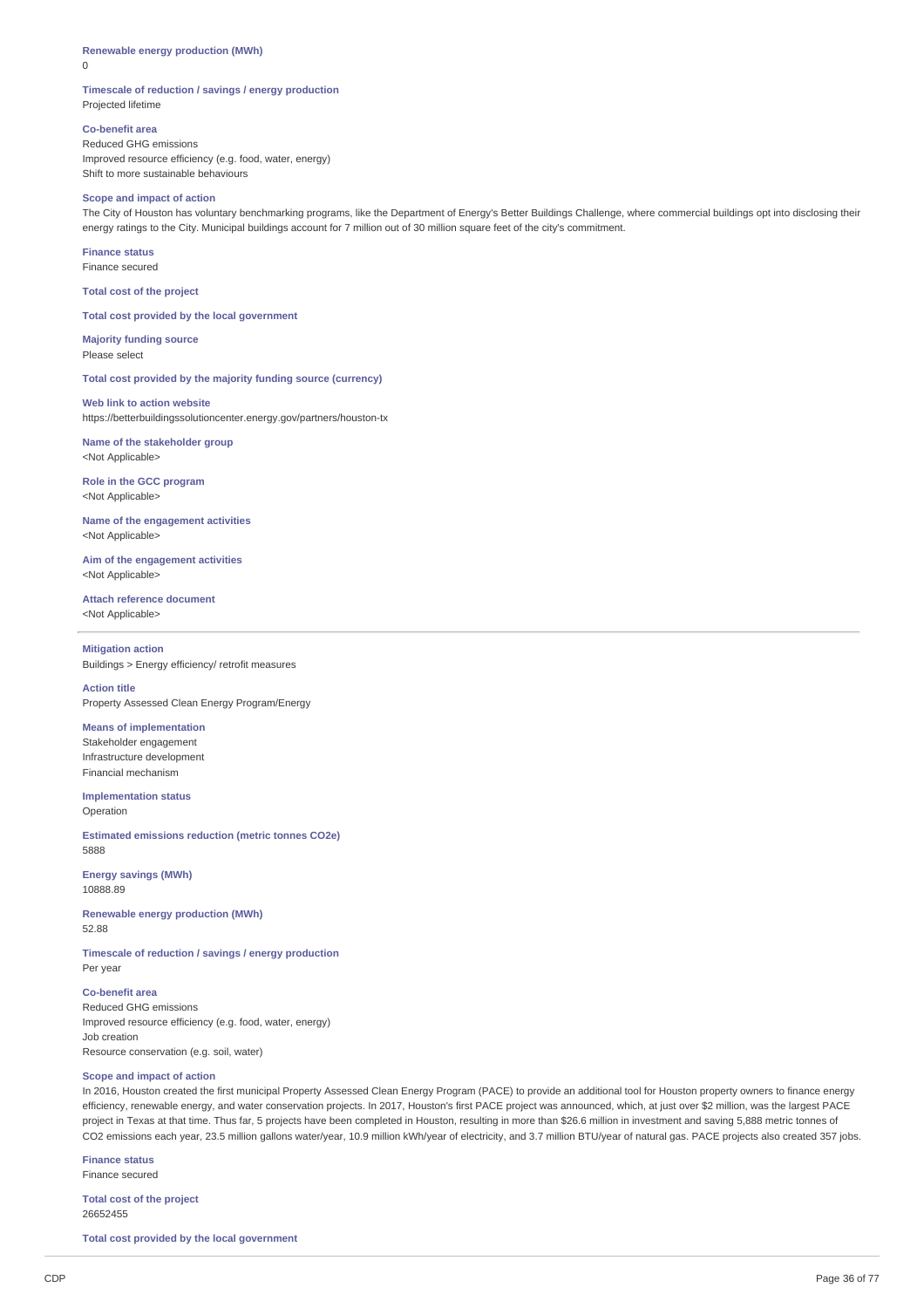**Renewable energy production (MWh)**
0

**Timescale of reduction / savings / energy production**
Projected lifetime

**Co-benefit area**
Reduced GHG emissions
Improved resource efficiency (e.g. food, water, energy)
Shift to more sustainable behaviours

**Scope and impact of action**
The City of Houston has voluntary benchmarking programs, like the Department of Energy's Better Buildings Challenge, where commercial buildings opt into disclosing their energy ratings to the City. Municipal buildings account for 7 million out of 30 million square feet of the city's commitment.

**Finance status**
Finance secured

**Total cost of the project**

**Total cost provided by the local government**

**Majority funding source**
Please select

**Total cost provided by the majority funding source (currency)**

**Web link to action website**
https://betterbuildingssolutioncenter.energy.gov/partners/houston-tx

**Name of the stakeholder group**
<Not Applicable>

**Role in the GCC program**
<Not Applicable>

**Name of the engagement activities**
<Not Applicable>

**Aim of the engagement activities**
<Not Applicable>

**Attach reference document**
<Not Applicable>

---

**Mitigation action**
Buildings > Energy efficiency/ retrofit measures

**Action title**
Property Assessed Clean Energy Program/Energy

**Means of implementation**
Stakeholder engagement
Infrastructure development
Financial mechanism

**Implementation status**
Operation

**Estimated emissions reduction (metric tonnes CO2e)**
5888

**Energy savings (MWh)**
10888.89

**Renewable energy production (MWh)**
52.88

**Timescale of reduction / savings / energy production**
Per year

**Co-benefit area**
Reduced GHG emissions
Improved resource efficiency (e.g. food, water, energy)
Job creation
Resource conservation (e.g. soil, water)

**Scope and impact of action**
In 2016, Houston created the first municipal Property Assessed Clean Energy Program (PACE) to provide an additional tool for Houston property owners to finance energy efficiency, renewable energy, and water conservation projects. In 2017, Houston's first PACE project was announced, which, at just over $2 million, was the largest PACE project in Texas at that time. Thus far, 5 projects have been completed in Houston, resulting in more than $26.6 million in investment and saving 5,888 metric tonnes of CO2 emissions each year, 23.5 million gallons water/year, 10.9 million kWh/year of electricity, and 3.7 million BTU/year of natural gas. PACE projects also created 357 jobs.

**Finance status**
Finance secured

**Total cost of the project**
26652455

**Total cost provided by the local government**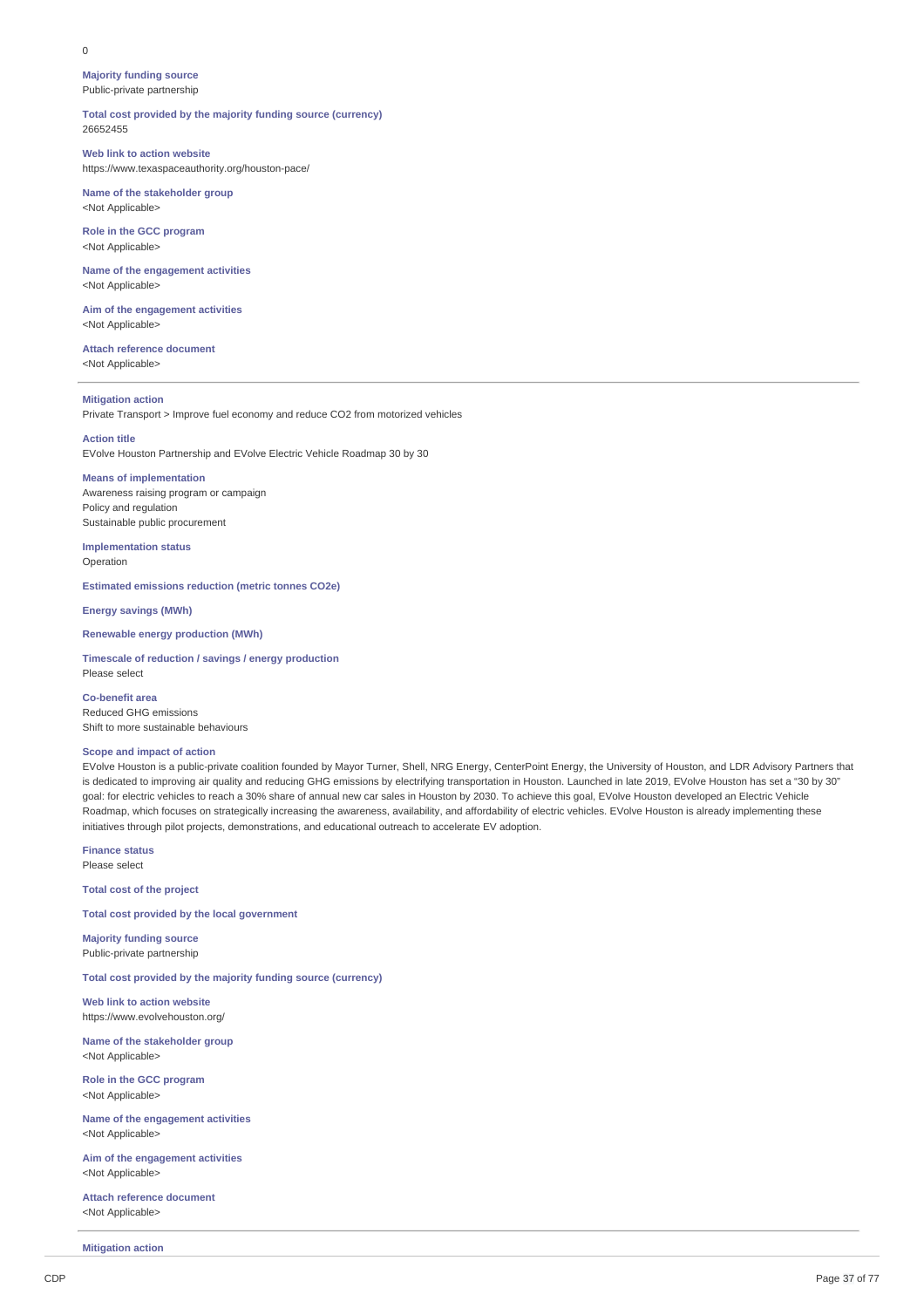0

**Majority funding source**
Public-private partnership

**Total cost provided by the majority funding source (currency)**
26652455

**Web link to action website**
https://www.texaspaceauthority.org/houston-pace/

**Name of the stakeholder group**
<Not Applicable>

**Role in the GCC program**
<Not Applicable>

**Name of the engagement activities**
<Not Applicable>

**Aim of the engagement activities**
<Not Applicable>

**Attach reference document**
<Not Applicable>

---

**Mitigation action**
Private Transport > Improve fuel economy and reduce CO2 from motorized vehicles

**Action title**
EVolve Houston Partnership and EVolve Electric Vehicle Roadmap 30 by 30

**Means of implementation**
Awareness raising program or campaign
Policy and regulation
Sustainable public procurement

**Implementation status**
Operation

**Estimated emissions reduction (metric tonnes CO2e)**

**Energy savings (MWh)**

**Renewable energy production (MWh)**

**Timescale of reduction / savings / energy production**
Please select

**Co-benefit area**
Reduced GHG emissions
Shift to more sustainable behaviours

**Scope and impact of action**
EVolve Houston is a public-private coalition founded by Mayor Turner, Shell, NRG Energy, CenterPoint Energy, the University of Houston, and LDR Advisory Partners that is dedicated to improving air quality and reducing GHG emissions by electrifying transportation in Houston. Launched in late 2019, EVolve Houston has set a "30 by 30" goal: for electric vehicles to reach a 30% share of annual new car sales in Houston by 2030. To achieve this goal, EVolve Houston developed an Electric Vehicle Roadmap, which focuses on strategically increasing the awareness, availability, and affordability of electric vehicles. EVolve Houston is already implementing these initiatives through pilot projects, demonstrations, and educational outreach to accelerate EV adoption.

**Finance status**
Please select

**Total cost of the project**

**Total cost provided by the local government**

**Majority funding source**
Public-private partnership

**Total cost provided by the majority funding source (currency)**

**Web link to action website**
https://www.evolvehouston.org/

**Name of the stakeholder group**
<Not Applicable>

**Role in the GCC program**
<Not Applicable>

**Name of the engagement activities**
<Not Applicable>

**Aim of the engagement activities**
<Not Applicable>

**Attach reference document**
<Not Applicable>

---

**Mitigation action**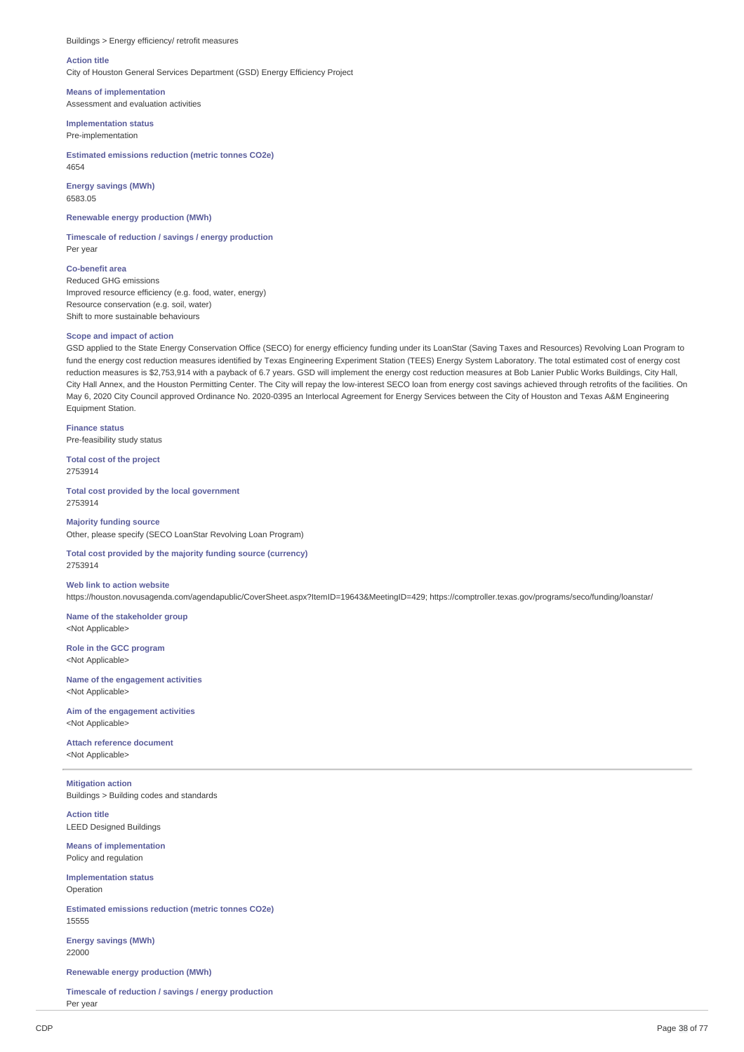Buildings > Energy efficiency/ retrofit measures

**Action title**
City of Houston General Services Department (GSD) Energy Efficiency Project

**Means of implementation**
Assessment and evaluation activities

**Implementation status**
Pre-implementation

**Estimated emissions reduction (metric tonnes CO2e)**
4654

**Energy savings (MWh)**
6583.05

**Renewable energy production (MWh)**

**Timescale of reduction / savings / energy production**
Per year

**Co-benefit area**
Reduced GHG emissions
Improved resource efficiency (e.g. food, water, energy)
Resource conservation (e.g. soil, water)
Shift to more sustainable behaviours

**Scope and impact of action**
GSD applied to the State Energy Conservation Office (SECO) for energy efficiency funding under its LoanStar (Saving Taxes and Resources) Revolving Loan Program to fund the energy cost reduction measures identified by Texas Engineering Experiment Station (TEES) Energy System Laboratory. The total estimated cost of energy cost reduction measures is $2,753,914 with a payback of 6.7 years. GSD will implement the energy cost reduction measures at Bob Lanier Public Works Buildings, City Hall, City Hall Annex, and the Houston Permitting Center. The City will repay the low-interest SECO loan from energy cost savings achieved through retrofits of the facilities. On May 6, 2020 City Council approved Ordinance No. 2020-0395 an Interlocal Agreement for Energy Services between the City of Houston and Texas A&M Engineering Equipment Station.

**Finance status**
Pre-feasibility study status

**Total cost of the project**
2753914

**Total cost provided by the local government**
2753914

**Majority funding source**
Other, please specify (SECO LoanStar Revolving Loan Program)

**Total cost provided by the majority funding source (currency)**
2753914

**Web link to action website**
https://houston.novusagenda.com/agendapublic/CoverSheet.aspx?ItemID=19643&MeetingID=429; https://comptroller.texas.gov/programs/seco/funding/loanstar/

**Name of the stakeholder group**
<Not Applicable>

**Role in the GCC program**
<Not Applicable>

**Name of the engagement activities**
<Not Applicable>

**Aim of the engagement activities**
<Not Applicable>

**Attach reference document**
<Not Applicable>

---

**Mitigation action**
Buildings > Building codes and standards

**Action title**
LEED Designed Buildings

**Means of implementation**
Policy and regulation

**Implementation status**
Operation

**Estimated emissions reduction (metric tonnes CO2e)**
15555

**Energy savings (MWh)**
22000

**Renewable energy production (MWh)**

**Timescale of reduction / savings / energy production**
Per year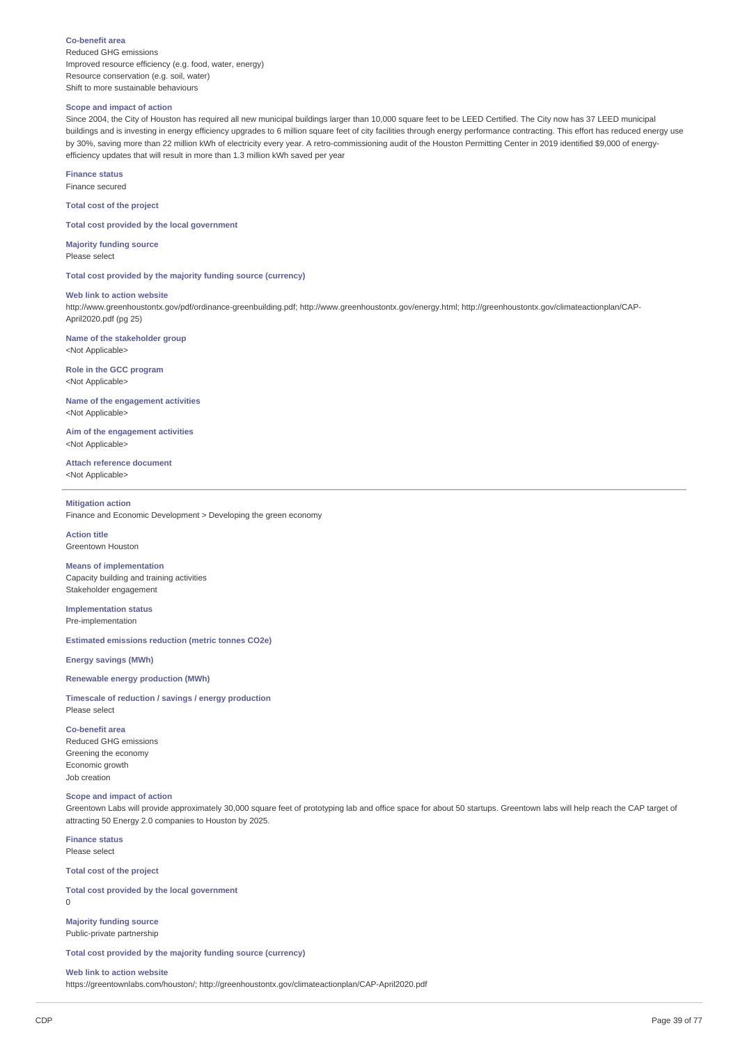**Co-benefit area**
Reduced GHG emissions
Improved resource efficiency (e.g. food, water, energy)
Resource conservation (e.g. soil, water)
Shift to more sustainable behaviours

**Scope and impact of action**
Since 2004, the City of Houston has required all new municipal buildings larger than 10,000 square feet to be LEED Certified. The City now has 37 LEED municipal buildings and is investing in energy efficiency upgrades to 6 million square feet of city facilities through energy performance contracting. This effort has reduced energy use by 30%, saving more than 22 million kWh of electricity every year. A retro-commissioning audit of the Houston Permitting Center in 2019 identified $9,000 of energy-efficiency updates that will result in more than 1.3 million kWh saved per year

**Finance status**
Finance secured

**Total cost of the project**

**Total cost provided by the local government**

**Majority funding source**
Please select

**Total cost provided by the majority funding source (currency)**

**Web link to action website**
http://www.greenhoustontx.gov/pdf/ordinance-greenbuilding.pdf; http://www.greenhoustontx.gov/energy.html; http://greenhoustontx.gov/climateactionplan/CAP-April2020.pdf (pg 25)

**Name of the stakeholder group**
<Not Applicable>

**Role in the GCC program**
<Not Applicable>

**Name of the engagement activities**
<Not Applicable>

**Aim of the engagement activities**
<Not Applicable>

**Attach reference document**
<Not Applicable>

---

**Mitigation action**
Finance and Economic Development > Developing the green economy

**Action title**
Greentown Houston

**Means of implementation**
Capacity building and training activities
Stakeholder engagement

**Implementation status**
Pre-implementation

**Estimated emissions reduction (metric tonnes CO2e)**

**Energy savings (MWh)**

**Renewable energy production (MWh)**

**Timescale of reduction / savings / energy production**
Please select

**Co-benefit area**
Reduced GHG emissions
Greening the economy
Economic growth
Job creation

**Scope and impact of action**
Greentown Labs will provide approximately 30,000 square feet of prototyping lab and office space for about 50 startups. Greentown labs will help reach the CAP target of attracting 50 Energy 2.0 companies to Houston by 2025.

**Finance status**
Please select

**Total cost of the project**

**Total cost provided by the local government**
0

**Majority funding source**
Public-private partnership

**Total cost provided by the majority funding source (currency)**

**Web link to action website**
https://greentownlabs.com/houston/; http://greenhoustontx.gov/climateactionplan/CAP-April2020.pdf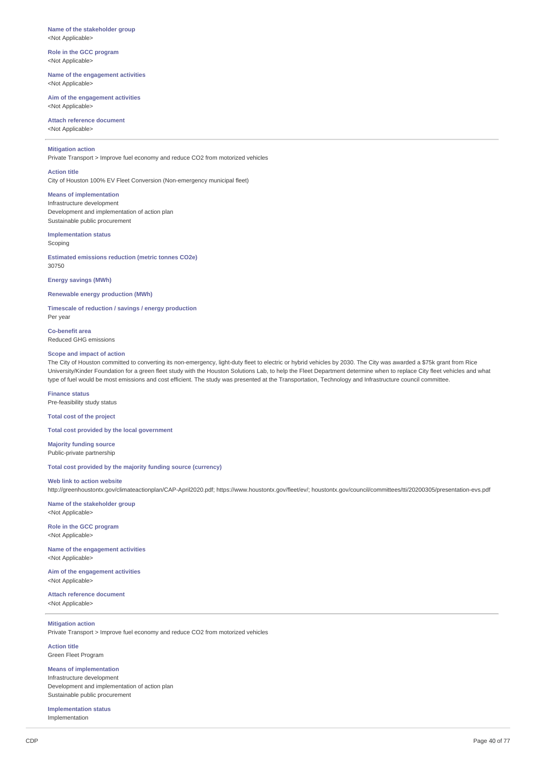**Name of the stakeholder group**
<Not Applicable>

**Role in the GCC program**
<Not Applicable>

**Name of the engagement activities**
<Not Applicable>

**Aim of the engagement activities**
<Not Applicable>

**Attach reference document**
<Not Applicable>

---

**Mitigation action**
Private Transport > Improve fuel economy and reduce CO2 from motorized vehicles

**Action title**
City of Houston 100% EV Fleet Conversion (Non-emergency municipal fleet)

**Means of implementation**
Infrastructure development
Development and implementation of action plan
Sustainable public procurement

**Implementation status**
Scoping

**Estimated emissions reduction (metric tonnes CO2e)**
30750

**Energy savings (MWh)**

**Renewable energy production (MWh)**

**Timescale of reduction / savings / energy production**
Per year

**Co-benefit area**
Reduced GHG emissions

**Scope and impact of action**
The City of Houston committed to converting its non-emergency, light-duty fleet to electric or hybrid vehicles by 2030. The City was awarded a $75k grant from Rice University/Kinder Foundation for a green fleet study with the Houston Solutions Lab, to help the Fleet Department determine when to replace City fleet vehicles and what type of fuel would be most emissions and cost efficient. The study was presented at the Transportation, Technology and Infrastructure council committee.

**Finance status**
Pre-feasibility study status

**Total cost of the project**

**Total cost provided by the local government**

**Majority funding source**
Public-private partnership

**Total cost provided by the majority funding source (currency)**

**Web link to action website**
http://greenhoustontx.gov/climateactionplan/CAP-April2020.pdf; https://www.houstontx.gov/fleet/ev/; houstontx.gov/council/committees/tti/20200305/presentation-evs.pdf

**Name of the stakeholder group**
<Not Applicable>

**Role in the GCC program**
<Not Applicable>

**Name of the engagement activities**
<Not Applicable>

**Aim of the engagement activities**
<Not Applicable>

**Attach reference document**
<Not Applicable>

---

**Mitigation action**
Private Transport > Improve fuel economy and reduce CO2 from motorized vehicles

**Action title**
Green Fleet Program

**Means of implementation**
Infrastructure development
Development and implementation of action plan
Sustainable public procurement

**Implementation status**
Implementation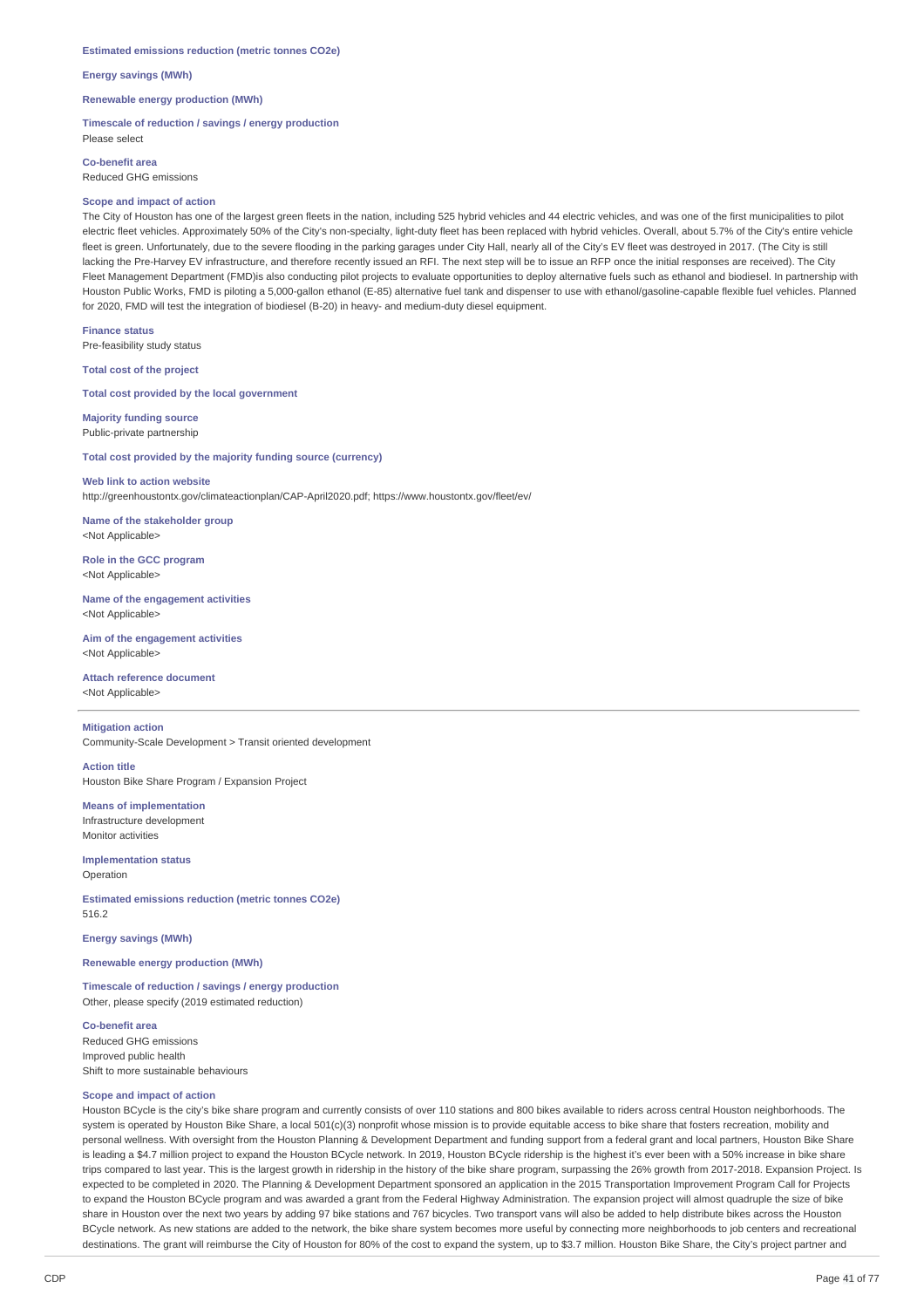**Estimated emissions reduction (metric tonnes CO2e)**

**Energy savings (MWh)**

**Renewable energy production (MWh)**

**Timescale of reduction / savings / energy production**
Please select

**Co-benefit area**
Reduced GHG emissions

**Scope and impact of action**
The City of Houston has one of the largest green fleets in the nation, including 525 hybrid vehicles and 44 electric vehicles, and was one of the first municipalities to pilot electric fleet vehicles. Approximately 50% of the City's non-specialty, light-duty fleet has been replaced with hybrid vehicles. Overall, about 5.7% of the City's entire vehicle fleet is green. Unfortunately, due to the severe flooding in the parking garages under City Hall, nearly all of the City's EV fleet was destroyed in 2017. (The City is still lacking the Pre-Harvey EV infrastructure, and therefore recently issued an RFI. The next step will be to issue an RFP once the initial responses are received). The City Fleet Management Department (FMD)is also conducting pilot projects to evaluate opportunities to deploy alternative fuels such as ethanol and biodiesel. In partnership with Houston Public Works, FMD is piloting a 5,000-gallon ethanol (E-85) alternative fuel tank and dispenser to use with ethanol/gasoline-capable flexible fuel vehicles. Planned for 2020, FMD will test the integration of biodiesel (B-20) in heavy- and medium-duty diesel equipment.

**Finance status**
Pre-feasibility study status

**Total cost of the project**

**Total cost provided by the local government**

**Majority funding source**
Public-private partnership

**Total cost provided by the majority funding source (currency)**

**Web link to action website**
http://greenhoustontx.gov/climateactionplan/CAP-April2020.pdf; https://www.houstontx.gov/fleet/ev/

**Name of the stakeholder group**
<Not Applicable>

**Role in the GCC program**
<Not Applicable>

**Name of the engagement activities**
<Not Applicable>

**Aim of the engagement activities**
<Not Applicable>

**Attach reference document**
<Not Applicable>

---

**Mitigation action**
Community-Scale Development > Transit oriented development

**Action title**
Houston Bike Share Program / Expansion Project

**Means of implementation**
Infrastructure development
Monitor activities

**Implementation status**
Operation

**Estimated emissions reduction (metric tonnes CO2e)**
516.2

**Energy savings (MWh)**

**Renewable energy production (MWh)**

**Timescale of reduction / savings / energy production**
Other, please specify (2019 estimated reduction)

**Co-benefit area**
Reduced GHG emissions
Improved public health
Shift to more sustainable behaviours

**Scope and impact of action**
Houston BCycle is the city's bike share program and currently consists of over 110 stations and 800 bikes available to riders across central Houston neighborhoods. The system is operated by Houston Bike Share, a local 501(c)(3) nonprofit whose mission is to provide equitable access to bike share that fosters recreation, mobility and personal wellness. With oversight from the Houston Planning & Development Department and funding support from a federal grant and local partners, Houston Bike Share is leading a $4.7 million project to expand the Houston BCycle network. In 2019, Houston BCycle ridership is the highest it's ever been with a 50% increase in bike share trips compared to last year. This is the largest growth in ridership in the history of the bike share program, surpassing the 26% growth from 2017-2018. Expansion Project. Is expected to be completed in 2020. The Planning & Development Department sponsored an application in the 2015 Transportation Improvement Program Call for Projects to expand the Houston BCycle program and was awarded a grant from the Federal Highway Administration. The expansion project will almost quadruple the size of bike share in Houston over the next two years by adding 97 bike stations and 767 bicycles. Two transport vans will also be added to help distribute bikes across the Houston BCycle network. As new stations are added to the network, the bike share system becomes more useful by connecting more neighborhoods to job centers and recreational destinations. The grant will reimburse the City of Houston for 80% of the cost to expand the system, up to $3.7 million. Houston Bike Share, the City's project partner and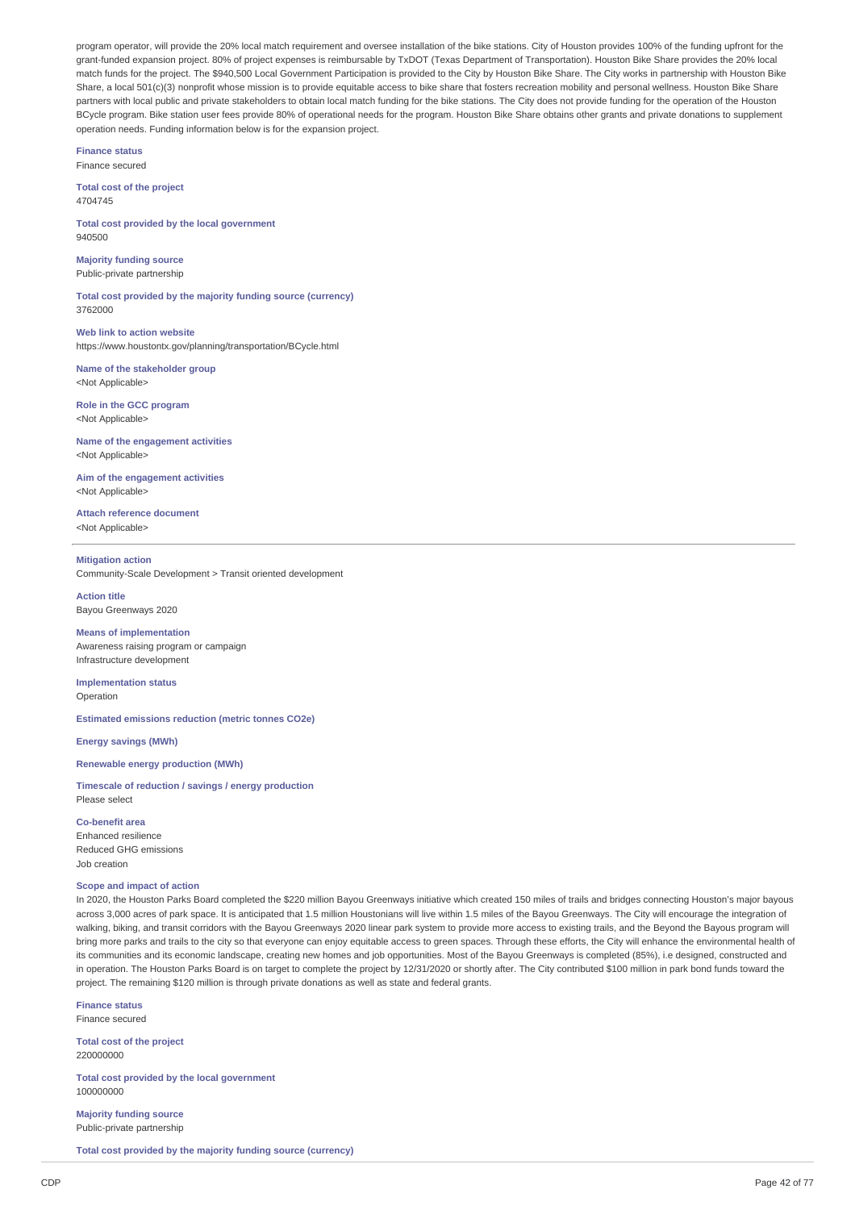program operator, will provide the 20% local match requirement and oversee installation of the bike stations. City of Houston provides 100% of the funding upfront for the grant-funded expansion project. 80% of project expenses is reimbursable by TxDOT (Texas Department of Transportation). Houston Bike Share provides the 20% local match funds for the project. The $940,500 Local Government Participation is provided to the City by Houston Bike Share. The City works in partnership with Houston Bike Share, a local 501(c)(3) nonprofit whose mission is to provide equitable access to bike share that fosters recreation mobility and personal wellness. Houston Bike Share partners with local public and private stakeholders to obtain local match funding for the bike stations. The City does not provide funding for the operation of the Houston BCycle program. Bike station user fees provide 80% of operational needs for the program. Houston Bike Share obtains other grants and private donations to supplement operation needs. Funding information below is for the expansion project.

**Finance status**
Finance secured

**Total cost of the project**
4704745

**Total cost provided by the local government**
940500

**Majority funding source**
Public-private partnership

**Total cost provided by the majority funding source (currency)**
3762000

**Web link to action website**
https://www.houstontx.gov/planning/transportation/BCycle.html

**Name of the stakeholder group**
<Not Applicable>

**Role in the GCC program**
<Not Applicable>

**Name of the engagement activities**
<Not Applicable>

**Aim of the engagement activities**
<Not Applicable>

**Attach reference document**
<Not Applicable>

---

**Mitigation action**
Community-Scale Development > Transit oriented development

**Action title**
Bayou Greenways 2020

**Means of implementation**
Awareness raising program or campaign
Infrastructure development

**Implementation status**
Operation

**Estimated emissions reduction (metric tonnes CO2e)**

**Energy savings (MWh)**

**Renewable energy production (MWh)**

**Timescale of reduction / savings / energy production**
Please select

**Co-benefit area**
Enhanced resilience
Reduced GHG emissions
Job creation

**Scope and impact of action**
In 2020, the Houston Parks Board completed the $220 million Bayou Greenways initiative which created 150 miles of trails and bridges connecting Houston's major bayous across 3,000 acres of park space. It is anticipated that 1.5 million Houstonians will live within 1.5 miles of the Bayou Greenways. The City will encourage the integration of walking, biking, and transit corridors with the Bayou Greenways 2020 linear park system to provide more access to existing trails, and the Beyond the Bayous program will bring more parks and trails to the city so that everyone can enjoy equitable access to green spaces. Through these efforts, the City will enhance the environmental health of its communities and its economic landscape, creating new homes and job opportunities. Most of the Bayou Greenways is completed (85%), i.e designed, constructed and in operation. The Houston Parks Board is on target to complete the project by 12/31/2020 or shortly after. The City contributed $100 million in park bond funds toward the project. The remaining $120 million is through private donations as well as state and federal grants.

**Finance status**
Finance secured

**Total cost of the project**
220000000

**Total cost provided by the local government**
100000000

**Majority funding source**
Public-private partnership

**Total cost provided by the majority funding source (currency)**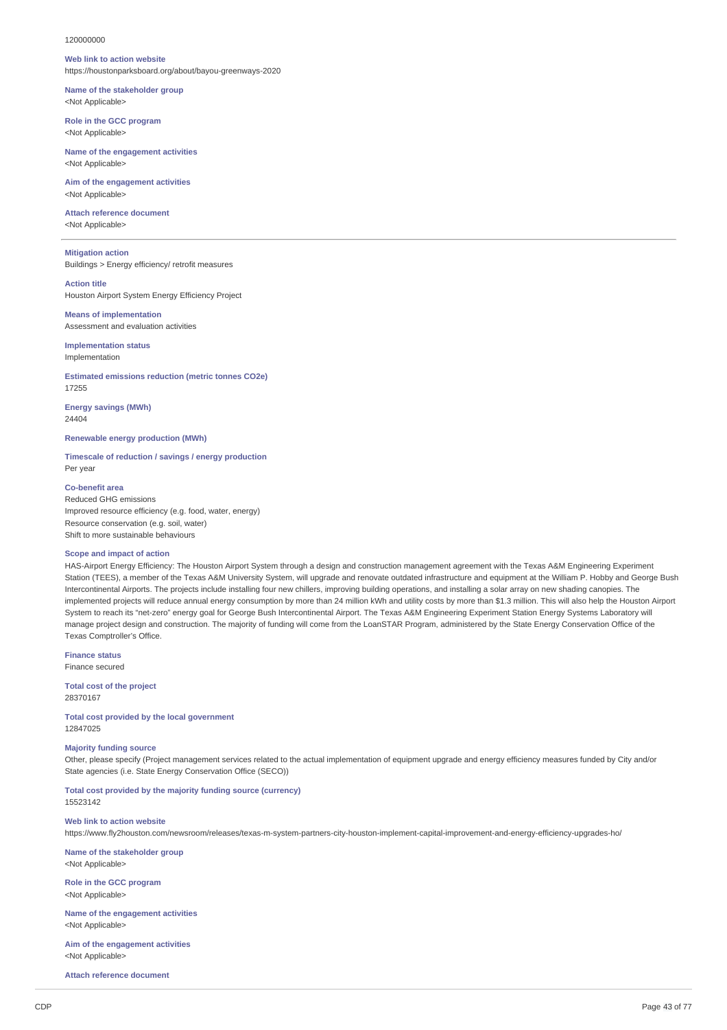120000000

**Web link to action website**
https://houstonparksboard.org/about/bayou-greenways-2020

**Name of the stakeholder group**
<Not Applicable>

**Role in the GCC program**
<Not Applicable>

**Name of the engagement activities**
<Not Applicable>

**Aim of the engagement activities**
<Not Applicable>

**Attach reference document**
<Not Applicable>

---

**Mitigation action**
Buildings > Energy efficiency/ retrofit measures

**Action title**
Houston Airport System Energy Efficiency Project

**Means of implementation**
Assessment and evaluation activities

**Implementation status**
Implementation

**Estimated emissions reduction (metric tonnes CO2e)**
17255

**Energy savings (MWh)**
24404

**Renewable energy production (MWh)**

**Timescale of reduction / savings / energy production**
Per year

**Co-benefit area**
Reduced GHG emissions
Improved resource efficiency (e.g. food, water, energy)
Resource conservation (e.g. soil, water)
Shift to more sustainable behaviours

**Scope and impact of action**
HAS-Airport Energy Efficiency: The Houston Airport System through a design and construction management agreement with the Texas A&M Engineering Experiment Station (TEES), a member of the Texas A&M University System, will upgrade and renovate outdated infrastructure and equipment at the William P. Hobby and George Bush Intercontinental Airports. The projects include installing four new chillers, improving building operations, and installing a solar array on new shading canopies. The implemented projects will reduce annual energy consumption by more than 24 million kWh and utility costs by more than $1.3 million. This will also help the Houston Airport System to reach its "net-zero" energy goal for George Bush Intercontinental Airport. The Texas A&M Engineering Experiment Station Energy Systems Laboratory will manage project design and construction. The majority of funding will come from the LoanSTAR Program, administered by the State Energy Conservation Office of the Texas Comptroller's Office.

**Finance status**
Finance secured

**Total cost of the project**
28370167

**Total cost provided by the local government**
12847025

**Majority funding source**
Other, please specify (Project management services related to the actual implementation of equipment upgrade and energy efficiency measures funded by City and/or State agencies (i.e. State Energy Conservation Office (SECO))

**Total cost provided by the majority funding source (currency)**
15523142

**Web link to action website**
https://www.fly2houston.com/newsroom/releases/texas-m-system-partners-city-houston-implement-capital-improvement-and-energy-efficiency-upgrades-ho/

**Name of the stakeholder group**
<Not Applicable>

**Role in the GCC program**
<Not Applicable>

**Name of the engagement activities**
<Not Applicable>

**Aim of the engagement activities**
<Not Applicable>

**Attach reference document**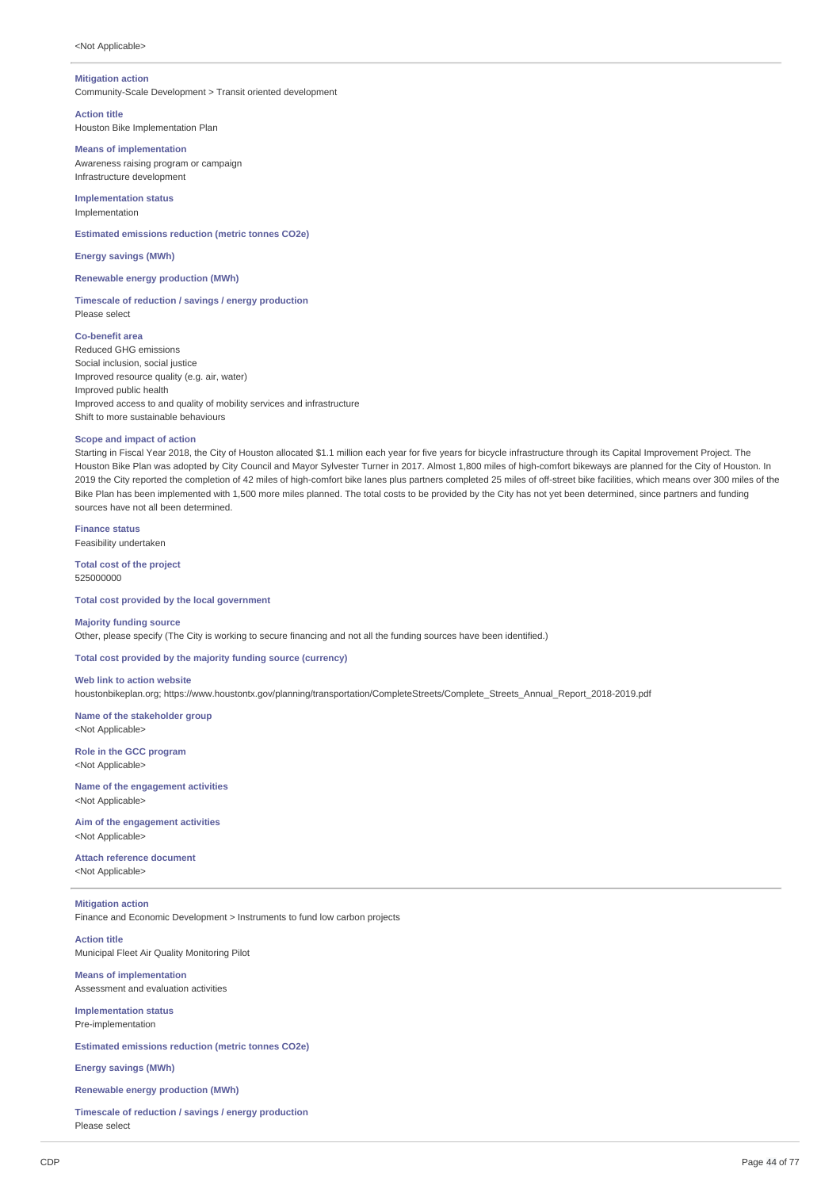<Not Applicable>

---

**Mitigation action**
Community-Scale Development > Transit oriented development

**Action title**
Houston Bike Implementation Plan

**Means of implementation**
Awareness raising program or campaign
Infrastructure development

**Implementation status**
Implementation

**Estimated emissions reduction (metric tonnes CO2e)**

**Energy savings (MWh)**

**Renewable energy production (MWh)**

**Timescale of reduction / savings / energy production**
Please select

**Co-benefit area**
Reduced GHG emissions
Social inclusion, social justice
Improved resource quality (e.g. air, water)
Improved public health
Improved access to and quality of mobility services and infrastructure
Shift to more sustainable behaviours

**Scope and impact of action**
Starting in Fiscal Year 2018, the City of Houston allocated $1.1 million each year for five years for bicycle infrastructure through its Capital Improvement Project. The Houston Bike Plan was adopted by City Council and Mayor Sylvester Turner in 2017. Almost 1,800 miles of high-comfort bikeways are planned for the City of Houston. In 2019 the City reported the completion of 42 miles of high-comfort bike lanes plus partners completed 25 miles of off-street bike facilities, which means over 300 miles of the Bike Plan has been implemented with 1,500 more miles planned. The total costs to be provided by the City has not yet been determined, since partners and funding sources have not all been determined.

**Finance status**
Feasibility undertaken

**Total cost of the project**
525000000

**Total cost provided by the local government**

**Majority funding source**
Other, please specify (The City is working to secure financing and not all the funding sources have been identified.)

**Total cost provided by the majority funding source (currency)**

**Web link to action website**
houstonbikeplan.org; https://www.houstontx.gov/planning/transportation/CompleteStreets/Complete_Streets_Annual_Report_2018-2019.pdf

**Name of the stakeholder group**
<Not Applicable>

**Role in the GCC program**
<Not Applicable>

**Name of the engagement activities**
<Not Applicable>

**Aim of the engagement activities**
<Not Applicable>

**Attach reference document**
<Not Applicable>

---

**Mitigation action**
Finance and Economic Development > Instruments to fund low carbon projects

**Action title**
Municipal Fleet Air Quality Monitoring Pilot

**Means of implementation**
Assessment and evaluation activities

**Implementation status**
Pre-implementation

**Estimated emissions reduction (metric tonnes CO2e)**

**Energy savings (MWh)**

**Renewable energy production (MWh)**

**Timescale of reduction / savings / energy production**
Please select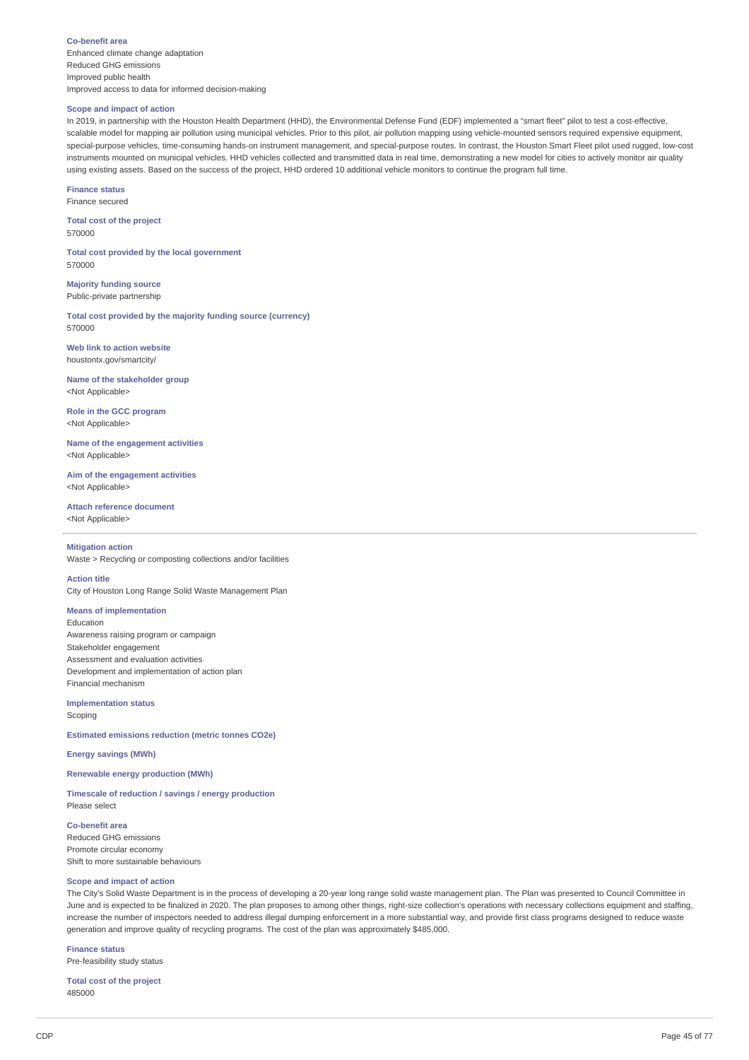**Co-benefit area**
Enhanced climate change adaptation
Reduced GHG emissions
Improved public health
Improved access to data for informed decision-making

**Scope and impact of action**
In 2019, in partnership with the Houston Health Department (HHD), the Environmental Defense Fund (EDF) implemented a "smart fleet" pilot to test a cost-effective, scalable model for mapping air pollution using municipal vehicles. Prior to this pilot, air pollution mapping using vehicle-mounted sensors required expensive equipment, special-purpose vehicles, time-consuming hands-on instrument management, and special-purpose routes. In contrast, the Houston Smart Fleet pilot used rugged, low-cost instruments mounted on municipal vehicles. HHD vehicles collected and transmitted data in real time, demonstrating a new model for cities to actively monitor air quality using existing assets. Based on the success of the project, HHD ordered 10 additional vehicle monitors to continue the program full time.

**Finance status**
Finance secured

**Total cost of the project**
570000

**Total cost provided by the local government**
570000

**Majority funding source**
Public-private partnership

**Total cost provided by the majority funding source (currency)**
570000

**Web link to action website**
houstontx.gov/smartcity/

**Name of the stakeholder group**
<Not Applicable>

**Role in the GCC program**
<Not Applicable>

**Name of the engagement activities**
<Not Applicable>

**Aim of the engagement activities**
<Not Applicable>

**Attach reference document**
<Not Applicable>

---

**Mitigation action**
Waste > Recycling or composting collections and/or facilities

**Action title**
City of Houston Long Range Solid Waste Management Plan

**Means of implementation**
Education
Awareness raising program or campaign
Stakeholder engagement
Assessment and evaluation activities
Development and implementation of action plan
Financial mechanism

**Implementation status**
Scoping

**Estimated emissions reduction (metric tonnes CO2e)**

**Energy savings (MWh)**

**Renewable energy production (MWh)**

**Timescale of reduction / savings / energy production**
Please select

**Co-benefit area**
Reduced GHG emissions
Promote circular economy
Shift to more sustainable behaviours

**Scope and impact of action**
The City's Solid Waste Department is in the process of developing a 20-year long range solid waste management plan. The Plan was presented to Council Committee in June and is expected to be finalized in 2020. The plan proposes to among other things, right-size collection's operations with necessary collections equipment and staffing, increase the number of inspectors needed to address illegal dumping enforcement in a more substantial way, and provide first class programs designed to reduce waste generation and improve quality of recycling programs. The cost of the plan was approximately $485,000.

**Finance status**
Pre-feasibility study status

**Total cost of the project**
485000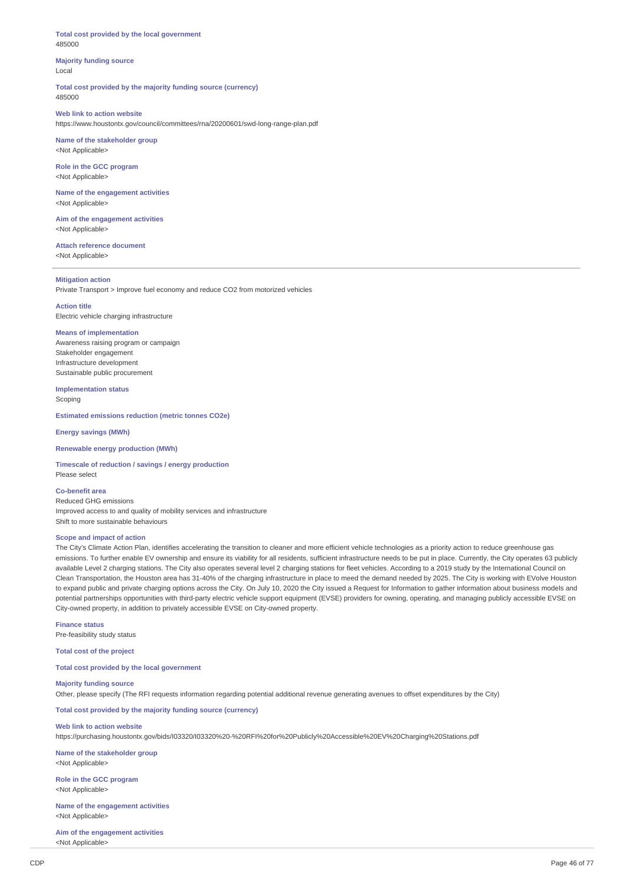**Total cost provided by the local government**
485000

**Majority funding source**
Local

**Total cost provided by the majority funding source (currency)**
485000

**Web link to action website**
https://www.houstontx.gov/council/committees/rna/20200601/swd-long-range-plan.pdf

**Name of the stakeholder group**
<Not Applicable>

**Role in the GCC program**
<Not Applicable>

**Name of the engagement activities**
<Not Applicable>

**Aim of the engagement activities**
<Not Applicable>

**Attach reference document**
<Not Applicable>

---

**Mitigation action**
Private Transport > Improve fuel economy and reduce CO2 from motorized vehicles

**Action title**
Electric vehicle charging infrastructure

**Means of implementation**
Awareness raising program or campaign
Stakeholder engagement
Infrastructure development
Sustainable public procurement

**Implementation status**
Scoping

**Estimated emissions reduction (metric tonnes CO2e)**

**Energy savings (MWh)**

**Renewable energy production (MWh)**

**Timescale of reduction / savings / energy production**
Please select

**Co-benefit area**
Reduced GHG emissions
Improved access to and quality of mobility services and infrastructure
Shift to more sustainable behaviours

**Scope and impact of action**
The City's Climate Action Plan, identifies accelerating the transition to cleaner and more efficient vehicle technologies as a priority action to reduce greenhouse gas emissions. To further enable EV ownership and ensure its viability for all residents, sufficient infrastructure needs to be put in place. Currently, the City operates 63 publicly available Level 2 charging stations. The City also operates several level 2 charging stations for fleet vehicles. According to a 2019 study by the International Council on Clean Transportation, the Houston area has 31-40% of the charging infrastructure in place to meed the demand needed by 2025. The City is working with EVolve Houston to expand public and private charging options across the City. On July 10, 2020 the City issued a Request for Information to gather information about business models and potential partnerships opportunities with third-party electric vehicle support equipment (EVSE) providers for owning, operating, and managing publicly accessible EVSE on City-owned property, in addition to privately accessible EVSE on City-owned property.

**Finance status**
Pre-feasibility study status

**Total cost of the project**

**Total cost provided by the local government**

**Majority funding source**
Other, please specify (The RFI requests information regarding potential additional revenue generating avenues to offset expenditures by the City)

**Total cost provided by the majority funding source (currency)**

**Web link to action website**
https://purchasing.houstontx.gov/bids/I03320/I03320%20-%20RFI%20for%20Publicly%20Accessible%20EV%20Charging%20Stations.pdf

**Name of the stakeholder group**
<Not Applicable>

**Role in the GCC program**
<Not Applicable>

**Name of the engagement activities**
<Not Applicable>

**Aim of the engagement activities**
<Not Applicable>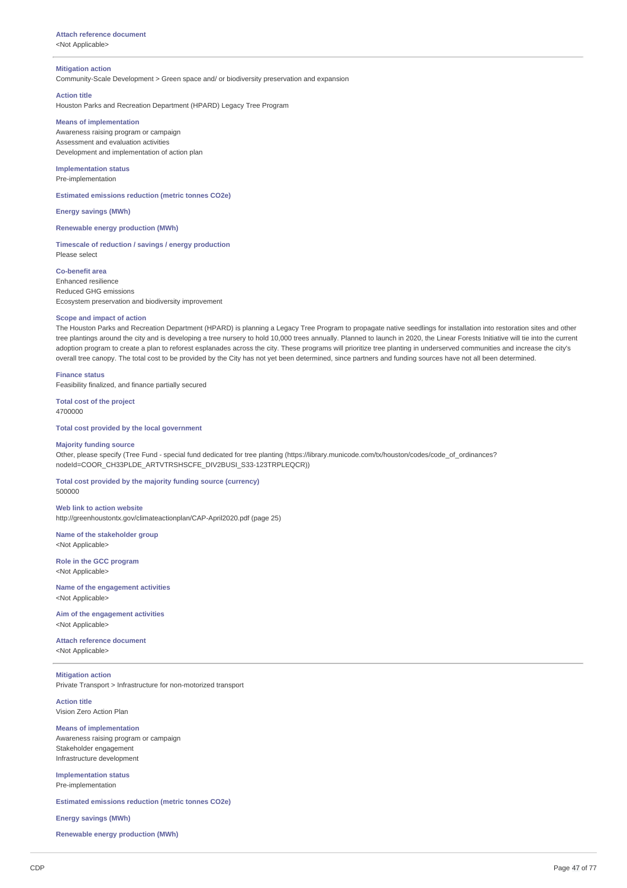**Attach reference document**
<Not Applicable>

---

**Mitigation action**
Community-Scale Development > Green space and/ or biodiversity preservation and expansion

**Action title**
Houston Parks and Recreation Department (HPARD) Legacy Tree Program

**Means of implementation**
Awareness raising program or campaign
Assessment and evaluation activities
Development and implementation of action plan

**Implementation status**
Pre-implementation

**Estimated emissions reduction (metric tonnes CO2e)**

**Energy savings (MWh)**

**Renewable energy production (MWh)**

**Timescale of reduction / savings / energy production**
Please select

**Co-benefit area**
Enhanced resilience
Reduced GHG emissions
Ecosystem preservation and biodiversity improvement

**Scope and impact of action**
The Houston Parks and Recreation Department (HPARD) is planning a Legacy Tree Program to propagate native seedlings for installation into restoration sites and other tree plantings around the city and is developing a tree nursery to hold 10,000 trees annually. Planned to launch in 2020, the Linear Forests Initiative will tie into the current adoption program to create a plan to reforest esplanades across the city. These programs will prioritize tree planting in underserved communities and increase the city's overall tree canopy. The total cost to be provided by the City has not yet been determined, since partners and funding sources have not all been determined.

**Finance status**
Feasibility finalized, and finance partially secured

**Total cost of the project**
4700000

**Total cost provided by the local government**

**Majority funding source**
Other, please specify (Tree Fund - special fund dedicated for tree planting (https://library.municode.com/tx/houston/codes/code_of_ordinances?nodeId=COOR_CH33PLDE_ARTVTRSHSCFE_DIV2BUSI_S33-123TRPLEQCR))

**Total cost provided by the majority funding source (currency)**
500000

**Web link to action website**
http://greenhoustontx.gov/climateactionplan/CAP-April2020.pdf (page 25)

**Name of the stakeholder group**
<Not Applicable>

**Role in the GCC program**
<Not Applicable>

**Name of the engagement activities**
<Not Applicable>

**Aim of the engagement activities**
<Not Applicable>

**Attach reference document**
<Not Applicable>

---

**Mitigation action**
Private Transport > Infrastructure for non-motorized transport

**Action title**
Vision Zero Action Plan

**Means of implementation**
Awareness raising program or campaign
Stakeholder engagement
Infrastructure development

**Implementation status**
Pre-implementation

**Estimated emissions reduction (metric tonnes CO2e)**

**Energy savings (MWh)**

**Renewable energy production (MWh)**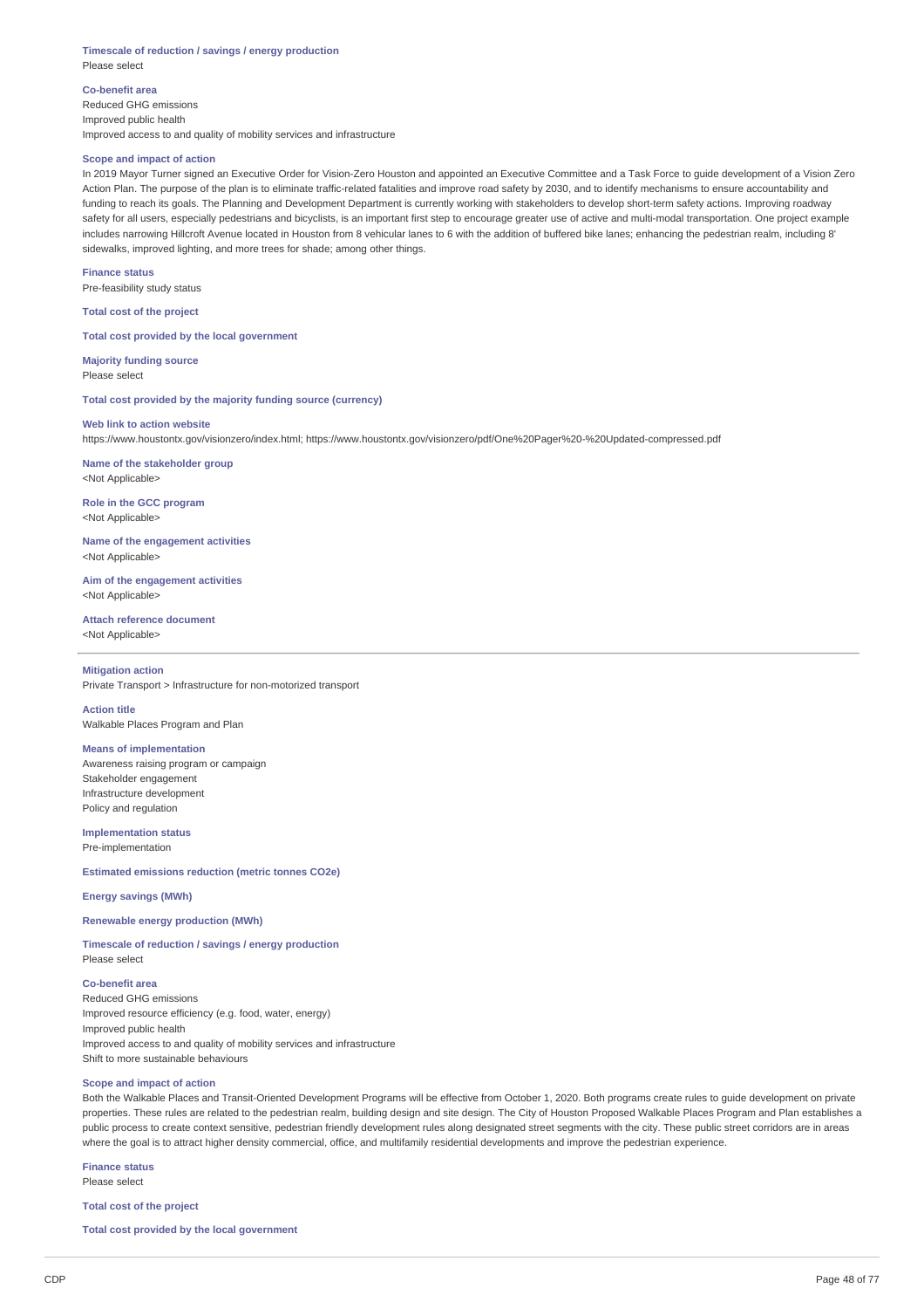**Timescale of reduction / savings / energy production**
Please select

**Co-benefit area**
Reduced GHG emissions
Improved public health
Improved access to and quality of mobility services and infrastructure

**Scope and impact of action**
In 2019 Mayor Turner signed an Executive Order for Vision-Zero Houston and appointed an Executive Committee and a Task Force to guide development of a Vision Zero Action Plan. The purpose of the plan is to eliminate traffic-related fatalities and improve road safety by 2030, and to identify mechanisms to ensure accountability and funding to reach its goals. The Planning and Development Department is currently working with stakeholders to develop short-term safety actions. Improving roadway safety for all users, especially pedestrians and bicyclists, is an important first step to encourage greater use of active and multi-modal transportation. One project example includes narrowing Hillcroft Avenue located in Houston from 8 vehicular lanes to 6 with the addition of buffered bike lanes; enhancing the pedestrian realm, including 8' sidewalks, improved lighting, and more trees for shade; among other things.

**Finance status**
Pre-feasibility study status

**Total cost of the project**

**Total cost provided by the local government**

**Majority funding source**
Please select

**Total cost provided by the majority funding source (currency)**

**Web link to action website**
https://www.houstontx.gov/visionzero/index.html; https://www.houstontx.gov/visionzero/pdf/One%20Pager%20-%20Updated-compressed.pdf

**Name of the stakeholder group**
<Not Applicable>

**Role in the GCC program**
<Not Applicable>

**Name of the engagement activities**
<Not Applicable>

**Aim of the engagement activities**
<Not Applicable>

**Attach reference document**
<Not Applicable>

---

**Mitigation action**
Private Transport > Infrastructure for non-motorized transport

**Action title**
Walkable Places Program and Plan

**Means of implementation**
Awareness raising program or campaign
Stakeholder engagement
Infrastructure development
Policy and regulation

**Implementation status**
Pre-implementation

**Estimated emissions reduction (metric tonnes CO2e)**

**Energy savings (MWh)**

**Renewable energy production (MWh)**

**Timescale of reduction / savings / energy production**
Please select

**Co-benefit area**
Reduced GHG emissions
Improved resource efficiency (e.g. food, water, energy)
Improved public health
Improved access to and quality of mobility services and infrastructure
Shift to more sustainable behaviours

**Scope and impact of action**
Both the Walkable Places and Transit-Oriented Development Programs will be effective from October 1, 2020. Both programs create rules to guide development on private properties. These rules are related to the pedestrian realm, building design and site design. The City of Houston Proposed Walkable Places Program and Plan establishes a public process to create context sensitive, pedestrian friendly development rules along designated street segments with the city. These public street corridors are in areas where the goal is to attract higher density commercial, office, and multifamily residential developments and improve the pedestrian experience.

**Finance status**
Please select

**Total cost of the project**

**Total cost provided by the local government**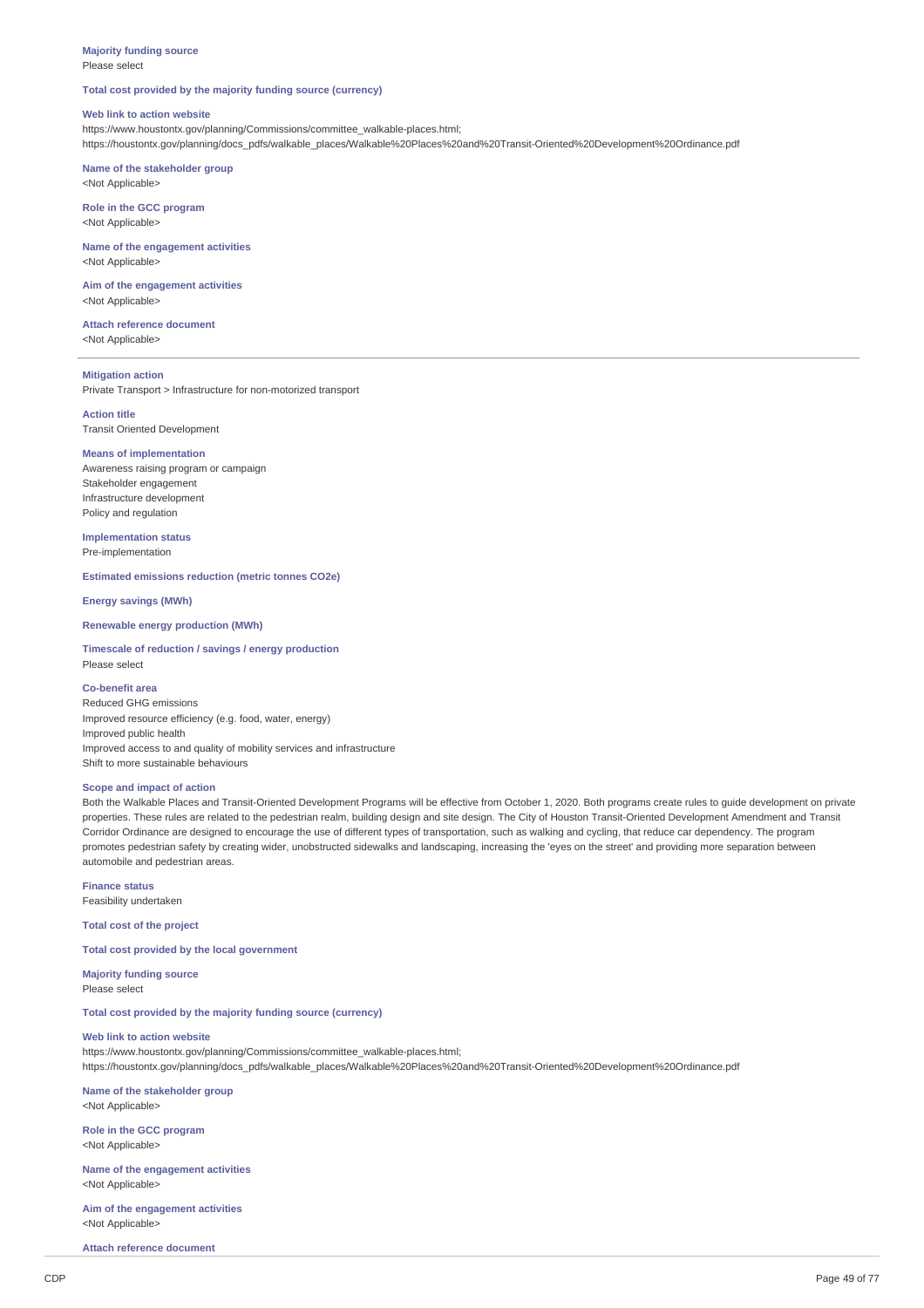**Majority funding source**
Please select

**Total cost provided by the majority funding source (currency)**

**Web link to action website**
https://www.houstontx.gov/planning/Commissions/committee_walkable-places.html;
https://houstontx.gov/planning/docs_pdfs/walkable_places/Walkable%20Places%20and%20Transit-Oriented%20Development%20Ordinance.pdf

**Name of the stakeholder group**
<Not Applicable>

**Role in the GCC program**
<Not Applicable>

**Name of the engagement activities**
<Not Applicable>

**Aim of the engagement activities**
<Not Applicable>

**Attach reference document**
<Not Applicable>

---

**Mitigation action**
Private Transport > Infrastructure for non-motorized transport

**Action title**
Transit Oriented Development

**Means of implementation**
Awareness raising program or campaign
Stakeholder engagement
Infrastructure development
Policy and regulation

**Implementation status**
Pre-implementation

**Estimated emissions reduction (metric tonnes CO2e)**

**Energy savings (MWh)**

**Renewable energy production (MWh)**

**Timescale of reduction / savings / energy production**
Please select

**Co-benefit area**
Reduced GHG emissions
Improved resource efficiency (e.g. food, water, energy)
Improved public health
Improved access to and quality of mobility services and infrastructure
Shift to more sustainable behaviours

**Scope and impact of action**
Both the Walkable Places and Transit-Oriented Development Programs will be effective from October 1, 2020. Both programs create rules to guide development on private properties. These rules are related to the pedestrian realm, building design and site design. The City of Houston Transit-Oriented Development Amendment and Transit Corridor Ordinance are designed to encourage the use of different types of transportation, such as walking and cycling, that reduce car dependency. The program promotes pedestrian safety by creating wider, unobstructed sidewalks and landscaping, increasing the 'eyes on the street' and providing more separation between automobile and pedestrian areas.

**Finance status**
Feasibility undertaken

**Total cost of the project**

**Total cost provided by the local government**

**Majority funding source**
Please select

**Total cost provided by the majority funding source (currency)**

**Web link to action website**
https://www.houstontx.gov/planning/Commissions/committee_walkable-places.html;
https://houstontx.gov/planning/docs_pdfs/walkable_places/Walkable%20Places%20and%20Transit-Oriented%20Development%20Ordinance.pdf

**Name of the stakeholder group**
<Not Applicable>

**Role in the GCC program**
<Not Applicable>

**Name of the engagement activities**
<Not Applicable>

**Aim of the engagement activities**
<Not Applicable>

**Attach reference document**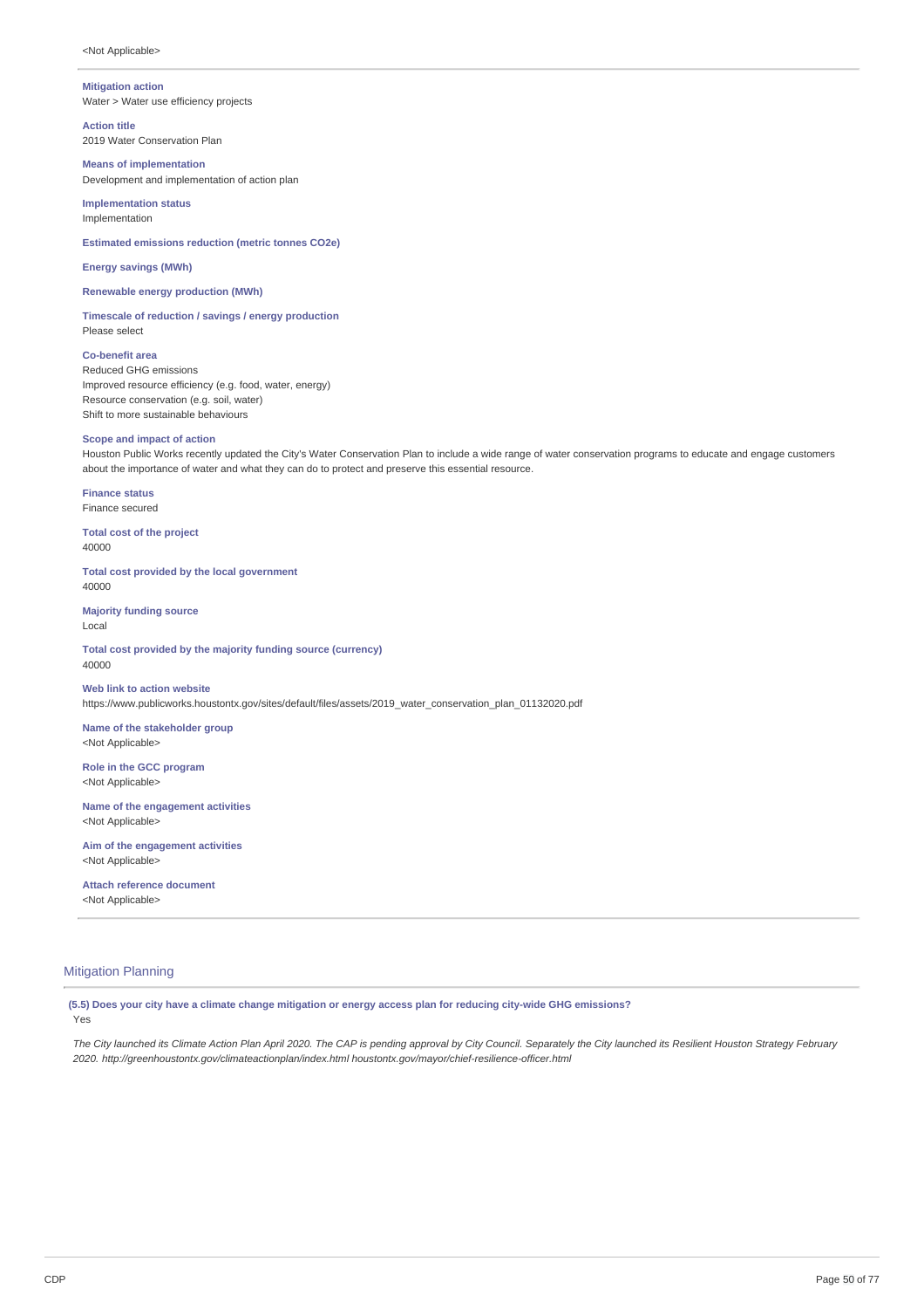<Not Applicable>

---

**Mitigation action**
Water > Water use efficiency projects

**Action title**
2019 Water Conservation Plan

**Means of implementation**
Development and implementation of action plan

**Implementation status**
Implementation

**Estimated emissions reduction (metric tonnes CO2e)**

**Energy savings (MWh)**

**Renewable energy production (MWh)**

**Timescale of reduction / savings / energy production**
Please select

**Co-benefit area**
Reduced GHG emissions
Improved resource efficiency (e.g. food, water, energy)
Resource conservation (e.g. soil, water)
Shift to more sustainable behaviours

**Scope and impact of action**
Houston Public Works recently updated the City's Water Conservation Plan to include a wide range of water conservation programs to educate and engage customers about the importance of water and what they can do to protect and preserve this essential resource.

**Finance status**
Finance secured

**Total cost of the project**
40000

**Total cost provided by the local government**
40000

**Majority funding source**
Local

**Total cost provided by the majority funding source (currency)**
40000

**Web link to action website**
https://www.publicworks.houstontx.gov/sites/default/files/assets/2019_water_conservation_plan_01132020.pdf

**Name of the stakeholder group**
<Not Applicable>

**Role in the GCC program**
<Not Applicable>

**Name of the engagement activities**
<Not Applicable>

**Aim of the engagement activities**
<Not Applicable>

**Attach reference document**
<Not Applicable>

---

## Mitigation Planning

**(5.5) Does your city have a climate change mitigation or energy access plan for reducing city-wide GHG emissions?**
Yes

*The City launched its Climate Action Plan April 2020. The CAP is pending approval by City Council. Separately the City launched its Resilient Houston Strategy February 2020. http://greenhoustontx.gov/climateactionplan/index.html houstontx.gov/mayor/chief-resilience-officer.html*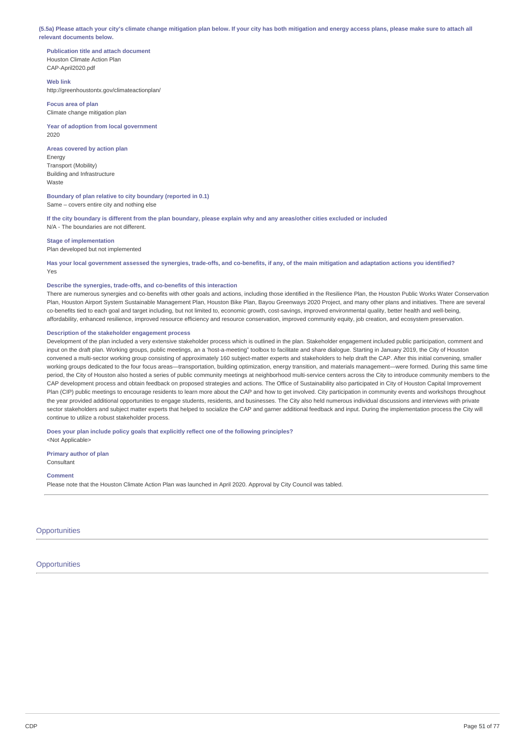**(5.5a) Please attach your city's climate change mitigation plan below. If your city has both mitigation and energy access plans, please make sure to attach all relevant documents below.**

**Publication title and attach document**
Houston Climate Action Plan
CAP-April2020.pdf

**Web link**
http://greenhoustontx.gov/climateactionplan/

**Focus area of plan**
Climate change mitigation plan

**Year of adoption from local government**
2020

**Areas covered by action plan**
Energy
Transport (Mobility)
Building and Infrastructure
Waste

**Boundary of plan relative to city boundary (reported in 0.1)**
Same – covers entire city and nothing else

**If the city boundary is different from the plan boundary, please explain why and any areas/other cities excluded or included**
N/A - The boundaries are not different.

**Stage of implementation**
Plan developed but not implemented

**Has your local government assessed the synergies, trade-offs, and co-benefits, if any, of the main mitigation and adaptation actions you identified?**
Yes

**Describe the synergies, trade-offs, and co-benefits of this interaction**
There are numerous synergies and co-benefits with other goals and actions, including those identified in the Resilience Plan, the Houston Public Works Water Conservation Plan, Houston Airport System Sustainable Management Plan, Houston Bike Plan, Bayou Greenways 2020 Project, and many other plans and initiatives. There are several co-benefits tied to each goal and target including, but not limited to, economic growth, cost-savings, improved environmental quality, better health and well-being, affordability, enhanced resilience, improved resource efficiency and resource conservation, improved community equity, job creation, and ecosystem preservation.

**Description of the stakeholder engagement process**
Development of the plan included a very extensive stakeholder process which is outlined in the plan. Stakeholder engagement included public participation, comment and input on the draft plan. Working groups, public meetings, an a 'host-a-meeting" toolbox to facilitate and share dialogue. Starting in January 2019, the City of Houston convened a multi-sector working group consisting of approximately 160 subject-matter experts and stakeholders to help draft the CAP. After this initial convening, smaller working groups dedicated to the four focus areas—transportation, building optimization, energy transition, and materials management—were formed. During this same time period, the City of Houston also hosted a series of public community meetings at neighborhood multi-service centers across the City to introduce community members to the CAP development process and obtain feedback on proposed strategies and actions. The Office of Sustainability also participated in City of Houston Capital Improvement Plan (CIP) public meetings to encourage residents to learn more about the CAP and how to get involved. City participation in community events and workshops throughout the year provided additional opportunities to engage students, residents, and businesses. The City also held numerous individual discussions and interviews with private sector stakeholders and subject matter experts that helped to socialize the CAP and garner additional feedback and input. During the implementation process the City will continue to utilize a robust stakeholder process.

**Does your plan include policy goals that explicitly reflect one of the following principles?**
<Not Applicable>

**Primary author of plan**
Consultant

**Comment**
Please note that the Houston Climate Action Plan was launched in April 2020. Approval by City Council was tabled.

## Opportunities

## Opportunities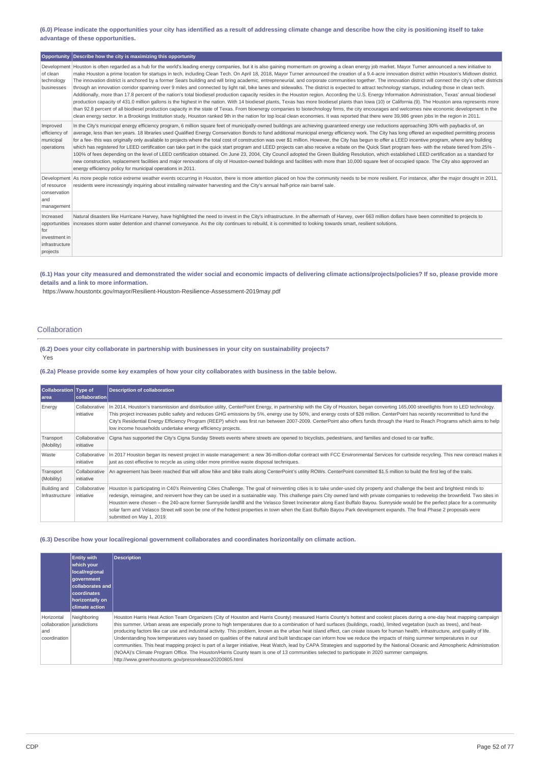**(6.0) Please indicate the opportunities your city has identified as a result of addressing climate change and describe how the city is positioning itself to take advantage of these opportunities.**

| Opportunity | Describe how the city is maximizing this opportunity |
|---|---|
| Development of clean technology businesses | Houston is often regarded as a hub for the world's leading energy companies, but it is also gaining momentum on growing a clean energy job market. Mayor Turner announced a new initiative to make Houston a prime location for startups in tech, including Clean Tech. On April 18, 2018, Mayor Turner announced the creation of a 9.4-acre innovation district within Houston's Midtown district. The innovation district is anchored by a former Sears building and will bring academic, entrepreneurial, and corporate communities together. The innovation district will connect the city's other districts through an innovation corridor spanning over 9 miles and connected by light rail, bike lanes and sidewalks. The district is expected to attract technology startups, including those in clean tech. Additionally, more than 17.8 percent of the nation's total biodiesel production capacity resides in the Houston region. According the U.S. Energy Information Administration, Texas' annual biodiesel production capacity of 431.0 million gallons is the highest in the nation. With 14 biodiesel plants, Texas has more biodiesel plants than Iowa (10) or California (9). The Houston area represents more than 92.8 percent of all biodiesel production capacity in the state of Texas. From bioenergy companies to biotechnology firms, the city encourages and welcomes new economic development in the clean energy sector. In a Brookings Institution study, Houston ranked 9th in the nation for top local clean economies. It was reported that there were 39,986 green jobs in the region in 2011. |
| Improved efficiency of municipal operations | In the City's municipal energy efficiency program, 6 million square feet of municipally-owned buildings are achieving guaranteed energy use reductions approaching 30% with paybacks of, on average, less than ten years. 18 libraries used Qualified Energy Conservation Bonds to fund additional municipal energy efficiency work. The City has long offered an expedited permitting process for a fee- this was originally only available to projects where the total cost of construction was over $1 million. However, the City has begun to offer a LEED incentive program, where any building which has registered for LEED certification can take part in the quick start program and LEED projects can also receive a rebate on the Quick Start program fees- with the rebate tiered from 25% - 100% of fees depending on the level of LEED certification obtained. On June 23, 2004, City Council adopted the Green Building Resolution, which established LEED certification as a standard for new construction, replacement facilities and major renovations of city of Houston-owned buildings and facilities with more than 10,000 square feet of occupied space. The City also approved an energy efficiency policy for municipal operations in 2011. |
| Development of resource conservation and management | As more people notice extreme weather events occurring in Houston, there is more attention placed on how the community needs to be more resilient. For instance, after the major drought in 2011, residents were increasingly inquiring about installing rainwater harvesting and the City's annual half-price rain barrel sale. |
| Increased opportunities for investment in infrastructure projects | Natural disasters like Hurricane Harvey, have highlighted the need to invest in the City's infrastructure. In the aftermath of Harvey, over 663 million dollars have been committed to projects to increases storm water detention and channel conveyance. As the city continues to rebuild, it is committed to looking towards smart, resilient solutions. |

**(6.1) Has your city measured and demonstrated the wider social and economic impacts of delivering climate actions/projects/policies? If so, please provide more details and a link to more information.**

https://www.houstontx.gov/mayor/Resilient-Houston-Resilience-Assessment-2019may.pdf

## Collaboration

**(6.2) Does your city collaborate in partnership with businesses in your city on sustainability projects?**

Yes

**(6.2a) Please provide some key examples of how your city collaborates with business in the table below.**

| Collaboration area | Type of collaboration | Description of collaboration |
|---|---|---|
| Energy | Collaborative initiative | In 2014, Houston's transmission and distribution utility, CenterPoint Energy, in partnership with the City of Houston, began converting 165,000 streetlights from to LED technology. This project increases public safety and reduces GHG emissions by 5%, energy use by 50%, and energy costs of $28 million. CenterPoint has recently recommitted to fund the City's Residential Energy Efficiency Program (REEP) which was first run between 2007-2009. CenterPoint also offers funds through the Hard to Reach Programs which aims to help low income households undertake energy efficiency projects. |
| Transport (Mobility) | Collaborative initiative | Cigna has supported the City's Cigna Sunday Streets events where streets are opened to bicyclists, pedestrians, and families and closed to car traffic. |
| Waste | Collaborative initiative | In 2017 Houston began its newest project in waste management: a new 36-million-dollar contract with FCC Environmental Services for curbside recycling. This new contract makes it just as cost effective to recycle as using older more primitive waste disposal techniques. |
| Transport (Mobility) | Collaborative initiative | An agreement has been reached that will allow hike and bike trails along CenterPoint's utility ROWs. CenterPoint committed $1.5 million to build the first leg of the trails. |
| Building and Infrastructure | Collaborative initiative | Houston is participating in C40's Reinventing Cities Challenge. The goal of reinventing cities is to take under-used city property and challenge the best and brightest minds to redesign, reimagine, and reinvent how they can be used in a sustainable way. This challenge pairs City owned land with private companies to redevelop the brownfield. Two sites in Houston were chosen – the 240-acre former Sunnyside landfill and the Velasco Street Incinerator along East Buffalo Bayou. Sunnyside would be the perfect place for a community solar farm and Velasco Street will soon be one of the hottest properties in town when the East Buffalo Bayou Park development expands. The final Phase 2 proposals were submitted on May 1, 2019. |

**(6.3) Describe how your local/regional government collaborates and coordinates horizontally on climate action.**

| | Entity with which your local/regional government collaborates and coordinates horizontally on climate action | Description |
|---|---|---|
| Horizontal collaboration and coordination | Neighboring jurisdictions | Houston Harris Heat Action Team Organizers (City of Houston and Harris County) measured Harris County's hottest and coolest places during a one-day heat mapping campaign this summer. Urban areas are especially prone to high temperatures due to a combination of hard surfaces (buildings, roads), limited vegetation (such as trees), and heat-producing factors like car use and industrial activity. This problem, known as the urban heat island effect, can create issues for human health, infrastructure, and quality of life. Understanding how temperatures vary based on qualities of the natural and built landscape can inform how we reduce the impacts of rising summer temperatures in our communities. This heat mapping project is part of a larger initiative, Heat Watch, lead by CAPA Strategies and supported by the National Oceanic and Atmospheric Administration (NOAA)'s Climate Program Office. The Houston/Harris County team is one of 13 communities selected to participate in 2020 summer campaigns. http://www.greenhoustontx.gov/pressrelease20200805.html |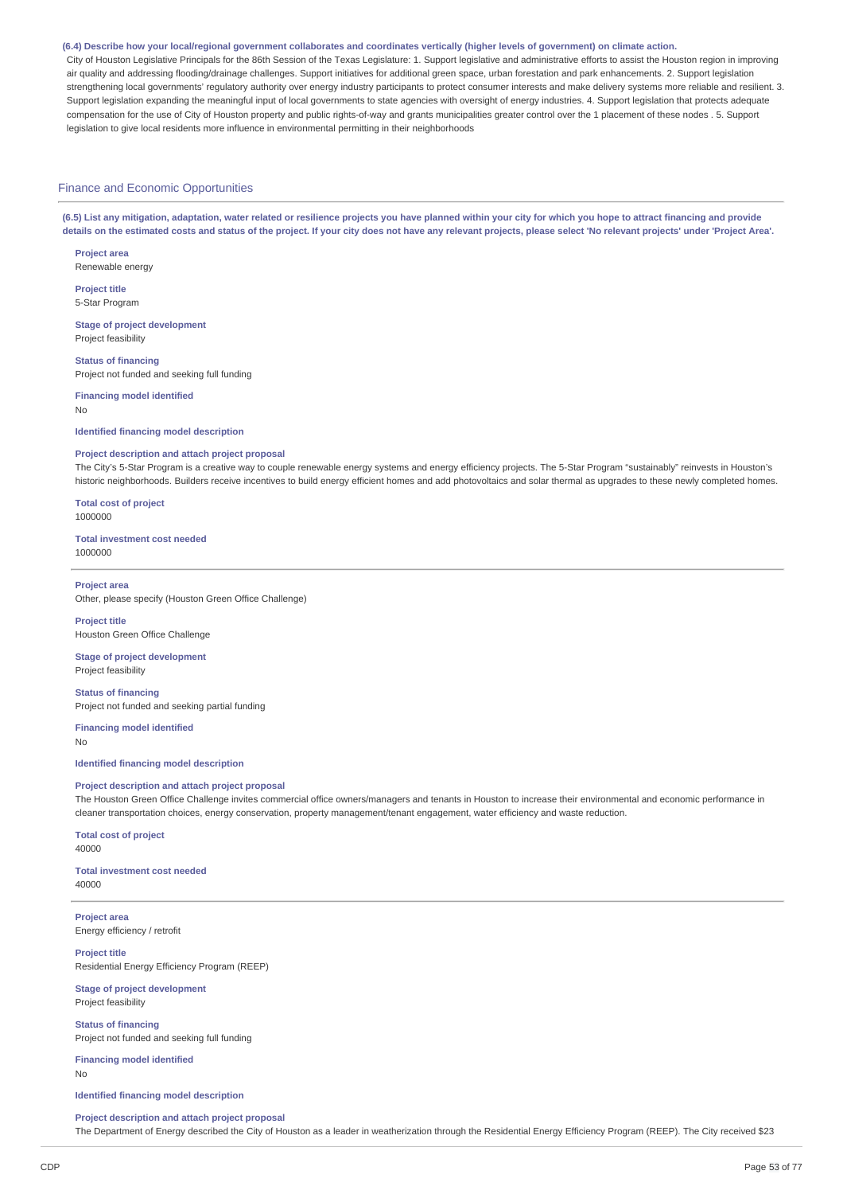**(6.4) Describe how your local/regional government collaborates and coordinates vertically (higher levels of government) on climate action.**

City of Houston Legislative Principals for the 86th Session of the Texas Legislature: 1. Support legislative and administrative efforts to assist the Houston region in improving air quality and addressing flooding/drainage challenges. Support initiatives for additional green space, urban forestation and park enhancements. 2. Support legislation strengthening local governments' regulatory authority over energy industry participants to protect consumer interests and make delivery systems more reliable and resilient. 3. Support legislation expanding the meaningful input of local governments to state agencies with oversight of energy industries. 4. Support legislation that protects adequate compensation for the use of City of Houston property and public rights-of-way and grants municipalities greater control over the 1 placement of these nodes . 5. Support legislation to give local residents more influence in environmental permitting in their neighborhoods

## Finance and Economic Opportunities

**(6.5) List any mitigation, adaptation, water related or resilience projects you have planned within your city for which you hope to attract financing and provide details on the estimated costs and status of the project. If your city does not have any relevant projects, please select 'No relevant projects' under 'Project Area'.**

**Project area**
Renewable energy

**Project title**
5-Star Program

**Stage of project development**
Project feasibility

**Status of financing**
Project not funded and seeking full funding

**Financing model identified**
No

**Identified financing model description**

**Project description and attach project proposal**
The City's 5-Star Program is a creative way to couple renewable energy systems and energy efficiency projects. The 5-Star Program "sustainably" reinvests in Houston's historic neighborhoods. Builders receive incentives to build energy efficient homes and add photovoltaics and solar thermal as upgrades to these newly completed homes.

**Total cost of project**
1000000

**Total investment cost needed**
1000000

---

**Project area**
Other, please specify (Houston Green Office Challenge)

**Project title**
Houston Green Office Challenge

**Stage of project development**
Project feasibility

**Status of financing**
Project not funded and seeking partial funding

**Financing model identified**
No

**Identified financing model description**

**Project description and attach project proposal**
The Houston Green Office Challenge invites commercial office owners/managers and tenants in Houston to increase their environmental and economic performance in cleaner transportation choices, energy conservation, property management/tenant engagement, water efficiency and waste reduction.

**Total cost of project**
40000

**Total investment cost needed**
40000

---

**Project area**
Energy efficiency / retrofit

**Project title**
Residential Energy Efficiency Program (REEP)

**Stage of project development**
Project feasibility

**Status of financing**
Project not funded and seeking full funding

**Financing model identified**
No

**Identified financing model description**

**Project description and attach project proposal**
The Department of Energy described the City of Houston as a leader in weatherization through the Residential Energy Efficiency Program (REEP). The City received $23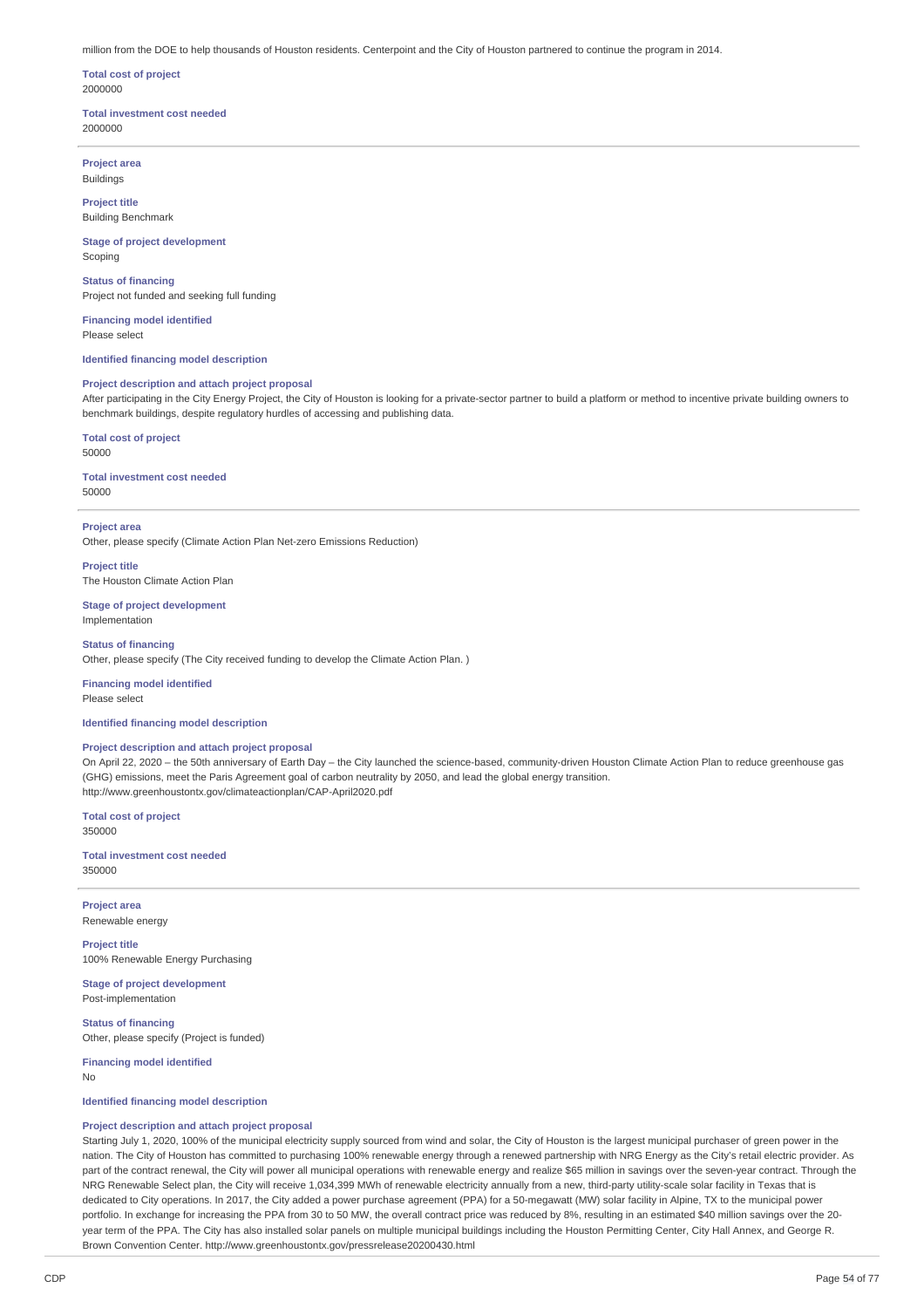million from the DOE to help thousands of Houston residents. Centerpoint and the City of Houston partnered to continue the program in 2014.

**Total cost of project**
2000000

**Total investment cost needed**
2000000

---

**Project area**
Buildings

**Project title**
Building Benchmark

**Stage of project development**
Scoping

**Status of financing**
Project not funded and seeking full funding

**Financing model identified**
Please select

**Identified financing model description**

**Project description and attach project proposal**
After participating in the City Energy Project, the City of Houston is looking for a private-sector partner to build a platform or method to incentive private building owners to benchmark buildings, despite regulatory hurdles of accessing and publishing data.

**Total cost of project**
50000

**Total investment cost needed**
50000

---

**Project area**
Other, please specify (Climate Action Plan Net-zero Emissions Reduction)

**Project title**
The Houston Climate Action Plan

**Stage of project development**
Implementation

**Status of financing**
Other, please specify (The City received funding to develop the Climate Action Plan. )

**Financing model identified**
Please select

**Identified financing model description**

**Project description and attach project proposal**
On April 22, 2020 – the 50th anniversary of Earth Day – the City launched the science-based, community-driven Houston Climate Action Plan to reduce greenhouse gas (GHG) emissions, meet the Paris Agreement goal of carbon neutrality by 2050, and lead the global energy transition.
http://www.greenhoustontx.gov/climateactionplan/CAP-April2020.pdf

**Total cost of project**
350000

**Total investment cost needed**
350000

---

**Project area**
Renewable energy

**Project title**
100% Renewable Energy Purchasing

**Stage of project development**
Post-implementation

**Status of financing**
Other, please specify (Project is funded)

**Financing model identified**
No

**Identified financing model description**

**Project description and attach project proposal**
Starting July 1, 2020, 100% of the municipal electricity supply sourced from wind and solar, the City of Houston is the largest municipal purchaser of green power in the nation. The City of Houston has committed to purchasing 100% renewable energy through a renewed partnership with NRG Energy as the City's retail electric provider. As part of the contract renewal, the City will power all municipal operations with renewable energy and realize $65 million in savings over the seven-year contract. Through the NRG Renewable Select plan, the City will receive 1,034,399 MWh of renewable electricity annually from a new, third-party utility-scale solar facility in Texas that is dedicated to City operations. In 2017, the City added a power purchase agreement (PPA) for a 50-megawatt (MW) solar facility in Alpine, TX to the municipal power portfolio. In exchange for increasing the PPA from 30 to 50 MW, the overall contract price was reduced by 8%, resulting in an estimated $40 million savings over the 20-year term of the PPA. The City has also installed solar panels on multiple municipal buildings including the Houston Permitting Center, City Hall Annex, and George R. Brown Convention Center. http://www.greenhoustontx.gov/pressrelease20200430.html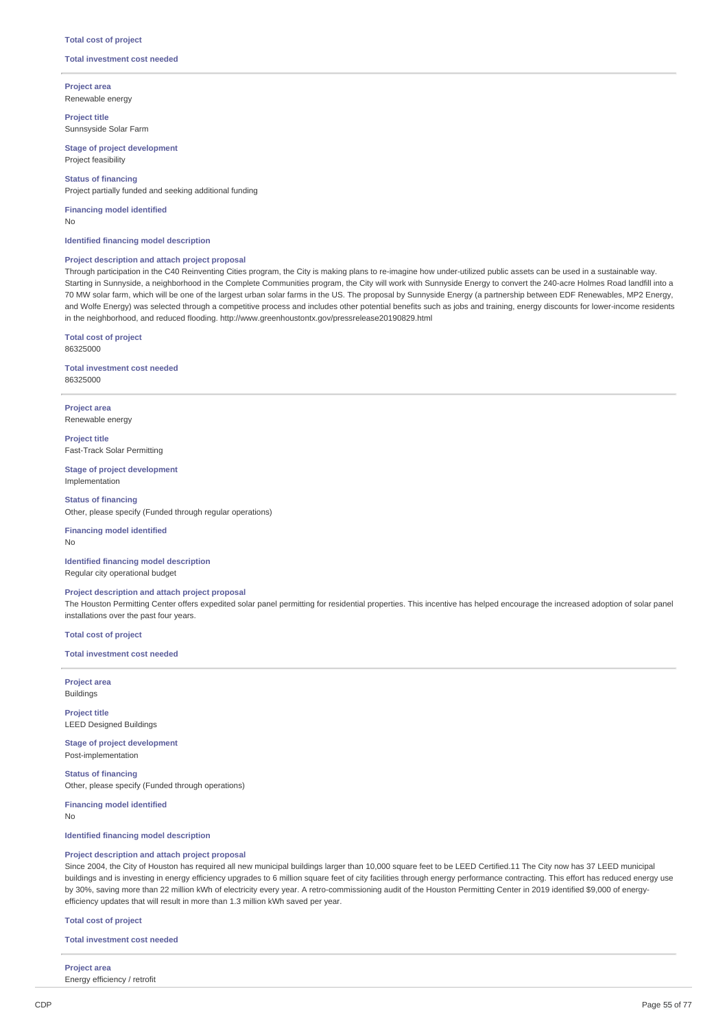**Total cost of project**

**Total investment cost needed**

---

**Project area**
Renewable energy

**Project title**
Sunnsyside Solar Farm

**Stage of project development**
Project feasibility

**Status of financing**
Project partially funded and seeking additional funding

**Financing model identified**
No

**Identified financing model description**

**Project description and attach project proposal**
Through participation in the C40 Reinventing Cities program, the City is making plans to re-imagine how under-utilized public assets can be used in a sustainable way. Starting in Sunnyside, a neighborhood in the Complete Communities program, the City will work with Sunnyside Energy to convert the 240-acre Holmes Road landfill into a 70 MW solar farm, which will be one of the largest urban solar farms in the US. The proposal by Sunnyside Energy (a partnership between EDF Renewables, MP2 Energy, and Wolfe Energy) was selected through a competitive process and includes other potential benefits such as jobs and training, energy discounts for lower-income residents in the neighborhood, and reduced flooding. http://www.greenhoustontx.gov/pressrelease20190829.html

**Total cost of project**
86325000

**Total investment cost needed**
86325000

---

**Project area**
Renewable energy

**Project title**
Fast-Track Solar Permitting

**Stage of project development**
Implementation

**Status of financing**
Other, please specify (Funded through regular operations)

**Financing model identified**
No

**Identified financing model description**
Regular city operational budget

**Project description and attach project proposal**
The Houston Permitting Center offers expedited solar panel permitting for residential properties. This incentive has helped encourage the increased adoption of solar panel installations over the past four years.

**Total cost of project**

**Total investment cost needed**

---

**Project area**
Buildings

**Project title**
LEED Designed Buildings

**Stage of project development**
Post-implementation

**Status of financing**
Other, please specify (Funded through operations)

**Financing model identified**
No

**Identified financing model description**

**Project description and attach project proposal**
Since 2004, the City of Houston has required all new municipal buildings larger than 10,000 square feet to be LEED Certified.11 The City now has 37 LEED municipal buildings and is investing in energy efficiency upgrades to 6 million square feet of city facilities through energy performance contracting. This effort has reduced energy use by 30%, saving more than 22 million kWh of electricity every year. A retro-commissioning audit of the Houston Permitting Center in 2019 identified $9,000 of energy-efficiency updates that will result in more than 1.3 million kWh saved per year.

**Total cost of project**

**Total investment cost needed**

---

**Project area**
Energy efficiency / retrofit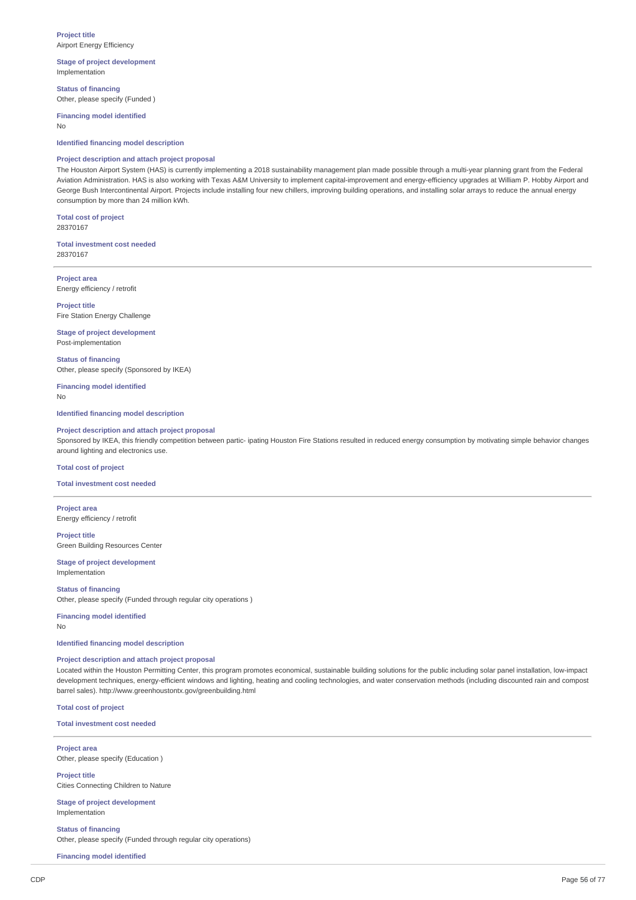**Project title**
Airport Energy Efficiency

**Stage of project development**
Implementation

**Status of financing**
Other, please specify (Funded )

**Financing model identified**
No

**Identified financing model description**

**Project description and attach project proposal**
The Houston Airport System (HAS) is currently implementing a 2018 sustainability management plan made possible through a multi-year planning grant from the Federal Aviation Administration. HAS is also working with Texas A&M University to implement capital-improvement and energy-efficiency upgrades at William P. Hobby Airport and George Bush Intercontinental Airport. Projects include installing four new chillers, improving building operations, and installing solar arrays to reduce the annual energy consumption by more than 24 million kWh.

**Total cost of project**
28370167

**Total investment cost needed**
28370167

---

**Project area**
Energy efficiency / retrofit

**Project title**
Fire Station Energy Challenge

**Stage of project development**
Post-implementation

**Status of financing**
Other, please specify (Sponsored by IKEA)

**Financing model identified**
No

**Identified financing model description**

**Project description and attach project proposal**
Sponsored by IKEA, this friendly competition between partic- ipating Houston Fire Stations resulted in reduced energy consumption by motivating simple behavior changes around lighting and electronics use.

**Total cost of project**

**Total investment cost needed**

---

**Project area**
Energy efficiency / retrofit

**Project title**
Green Building Resources Center

**Stage of project development**
Implementation

**Status of financing**
Other, please specify (Funded through regular city operations )

**Financing model identified**
No

**Identified financing model description**

**Project description and attach project proposal**
Located within the Houston Permitting Center, this program promotes economical, sustainable building solutions for the public including solar panel installation, low-impact development techniques, energy-efficient windows and lighting, heating and cooling technologies, and water conservation methods (including discounted rain and compost barrel sales). http://www.greenhoustontx.gov/greenbuilding.html

**Total cost of project**

**Total investment cost needed**

---

**Project area**
Other, please specify (Education )

**Project title**
Cities Connecting Children to Nature

**Stage of project development**
Implementation

**Status of financing**
Other, please specify (Funded through regular city operations)

**Financing model identified**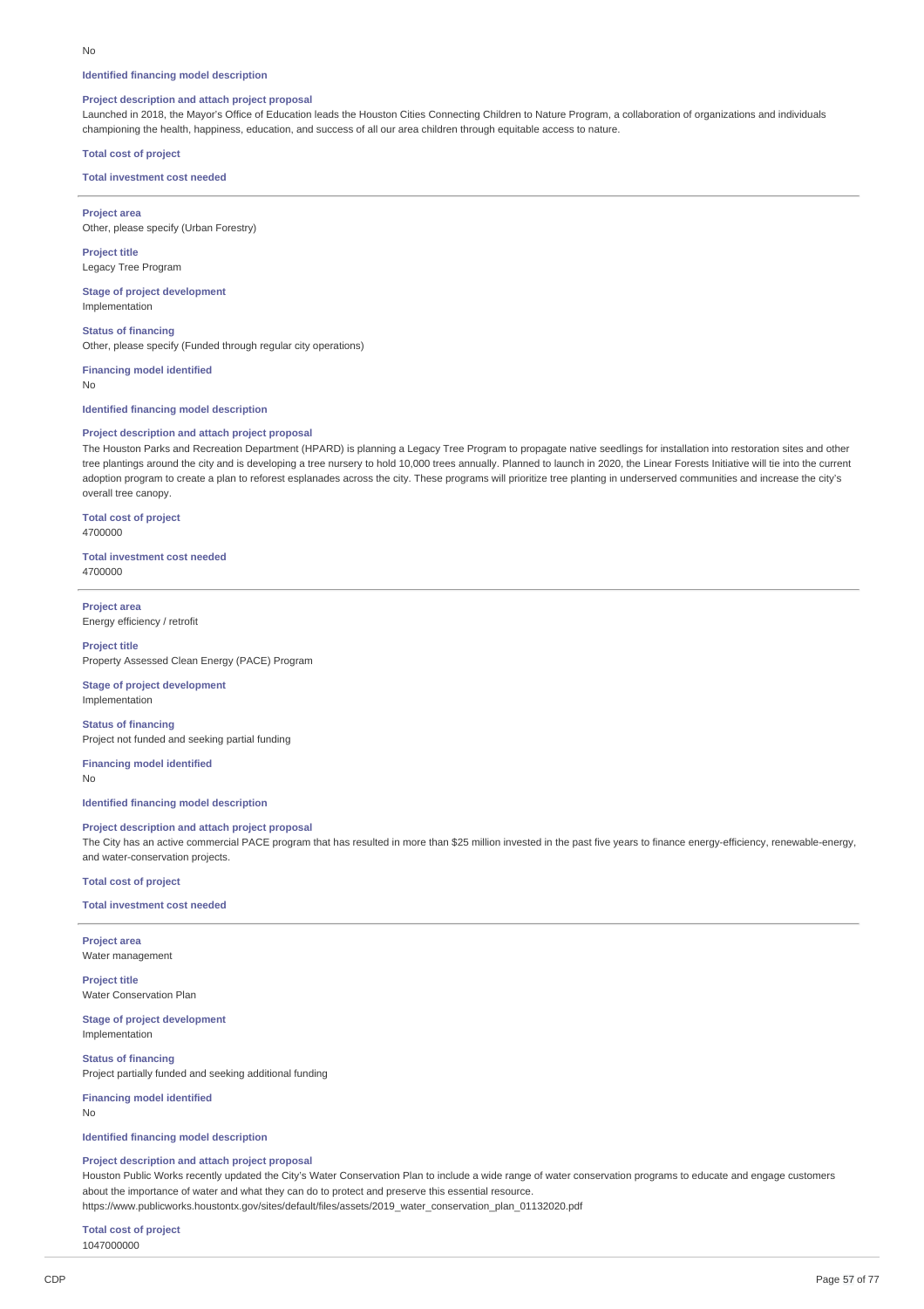No

**Identified financing model description**

**Project description and attach project proposal**

Launched in 2018, the Mayor's Office of Education leads the Houston Cities Connecting Children to Nature Program, a collaboration of organizations and individuals championing the health, happiness, education, and success of all our area children through equitable access to nature.

**Total cost of project**

**Total investment cost needed**

---

**Project area**

Other, please specify (Urban Forestry)

**Project title**

Legacy Tree Program

**Stage of project development**

Implementation

**Status of financing**

Other, please specify (Funded through regular city operations)

**Financing model identified**

No

**Identified financing model description**

**Project description and attach project proposal**

The Houston Parks and Recreation Department (HPARD) is planning a Legacy Tree Program to propagate native seedlings for installation into restoration sites and other tree plantings around the city and is developing a tree nursery to hold 10,000 trees annually. Planned to launch in 2020, the Linear Forests Initiative will tie into the current adoption program to create a plan to reforest esplanades across the city. These programs will prioritize tree planting in underserved communities and increase the city's overall tree canopy.

**Total cost of project**

4700000

**Total investment cost needed**

4700000

---

**Project area**

Energy efficiency / retrofit

**Project title**

Property Assessed Clean Energy (PACE) Program

**Stage of project development**

Implementation

**Status of financing**

Project not funded and seeking partial funding

**Financing model identified**

No

**Identified financing model description**

**Project description and attach project proposal**

The City has an active commercial PACE program that has resulted in more than $25 million invested in the past five years to finance energy-efficiency, renewable-energy, and water-conservation projects.

**Total cost of project**

**Total investment cost needed**

---

**Project area**

Water management

**Project title**

Water Conservation Plan

**Stage of project development**

Implementation

**Status of financing**

Project partially funded and seeking additional funding

**Financing model identified**

No

**Identified financing model description**

**Project description and attach project proposal**

Houston Public Works recently updated the City's Water Conservation Plan to include a wide range of water conservation programs to educate and engage customers about the importance of water and what they can do to protect and preserve this essential resource.
https://www.publicworks.houstontx.gov/sites/default/files/assets/2019_water_conservation_plan_01132020.pdf

**Total cost of project**

1047000000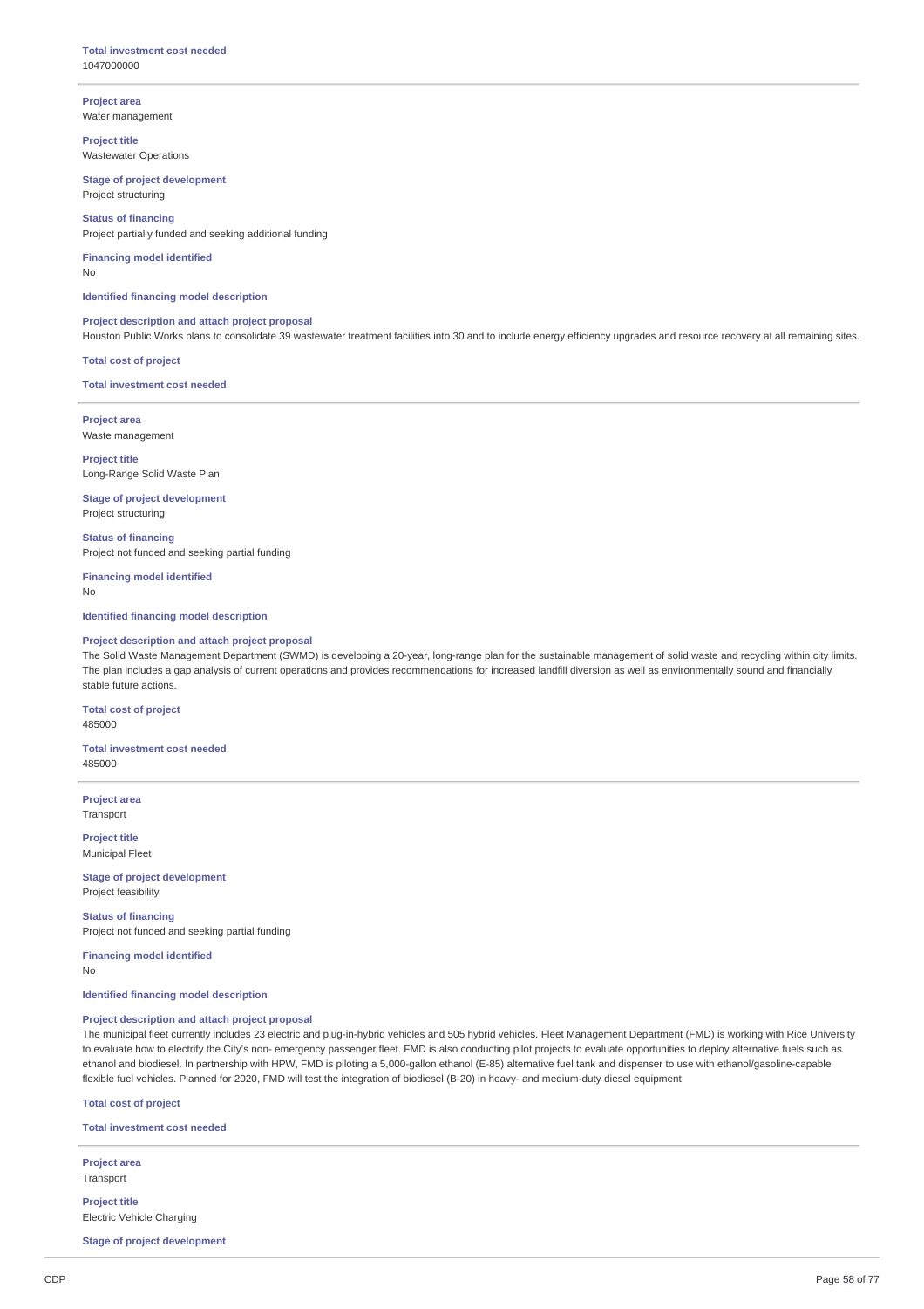**Total investment cost needed**
1047000000

---

**Project area**
Water management

**Project title**
Wastewater Operations

**Stage of project development**
Project structuring

**Status of financing**
Project partially funded and seeking additional funding

**Financing model identified**
No

**Identified financing model description**

**Project description and attach project proposal**
Houston Public Works plans to consolidate 39 wastewater treatment facilities into 30 and to include energy efficiency upgrades and resource recovery at all remaining sites.

**Total cost of project**

**Total investment cost needed**

---

**Project area**
Waste management

**Project title**
Long-Range Solid Waste Plan

**Stage of project development**
Project structuring

**Status of financing**
Project not funded and seeking partial funding

**Financing model identified**
No

**Identified financing model description**

**Project description and attach project proposal**
The Solid Waste Management Department (SWMD) is developing a 20-year, long-range plan for the sustainable management of solid waste and recycling within city limits. The plan includes a gap analysis of current operations and provides recommendations for increased landfill diversion as well as environmentally sound and financially stable future actions.

**Total cost of project**
485000

**Total investment cost needed**
485000

---

**Project area**
Transport

**Project title**
Municipal Fleet

**Stage of project development**
Project feasibility

**Status of financing**
Project not funded and seeking partial funding

**Financing model identified**
No

**Identified financing model description**

**Project description and attach project proposal**
The municipal fleet currently includes 23 electric and plug-in-hybrid vehicles and 505 hybrid vehicles. Fleet Management Department (FMD) is working with Rice University to evaluate how to electrify the City's non- emergency passenger fleet. FMD is also conducting pilot projects to evaluate opportunities to deploy alternative fuels such as ethanol and biodiesel. In partnership with HPW, FMD is piloting a 5,000-gallon ethanol (E-85) alternative fuel tank and dispenser to use with ethanol/gasoline-capable flexible fuel vehicles. Planned for 2020, FMD will test the integration of biodiesel (B-20) in heavy- and medium-duty diesel equipment.

**Total cost of project**

**Total investment cost needed**

---

**Project area**
Transport

**Project title**
Electric Vehicle Charging

**Stage of project development**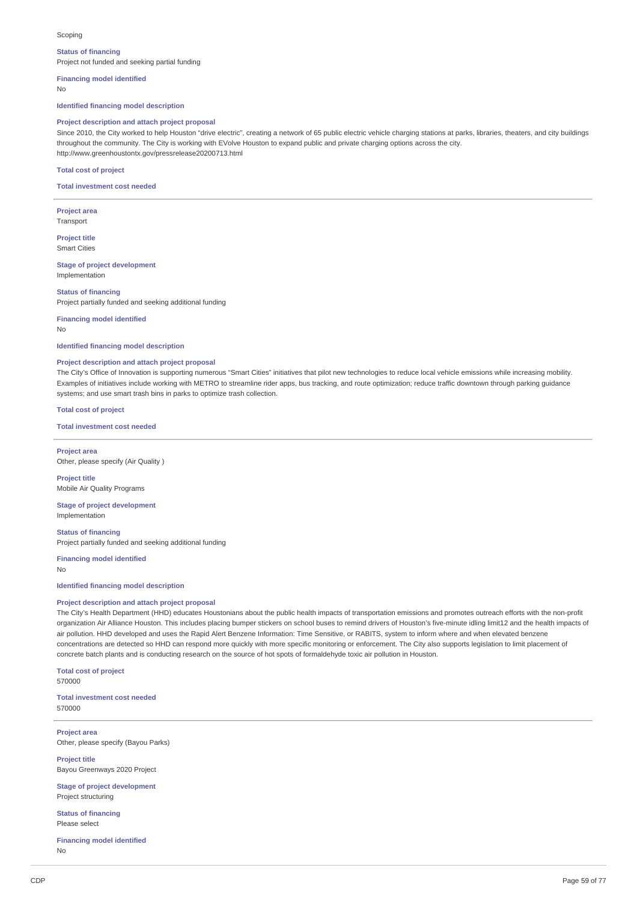Scoping

**Status of financing**
Project not funded and seeking partial funding

**Financing model identified**
No

**Identified financing model description**

**Project description and attach project proposal**
Since 2010, the City worked to help Houston "drive electric", creating a network of 65 public electric vehicle charging stations at parks, libraries, theaters, and city buildings throughout the community. The City is working with EVolve Houston to expand public and private charging options across the city.
http://www.greenhoustontx.gov/pressrelease20200713.html

**Total cost of project**

**Total investment cost needed**

---

**Project area**
Transport

**Project title**
Smart Cities

**Stage of project development**
Implementation

**Status of financing**
Project partially funded and seeking additional funding

**Financing model identified**
No

**Identified financing model description**

**Project description and attach project proposal**
The City's Office of Innovation is supporting numerous "Smart Cities" initiatives that pilot new technologies to reduce local vehicle emissions while increasing mobility. Examples of initiatives include working with METRO to streamline rider apps, bus tracking, and route optimization; reduce traffic downtown through parking guidance systems; and use smart trash bins in parks to optimize trash collection.

**Total cost of project**

**Total investment cost needed**

---

**Project area**
Other, please specify (Air Quality )

**Project title**
Mobile Air Quality Programs

**Stage of project development**
Implementation

**Status of financing**
Project partially funded and seeking additional funding

**Financing model identified**
No

**Identified financing model description**

**Project description and attach project proposal**
The City's Health Department (HHD) educates Houstonians about the public health impacts of transportation emissions and promotes outreach efforts with the non-profit organization Air Alliance Houston. This includes placing bumper stickers on school buses to remind drivers of Houston's five-minute idling limit12 and the health impacts of air pollution. HHD developed and uses the Rapid Alert Benzene Information: Time Sensitive, or RABITS, system to inform where and when elevated benzene concentrations are detected so HHD can respond more quickly with more specific monitoring or enforcement. The City also supports legislation to limit placement of concrete batch plants and is conducting research on the source of hot spots of formaldehyde toxic air pollution in Houston.

**Total cost of project**
570000

**Total investment cost needed**
570000

---

**Project area**
Other, please specify (Bayou Parks)

**Project title**
Bayou Greenways 2020 Project

**Stage of project development**
Project structuring

**Status of financing**
Please select

**Financing model identified**
No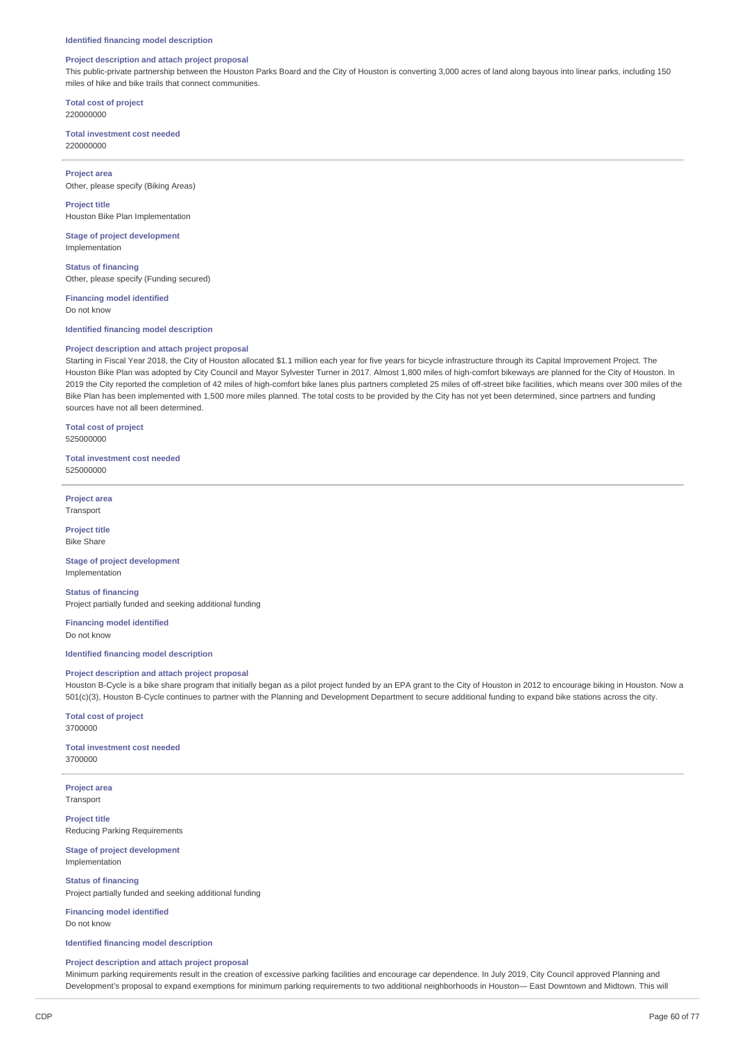**Identified financing model description**

**Project description and attach project proposal**

This public-private partnership between the Houston Parks Board and the City of Houston is converting 3,000 acres of land along bayous into linear parks, including 150 miles of hike and bike trails that connect communities.

**Total cost of project**

220000000

**Total investment cost needed**

220000000

---

**Project area**

Other, please specify (Biking Areas)

**Project title**

Houston Bike Plan Implementation

**Stage of project development**

Implementation

**Status of financing**

Other, please specify (Funding secured)

**Financing model identified**

Do not know

**Identified financing model description**

**Project description and attach project proposal**

Starting in Fiscal Year 2018, the City of Houston allocated $1.1 million each year for five years for bicycle infrastructure through its Capital Improvement Project. The Houston Bike Plan was adopted by City Council and Mayor Sylvester Turner in 2017. Almost 1,800 miles of high-comfort bikeways are planned for the City of Houston. In 2019 the City reported the completion of 42 miles of high-comfort bike lanes plus partners completed 25 miles of off-street bike facilities, which means over 300 miles of the Bike Plan has been implemented with 1,500 more miles planned. The total costs to be provided by the City has not yet been determined, since partners and funding sources have not all been determined.

**Total cost of project**

525000000

**Total investment cost needed**

525000000

---

**Project area**

Transport

**Project title**

Bike Share

**Stage of project development**

Implementation

**Status of financing**

Project partially funded and seeking additional funding

**Financing model identified**

Do not know

**Identified financing model description**

**Project description and attach project proposal**

Houston B-Cycle is a bike share program that initially began as a pilot project funded by an EPA grant to the City of Houston in 2012 to encourage biking in Houston. Now a 501(c)(3), Houston B-Cycle continues to partner with the Planning and Development Department to secure additional funding to expand bike stations across the city.

**Total cost of project**

3700000

**Total investment cost needed**

3700000

---

**Project area**

Transport

**Project title**

Reducing Parking Requirements

**Stage of project development**

Implementation

**Status of financing**

Project partially funded and seeking additional funding

**Financing model identified**

Do not know

**Identified financing model description**

**Project description and attach project proposal**

Minimum parking requirements result in the creation of excessive parking facilities and encourage car dependence. In July 2019, City Council approved Planning and Development's proposal to expand exemptions for minimum parking requirements to two additional neighborhoods in Houston— East Downtown and Midtown. This will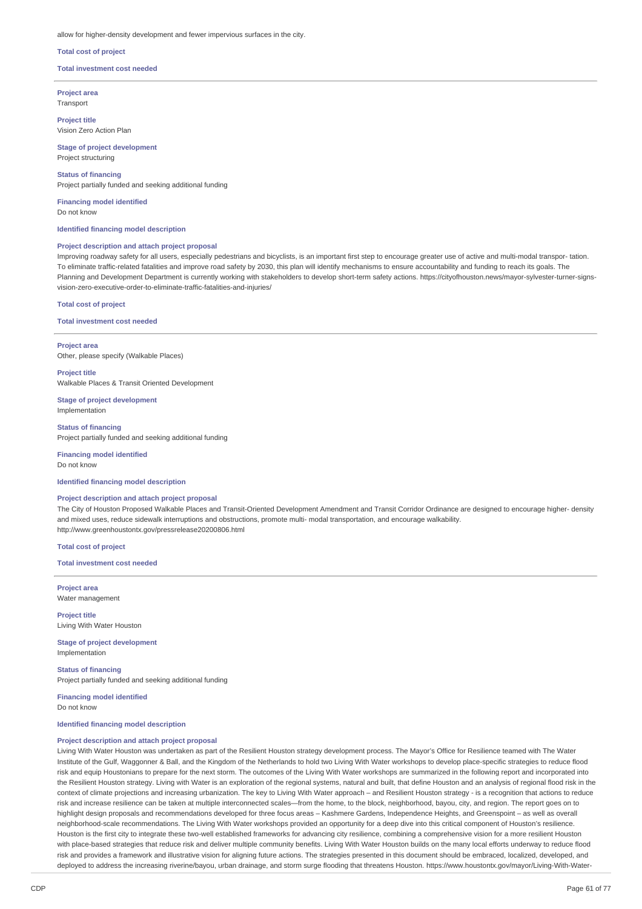allow for higher-density development and fewer impervious surfaces in the city.

**Total cost of project**

**Total investment cost needed**

---

**Project area**
Transport

**Project title**
Vision Zero Action Plan

**Stage of project development**
Project structuring

**Status of financing**
Project partially funded and seeking additional funding

**Financing model identified**
Do not know

**Identified financing model description**

**Project description and attach project proposal**
Improving roadway safety for all users, especially pedestrians and bicyclists, is an important first step to encourage greater use of active and multi-modal transpor- tation. To eliminate traffic-related fatalities and improve road safety by 2030, this plan will identify mechanisms to ensure accountability and funding to reach its goals. The Planning and Development Department is currently working with stakeholders to develop short-term safety actions. https://cityofhouston.news/mayor-sylvester-turner-signs-vision-zero-executive-order-to-eliminate-traffic-fatalities-and-injuries/

**Total cost of project**

**Total investment cost needed**

---

**Project area**
Other, please specify (Walkable Places)

**Project title**
Walkable Places & Transit Oriented Development

**Stage of project development**
Implementation

**Status of financing**
Project partially funded and seeking additional funding

**Financing model identified**
Do not know

**Identified financing model description**

**Project description and attach project proposal**
The City of Houston Proposed Walkable Places and Transit-Oriented Development Amendment and Transit Corridor Ordinance are designed to encourage higher- density and mixed uses, reduce sidewalk interruptions and obstructions, promote multi- modal transportation, and encourage walkability.
http://www.greenhoustontx.gov/pressrelease20200806.html

**Total cost of project**

**Total investment cost needed**

---

**Project area**
Water management

**Project title**
Living With Water Houston

**Stage of project development**
Implementation

**Status of financing**
Project partially funded and seeking additional funding

**Financing model identified**
Do not know

**Identified financing model description**

**Project description and attach project proposal**
Living With Water Houston was undertaken as part of the Resilient Houston strategy development process. The Mayor's Office for Resilience teamed with The Water Institute of the Gulf, Waggonner & Ball, and the Kingdom of the Netherlands to hold two Living With Water workshops to develop place-specific strategies to reduce flood risk and equip Houstonians to prepare for the next storm. The outcomes of the Living With Water workshops are summarized in the following report and incorporated into the Resilient Houston strategy. Living with Water is an exploration of the regional systems, natural and built, that define Houston and an analysis of regional flood risk in the context of climate projections and increasing urbanization. The key to Living With Water approach – and Resilient Houston strategy - is a recognition that actions to reduce risk and increase resilience can be taken at multiple interconnected scales—from the home, to the block, neighborhood, bayou, city, and region. The report goes on to highlight design proposals and recommendations developed for three focus areas – Kashmere Gardens, Independence Heights, and Greenspoint – as well as overall neighborhood-scale recommendations. The Living With Water workshops provided an opportunity for a deep dive into this critical component of Houston's resilience. Houston is the first city to integrate these two-well established frameworks for advancing city resilience, combining a comprehensive vision for a more resilient Houston with place-based strategies that reduce risk and deliver multiple community benefits. Living With Water Houston builds on the many local efforts underway to reduce flood risk and provides a framework and illustrative vision for aligning future actions. The strategies presented in this document should be embraced, localized, developed, and deployed to address the increasing riverine/bayou, urban drainage, and storm surge flooding that threatens Houston. https://www.houstontx.gov/mayor/Living-With-Water-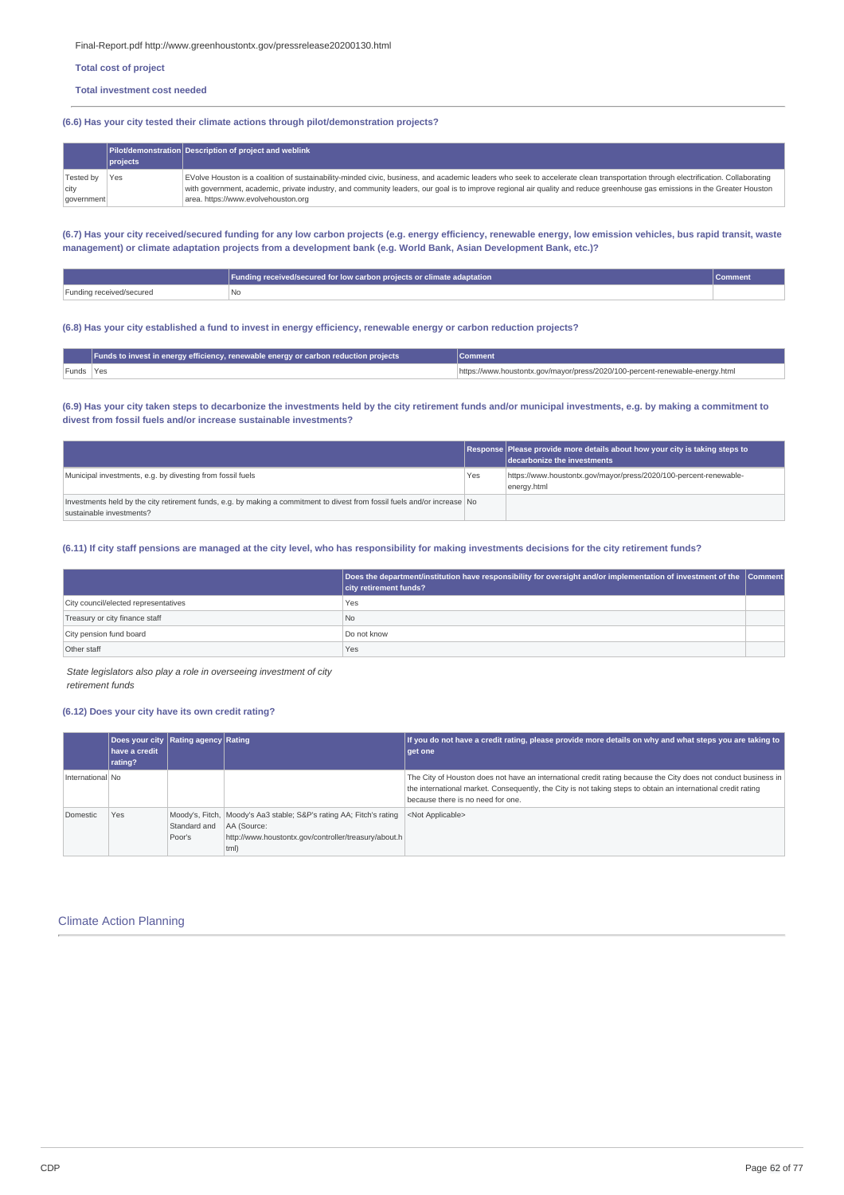Final-Report.pdf http://www.greenhoustontx.gov/pressrelease20200130.html

**Total cost of project**

**Total investment cost needed**

---

### (6.6) Has your city tested their climate actions through pilot/demonstration projects?

| | Pilot/demonstration projects | Description of project and weblink |
|---|---|---|
| Tested by city government | Yes | EVolve Houston is a coalition of sustainability-minded civic, business, and academic leaders who seek to accelerate clean transportation through electrification. Collaborating with government, academic, private industry, and community leaders, our goal is to improve regional air quality and reduce greenhouse gas emissions in the Greater Houston area. https://www.evolvehouston.org |

### (6.7) Has your city received/secured funding for any low carbon projects (e.g. energy efficiency, renewable energy, low emission vehicles, bus rapid transit, waste management) or climate adaptation projects from a development bank (e.g. World Bank, Asian Development Bank, etc.)?

| | Funding received/secured for low carbon projects or climate adaptation | Comment |
|---|---|---|
| Funding received/secured | No | |

### (6.8) Has your city established a fund to invest in energy efficiency, renewable energy or carbon reduction projects?

| | Funds to invest in energy efficiency, renewable energy or carbon reduction projects | Comment |
|---|---|---|
| Funds | Yes | https://www.houstontx.gov/mayor/press/2020/100-percent-renewable-energy.html |

### (6.9) Has your city taken steps to decarbonize the investments held by the city retirement funds and/or municipal investments, e.g. by making a commitment to divest from fossil fuels and/or increase sustainable investments?

| | Response | Please provide more details about how your city is taking steps to decarbonize the investments |
|---|---|---|
| Municipal investments, e.g. by divesting from fossil fuels | Yes | https://www.houstontx.gov/mayor/press/2020/100-percent-renewable-energy.html |
| Investments held by the city retirement funds, e.g. by making a commitment to divest from fossil fuels and/or increase sustainable investments? | No | |

### (6.11) If city staff pensions are managed at the city level, who has responsibility for making investments decisions for the city retirement funds?

| | Does the department/institution have responsibility for oversight and/or implementation of investment of the city retirement funds? | Comment |
|---|---|---|
| City council/elected representatives | Yes | |
| Treasury or city finance staff | No | |
| City pension fund board | Do not know | |
| Other staff | Yes | |

*State legislators also play a role in overseeing investment of city retirement funds*

### (6.12) Does your city have its own credit rating?

| | Does your city have a credit rating? | Rating agency | Rating | If you do not have a credit rating, please provide more details on why and what steps you are taking to get one |
|---|---|---|---|---|
| International | No | | | The City of Houston does not have an international credit rating because the City does not conduct business in the international market. Consequently, the City is not taking steps to obtain an international credit rating because there is no need for one. |
| Domestic | Yes | Moody's, Fitch, Standard and Poor's | Moody's Aa3 stable; S&P's rating AA; Fitch's rating AA (Source: http://www.houstontx.gov/controller/treasury/about.html) | <Not Applicable> |

## Climate Action Planning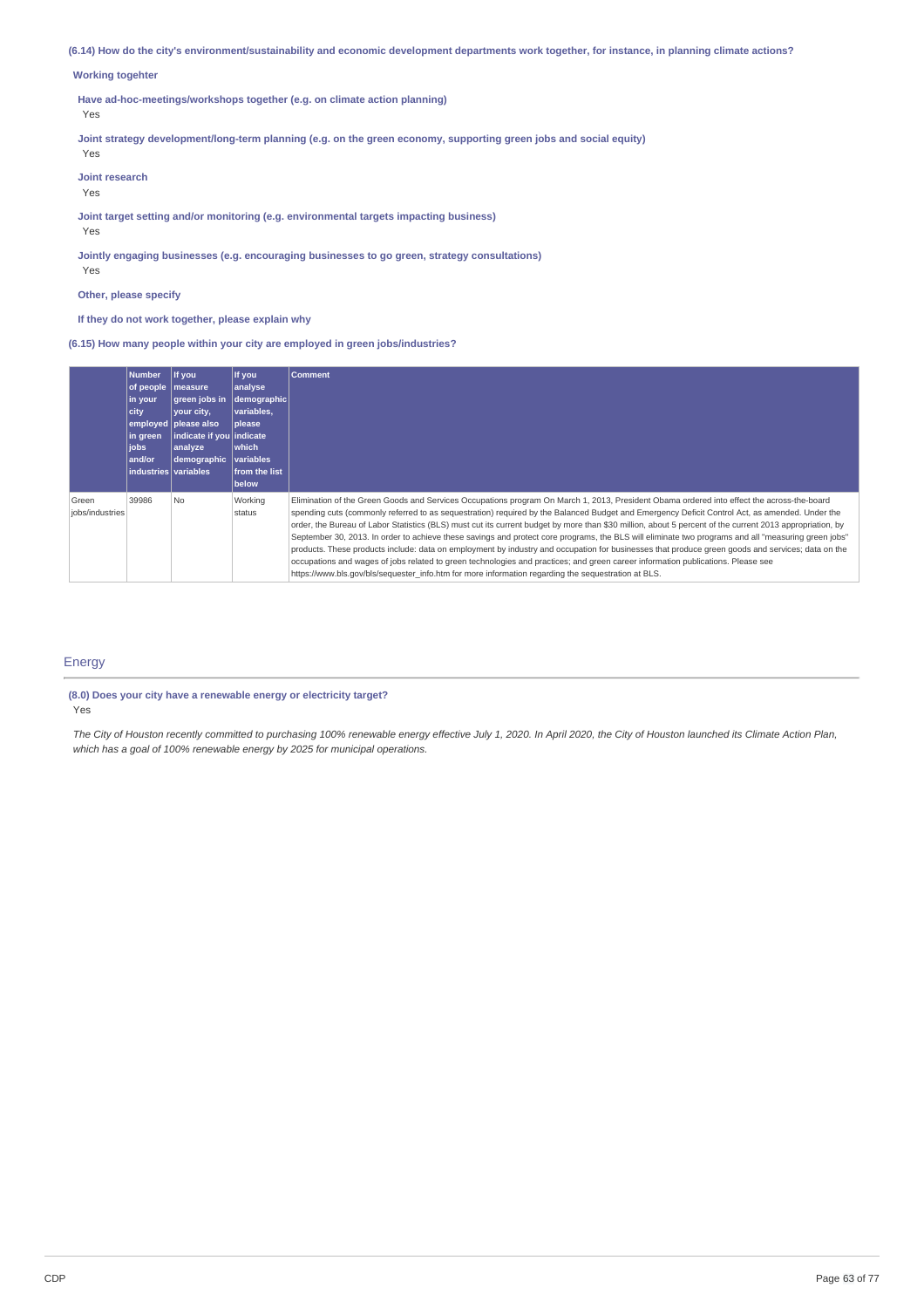**(6.14) How do the city's environment/sustainability and economic development departments work together, for instance, in planning climate actions?**

**Working togehter**

**Have ad-hoc-meetings/workshops together (e.g. on climate action planning)**

Yes

**Joint strategy development/long-term planning (e.g. on the green economy, supporting green jobs and social equity)**

Yes

**Joint research**

Yes

**Joint target setting and/or monitoring (e.g. environmental targets impacting business)**

Yes

**Jointly engaging businesses (e.g. encouraging businesses to go green, strategy consultations)**

Yes

**Other, please specify**

**If they do not work together, please explain why**

**(6.15) How many people within your city are employed in green jobs/industries?**

| | Number of people in your city employed in green jobs and/or industries | If you measure green jobs in your city, please also indicate if you analyze demographic variables | If you analyse demographic variables, please indicate which variables from the list below | Comment |
|---|---|---|---|---|
| Green jobs/industries | 39986 | No | Working status | Elimination of the Green Goods and Services Occupations program On March 1, 2013, President Obama ordered into effect the across-the-board spending cuts (commonly referred to as sequestration) required by the Balanced Budget and Emergency Deficit Control Act, as amended. Under the order, the Bureau of Labor Statistics (BLS) must cut its current budget by more than $30 million, about 5 percent of the current 2013 appropriation, by September 30, 2013. In order to achieve these savings and protect core programs, the BLS will eliminate two programs and all "measuring green jobs" products. These products include: data on employment by industry and occupation for businesses that produce green goods and services; data on the occupations and wages of jobs related to green technologies and practices; and green career information publications. Please see https://www.bls.gov/bls/sequester_info.htm for more information regarding the sequestration at BLS. |

## Energy

**(8.0) Does your city have a renewable energy or electricity target?**

Yes

*The City of Houston recently committed to purchasing 100% renewable energy effective July 1, 2020. In April 2020, the City of Houston launched its Climate Action Plan, which has a goal of 100% renewable energy by 2025 for municipal operations.*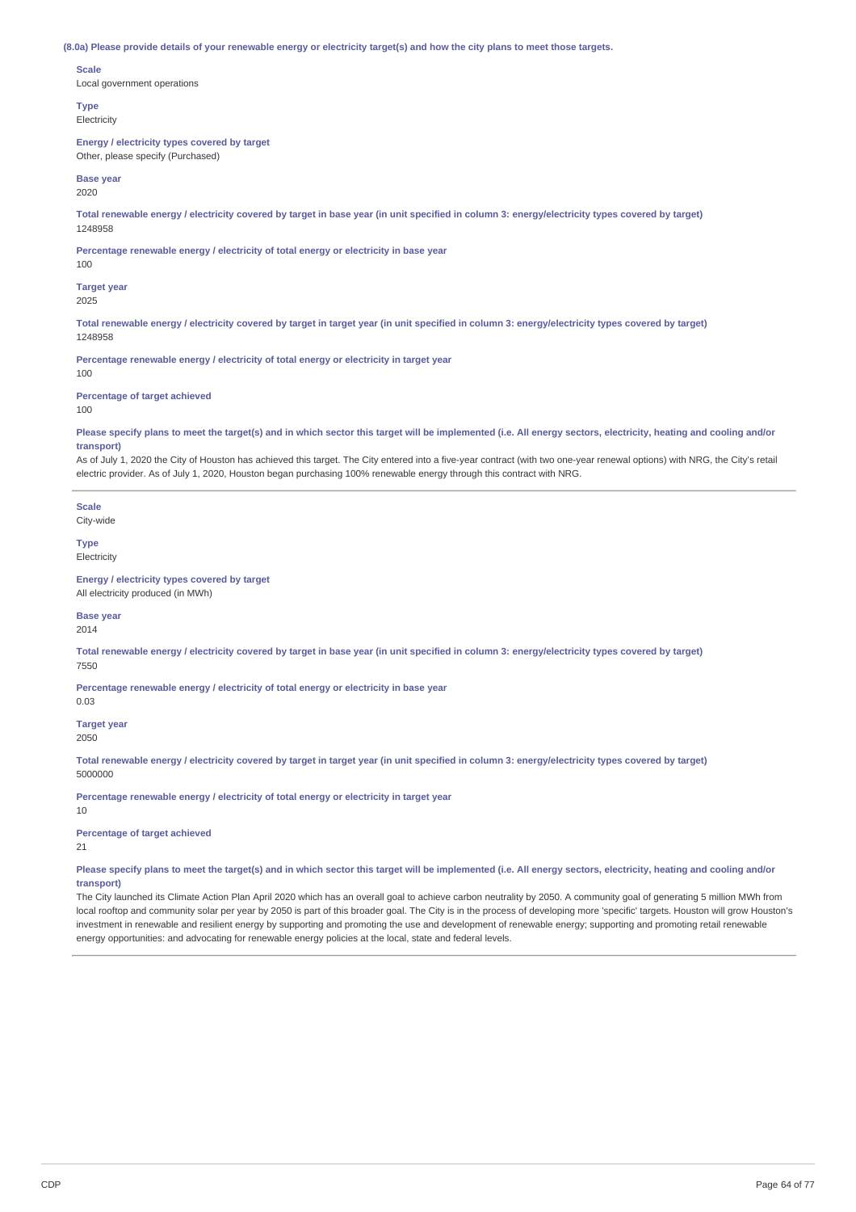**(8.0a) Please provide details of your renewable energy or electricity target(s) and how the city plans to meet those targets.**

**Scale**
Local government operations

**Type**
Electricity

**Energy / electricity types covered by target**
Other, please specify (Purchased)

**Base year**
2020

**Total renewable energy / electricity covered by target in base year (in unit specified in column 3: energy/electricity types covered by target)**
1248958

**Percentage renewable energy / electricity of total energy or electricity in base year**
100

**Target year**
2025

**Total renewable energy / electricity covered by target in target year (in unit specified in column 3: energy/electricity types covered by target)**
1248958

**Percentage renewable energy / electricity of total energy or electricity in target year**
100

**Percentage of target achieved**
100

**Please specify plans to meet the target(s) and in which sector this target will be implemented (i.e. All energy sectors, electricity, heating and cooling and/or transport)**
As of July 1, 2020 the City of Houston has achieved this target. The City entered into a five-year contract (with two one-year renewal options) with NRG, the City's retail electric provider. As of July 1, 2020, Houston began purchasing 100% renewable energy through this contract with NRG.

---

**Scale**
City-wide

**Type**
Electricity

**Energy / electricity types covered by target**
All electricity produced (in MWh)

**Base year**
2014

**Total renewable energy / electricity covered by target in base year (in unit specified in column 3: energy/electricity types covered by target)**
7550

**Percentage renewable energy / electricity of total energy or electricity in base year**
0.03

**Target year**
2050

**Total renewable energy / electricity covered by target in target year (in unit specified in column 3: energy/electricity types covered by target)**
5000000

**Percentage renewable energy / electricity of total energy or electricity in target year**
10

**Percentage of target achieved**
21

**Please specify plans to meet the target(s) and in which sector this target will be implemented (i.e. All energy sectors, electricity, heating and cooling and/or transport)**
The City launched its Climate Action Plan April 2020 which has an overall goal to achieve carbon neutrality by 2050. A community goal of generating 5 million MWh from local rooftop and community solar per year by 2050 is part of this broader goal. The City is in the process of developing more 'specific' targets. Houston will grow Houston's investment in renewable and resilient energy by supporting and promoting the use and development of renewable energy; supporting and promoting retail renewable energy opportunities: and advocating for renewable energy policies at the local, state and federal levels.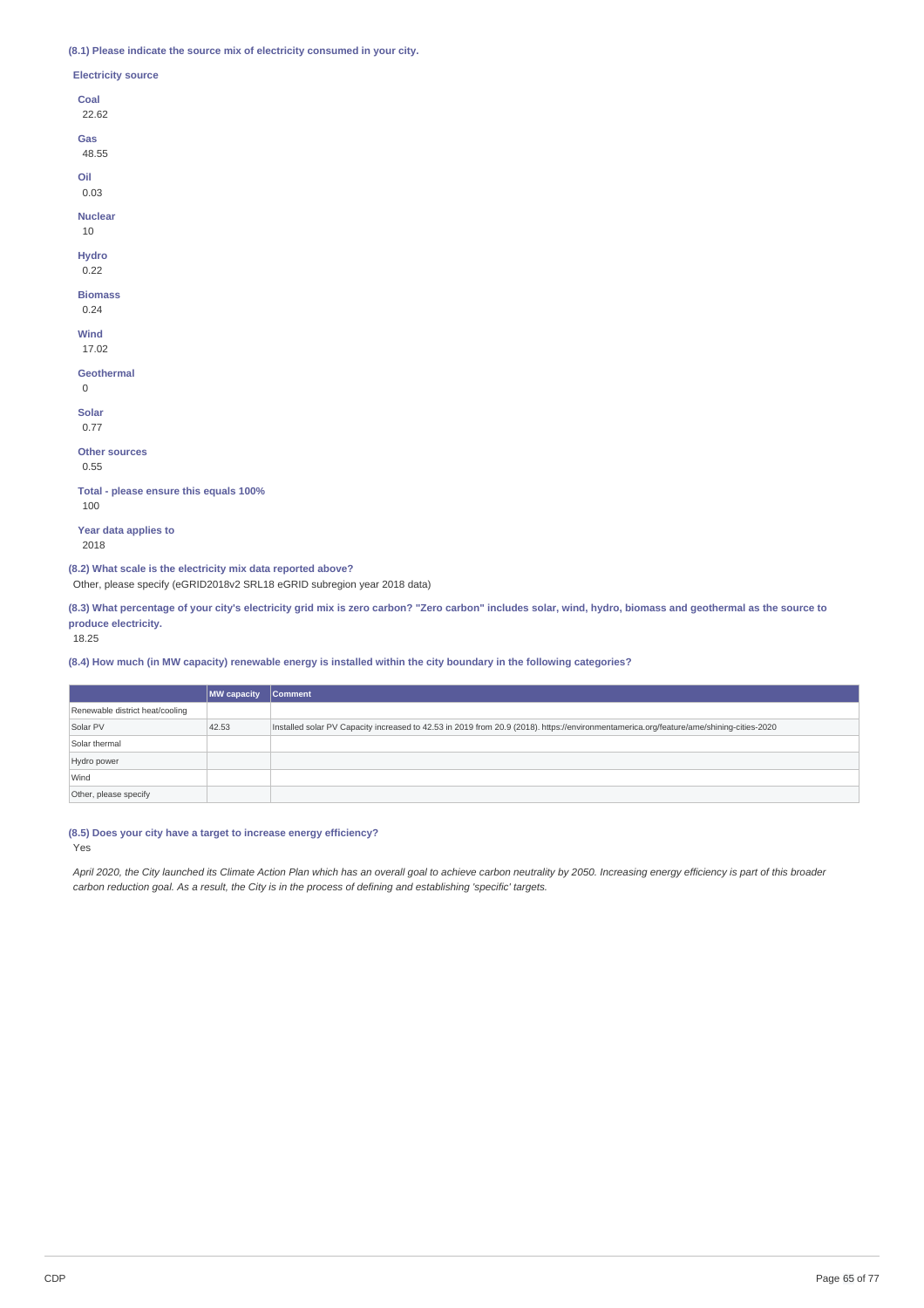**(8.1) Please indicate the source mix of electricity consumed in your city.**

**Electricity source**

**Coal**
22.62

**Gas**
48.55

**Oil**
0.03

**Nuclear**
10

**Hydro**
0.22

**Biomass**
0.24

**Wind**
17.02

**Geothermal**
0

**Solar**
0.77

**Other sources**
0.55

**Total - please ensure this equals 100%**
100

**Year data applies to**
2018

**(8.2) What scale is the electricity mix data reported above?**

Other, please specify (eGRID2018v2 SRL18 eGRID subregion year 2018 data)

**(8.3) What percentage of your city's electricity grid mix is zero carbon? "Zero carbon" includes solar, wind, hydro, biomass and geothermal as the source to produce electricity.**

18.25

**(8.4) How much (in MW capacity) renewable energy is installed within the city boundary in the following categories?**

| | MW capacity | Comment |
|---|---|---|
| Renewable district heat/cooling | | |
| Solar PV | 42.53 | Installed solar PV Capacity increased to 42.53 in 2019 from 20.9 (2018). https://environmentamerica.org/feature/ame/shining-cities-2020 |
| Solar thermal | | |
| Hydro power | | |
| Wind | | |
| Other, please specify | | |

**(8.5) Does your city have a target to increase energy efficiency?**

Yes

*April 2020, the City launched its Climate Action Plan which has an overall goal to achieve carbon neutrality by 2050. Increasing energy efficiency is part of this broader carbon reduction goal. As a result, the City is in the process of defining and establishing 'specific' targets.*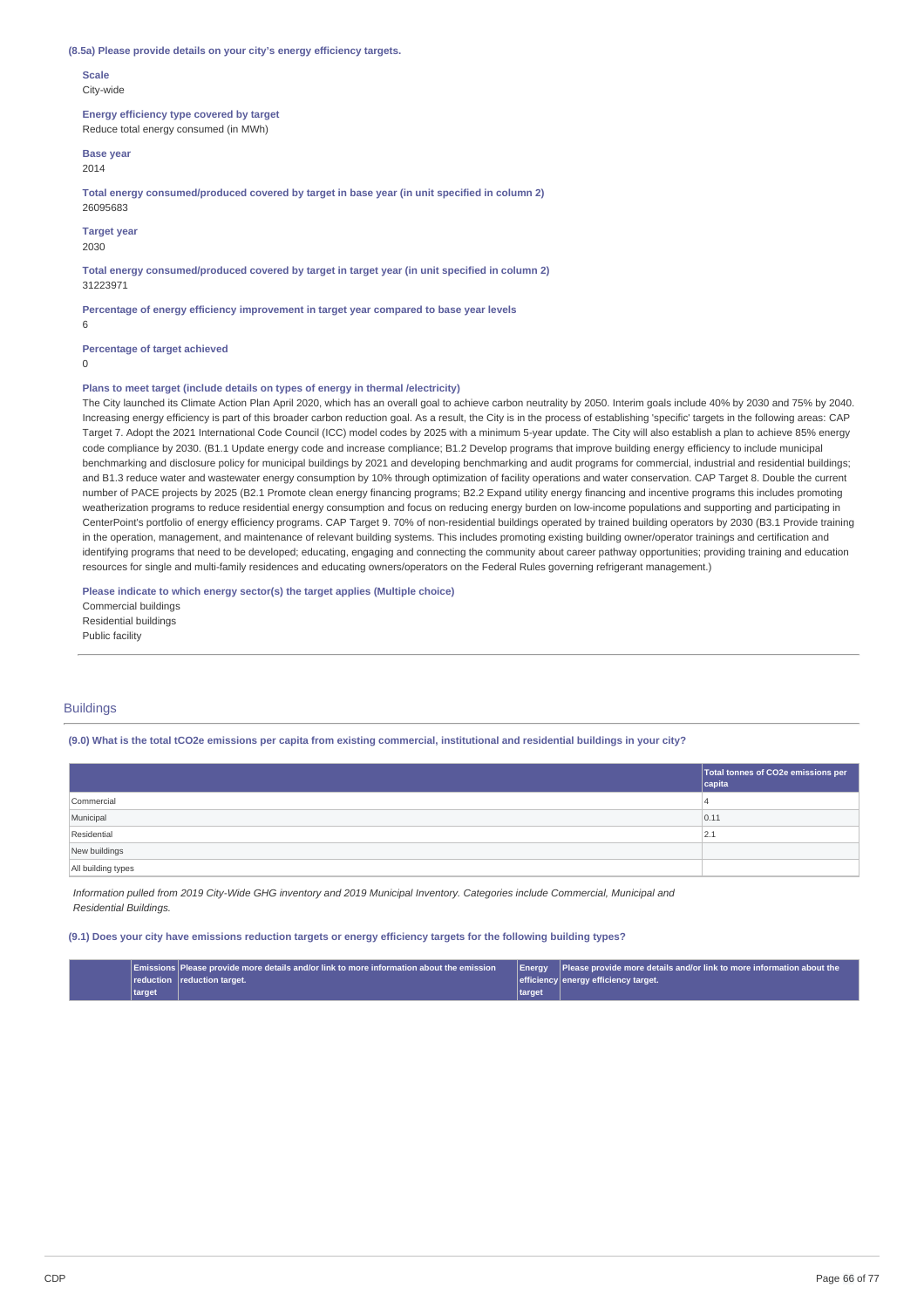**(8.5a) Please provide details on your city's energy efficiency targets.**

**Scale**
City-wide

**Energy efficiency type covered by target**
Reduce total energy consumed (in MWh)

**Base year**
2014

**Total energy consumed/produced covered by target in base year (in unit specified in column 2)**
26095683

**Target year**
2030

**Total energy consumed/produced covered by target in target year (in unit specified in column 2)**
31223971

**Percentage of energy efficiency improvement in target year compared to base year levels**
6

**Percentage of target achieved**
0

**Plans to meet target (include details on types of energy in thermal /electricity)**
The City launched its Climate Action Plan April 2020, which has an overall goal to achieve carbon neutrality by 2050. Interim goals include 40% by 2030 and 75% by 2040. Increasing energy efficiency is part of this broader carbon reduction goal. As a result, the City is in the process of establishing 'specific' targets in the following areas: CAP Target 7. Adopt the 2021 International Code Council (ICC) model codes by 2025 with a minimum 5-year update. The City will also establish a plan to achieve 85% energy code compliance by 2030. (B1.1 Update energy code and increase compliance; B1.2 Develop programs that improve building energy efficiency to include municipal benchmarking and disclosure policy for municipal buildings by 2021 and developing benchmarking and audit programs for commercial, industrial and residential buildings; and B1.3 reduce water and wastewater energy consumption by 10% through optimization of facility operations and water conservation. CAP Target 8. Double the current number of PACE projects by 2025 (B2.1 Promote clean energy financing programs; B2.2 Expand utility energy financing and incentive programs this includes promoting weatherization programs to reduce residential energy consumption and focus on reducing energy burden on low-income populations and supporting and participating in CenterPoint's portfolio of energy efficiency programs. CAP Target 9. 70% of non-residential buildings operated by trained building operators by 2030 (B3.1 Provide training in the operation, management, and maintenance of relevant building systems. This includes promoting existing building owner/operator trainings and certification and identifying programs that need to be developed; educating, engaging and connecting the community about career pathway opportunities; providing training and education resources for single and multi-family residences and educating owners/operators on the Federal Rules governing refrigerant management.)

**Please indicate to which energy sector(s) the target applies (Multiple choice)**
Commercial buildings
Residential buildings
Public facility

## Buildings

**(9.0) What is the total tCO2e emissions per capita from existing commercial, institutional and residential buildings in your city?**

| | Total tonnes of CO2e emissions per capita |
|---|---|
| Commercial | 4 |
| Municipal | 0.11 |
| Residential | 2.1 |
| New buildings | |
| All building types | |

*Information pulled from 2019 City-Wide GHG inventory and 2019 Municipal Inventory. Categories include Commercial, Municipal and Residential Buildings.*

**(9.1) Does your city have emissions reduction targets or energy efficiency targets for the following building types?**

| | Emissions reduction target | Please provide more details and/or link to more information about the emission reduction target. | Energy efficiency target | Please provide more details and/or link to more information about the energy efficiency target. |
|---|---|---|---|---|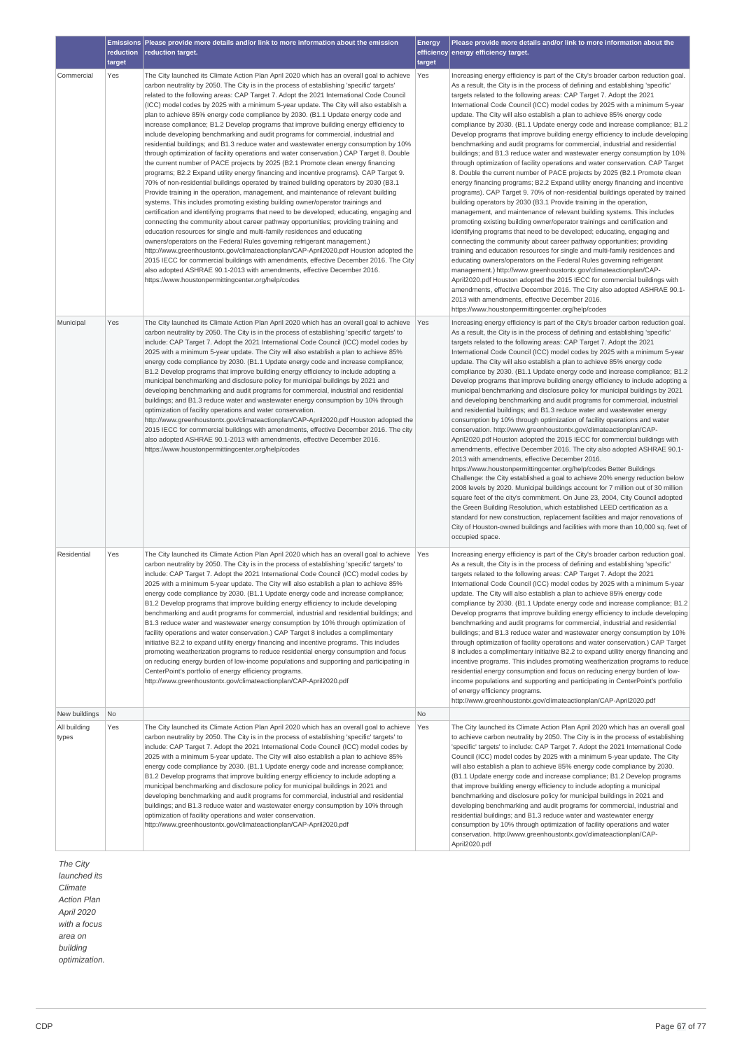| | Emissions reduction target | Please provide more details and/or link to more information about the emission reduction target. | Energy efficiency target | Please provide more details and/or link to more information about the energy efficiency target. |
|---|---|---|---|---|
| Commercial | Yes | The City launched its Climate Action Plan April 2020 which has an overall goal to achieve carbon neutrality by 2050. The City is in the process of establishing 'specific' targets' related to the following areas: CAP Target 7. Adopt the 2021 International Code Council (ICC) model codes by 2025 with a minimum 5-year update. The City will also establish a plan to achieve 85% energy code compliance by 2030. (B1.1 Update energy code and increase compliance; B1.2 Develop programs that improve building energy efficiency to include developing benchmarking and audit programs for commercial, industrial and residential buildings; and B1.3 reduce water and wastewater energy consumption by 10% through optimization of facility operations and water conservation.) CAP Target 8. Double the current number of PACE projects by 2025 (B2.1 Promote clean energy financing programs; B2.2 Expand utility energy financing and incentive programs). CAP Target 9. 70% of non-residential buildings operated by trained building operators by 2030 (B3.1 Provide training in the operation, management, and maintenance of relevant building systems. This includes promoting existing building owner/operator trainings and certification and identifying programs that need to be developed; educating, engaging and connecting the community about career pathway opportunities; providing training and education resources for single and multi-family residences and educating owners/operators on the Federal Rules governing refrigerant management.) http://www.greenhoustontx.gov/climateactionplan/CAP-April2020.pdf Houston adopted the 2015 IECC for commercial buildings with amendments, effective December 2016. The City also adopted ASHRAE 90.1-2013 with amendments, effective December 2016. https://www.houstonpermittingcenter.org/help/codes | Yes | Increasing energy efficiency is part of the City's broader carbon reduction goal. As a result, the City is in the process of defining and establishing 'specific' targets related to the following areas: CAP Target 7. Adopt the 2021 International Code Council (ICC) model codes by 2025 with a minimum 5-year update. The City will also establish a plan to achieve 85% energy code compliance by 2030. (B1.1 Update energy code and increase compliance; B1.2 Develop programs that improve building energy efficiency to include developing benchmarking and audit programs for commercial, industrial and residential buildings; and B1.3 reduce water and wastewater energy consumption by 10% through optimization of facility operations and water conservation. CAP Target 8. Double the current number of PACE projects by 2025 (B2.1 Promote clean energy financing programs; B2.2 Expand utility energy financing and incentive programs). CAP Target 9. 70% of non-residential buildings operated by trained building operators by 2030 (B3.1 Provide training in the operation, management, and maintenance of relevant building systems. This includes promoting existing building owner/operator trainings and certification and identifying programs that need to be developed; educating, engaging and connecting the community about career pathway opportunities; providing training and education resources for single and multi-family residences and educating owners/operators on the Federal Rules governing refrigerant management.) http://www.greenhoustontx.gov/climateactionplan/CAP-April2020.pdf Houston adopted the 2015 IECC for commercial buildings with amendments, effective December 2016. The City also adopted ASHRAE 90.1-2013 with amendments, effective December 2016. https://www.houstonpermittingcenter.org/help/codes |
| Municipal | Yes | The City launched its Climate Action Plan April 2020 which has an overall goal to achieve carbon neutrality by 2050. The City is in the process of establishing 'specific' targets' to include: CAP Target 7. Adopt the 2021 International Code Council (ICC) model codes by 2025 with a minimum 5-year update. The City will also establish a plan to achieve 85% energy code compliance by 2030. (B1.1 Update energy code and increase compliance; B1.2 Develop programs that improve building energy efficiency to include adopting a municipal benchmarking and disclosure policy for municipal buildings by 2021 and developing benchmarking and audit programs for commercial, industrial and residential buildings; and B1.3 reduce water and wastewater energy consumption by 10% through optimization of facility operations and water conservation. http://www.greenhoustontx.gov/climateactionplan/CAP-April2020.pdf Houston adopted the 2015 IECC for commercial buildings with amendments, effective December 2016. The city also adopted ASHRAE 90.1-2013 with amendments, effective December 2016. https://www.houstonpermittingcenter.org/help/codes | Yes | Increasing energy efficiency is part of the City's broader carbon reduction goal. As a result, the City is in the process of defining and establishing 'specific' targets related to the following areas: CAP Target 7. Adopt the 2021 International Code Council (ICC) model codes by 2025 with a minimum 5-year update. The City will also establish a plan to achieve 85% energy code compliance by 2030. (B1.1 Update energy code and increase compliance; B1.2 Develop programs that improve building energy efficiency to include adopting a municipal benchmarking and disclosure policy for municipal buildings by 2021 and developing benchmarking and audit programs for commercial, industrial and residential buildings; and B1.3 reduce water and wastewater energy consumption by 10% through optimization of facility operations and water conservation. http://www.greenhoustontx.gov/climateactionplan/CAP-April2020.pdf Houston adopted the 2015 IECC for commercial buildings with amendments, effective December 2016. The city also adopted ASHRAE 90.1-2013 with amendments, effective December 2016. https://www.houstonpermittingcenter.org/help/codes Better Buildings Challenge: the City established a goal to achieve 20% energy reduction below 2008 levels by 2020. Municipal buildings account for 7 million out of 30 million square feet of the city's commitment. On June 23, 2004, City Council adopted the Green Building Resolution, which established LEED certification as a standard for new construction, replacement facilities and major renovations of City of Houston-owned buildings and facilities with more than 10,000 sq. feet of occupied space. |
| Residential | Yes | The City launched its Climate Action Plan April 2020 which has an overall goal to achieve carbon neutrality by 2050. The City is in the process of establishing 'specific' targets' to include: CAP Target 7. Adopt the 2021 International Code Council (ICC) model codes by 2025 with a minimum 5-year update. The City will also establish a plan to achieve 85% energy code compliance by 2030. (B1.1 Update energy code and increase compliance; B1.2 Develop programs that improve building energy efficiency to include developing benchmarking and audit programs for commercial, industrial and residential buildings; and B1.3 reduce water and wastewater energy consumption by 10% through optimization of facility operations and water conservation.) CAP Target 8 includes a complimentary initiative B2.2 to expand utility energy financing and incentive programs. This includes promoting weatherization programs to reduce residential energy consumption and focus on reducing energy burden of low-income populations and supporting and participating in CenterPoint's portfolio of energy efficiency programs. http://www.greenhoustontx.gov/climateactionplan/CAP-April2020.pdf | Yes | Increasing energy efficiency is part of the City's broader carbon reduction goal. As a result, the City is in the process of defining and establishing 'specific' targets related to the following areas: CAP Target 7. Adopt the 2021 International Code Council (ICC) model codes by 2025 with a minimum 5-year update. The City will also establish a plan to achieve 85% energy code compliance by 2030. (B1.1 Update energy code and increase compliance; B1.2 Develop programs that improve building energy efficiency to include developing benchmarking and audit programs for commercial, industrial and residential buildings; and B1.3 reduce water and wastewater energy consumption by 10% through optimization of facility operations and water conservation.) CAP Target 8 includes a complimentary initiative B2.2 to expand utility energy financing and incentive programs. This includes promoting weatherization programs to reduce residential energy consumption and focus on reducing energy burden of low-income populations and supporting and participating in CenterPoint's portfolio of energy efficiency programs. http://www.greenhoustontx.gov/climateactionplan/CAP-April2020.pdf |
| New buildings | No | | No | |
| All building types | Yes | The City launched its Climate Action Plan April 2020 which has an overall goal to achieve carbon neutrality by 2050. The City is in the process of establishing 'specific' targets' to include: CAP Target 7. Adopt the 2021 International Code Council (ICC) model codes by 2025 with a minimum 5-year update. The City will also establish a plan to achieve 85% energy code compliance by 2030. (B1.1 Update energy code and increase compliance; B1.2 Develop programs that improve building energy efficiency to include adopting a municipal benchmarking and disclosure policy for municipal buildings by 2021 and developing benchmarking and audit programs for commercial, industrial and residential buildings; and B1.3 reduce water and wastewater energy consumption by 10% through optimization of facility operations and water conservation. http://www.greenhoustontx.gov/climateactionplan/CAP-April2020.pdf | Yes | The City launched its Climate Action Plan April 2020 which has an overall goal to achieve carbon neutrality by 2050. The City is in the process of establishing 'specific' targets' to include: CAP Target 7. Adopt the 2021 International Code Council (ICC) model codes by 2025 with a minimum 5-year update. The City will also establish a plan to achieve 85% energy code compliance by 2030. (B1.1 Update energy code and increase compliance; B1.2 Develop programs that improve building energy efficiency to include adopting a municipal benchmarking and disclosure policy for municipal buildings by 2021 and developing benchmarking and audit programs for commercial, industrial and residential buildings; and B1.3 reduce water and wastewater energy consumption by 10% through optimization of facility operations and water conservation. http://www.greenhoustontx.gov/climateactionplan/CAP-April2020.pdf |

*The City launched its Climate Action Plan April 2020 with a focus area on building optimization.*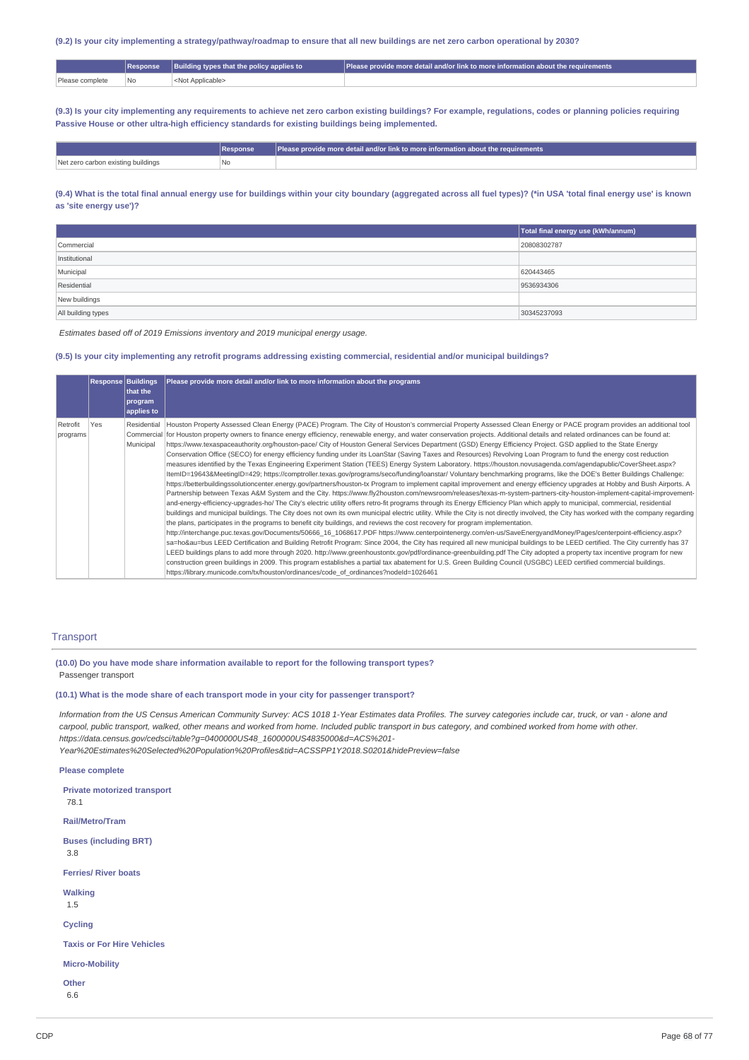**(9.2) Is your city implementing a strategy/pathway/roadmap to ensure that all new buildings are net zero carbon operational by 2030?**

| | Response | Building types that the policy applies to | Please provide more detail and/or link to more information about the requirements |
|---|---|---|---|
| Please complete | No | <Not Applicable> | |

**(9.3) Is your city implementing any requirements to achieve net zero carbon existing buildings? For example, regulations, codes or planning policies requiring Passive House or other ultra-high efficiency standards for existing buildings being implemented.**

| | Response | Please provide more detail and/or link to more information about the requirements |
|---|---|---|
| Net zero carbon existing buildings | No | |

**(9.4) What is the total final annual energy use for buildings within your city boundary (aggregated across all fuel types)? (*in USA 'total final energy use' is known as 'site energy use')?**

| | Total final energy use (kWh/annum) |
|---|---|
| Commercial | 20808302787 |
| Institutional | |
| Municipal | 620443465 |
| Residential | 9536934306 |
| New buildings | |
| All building types | 30345237093 |

*Estimates based off of 2019 Emissions inventory and 2019 municipal energy usage.*

**(9.5) Is your city implementing any retrofit programs addressing existing commercial, residential and/or municipal buildings?**

| | Response | Buildings that the program applies to | Please provide more detail and/or link to more information about the programs |
|---|---|---|---|
| Retrofit programs | Yes | Residential Commercial Municipal | Houston Property Assessed Clean Energy (PACE) Program. The City of Houston's commercial Property Assessed Clean Energy or PACE program provides an additional tool for Houston property owners to finance energy efficiency, renewable energy, and water conservation projects. Additional details and related ordinances can be found at: https://www.texaspaceauthority.org/houston-pace/ City of Houston General Services Department (GSD) Energy Efficiency Project. GSD applied to the State Energy Conservation Office (SECO) for energy efficiency funding under its LoanStar (Saving Taxes and Resources) Revolving Loan Program to fund the energy cost reduction measures identified by the Texas Engineering Experiment Station (TEES) Energy System Laboratory. https://houston.novusagenda.com/agendapublic/CoverSheet.aspx?ItemID=19643&MeetingID=429; https://comptroller.texas.gov/programs/seco/funding/loanstar/ Voluntary benchmarking programs, like the DOE's Better Buildings Challenge: https://betterbuildingssolutioncenter.energy.gov/partners/houston-tx Program to implement capital improvement and energy efficiency upgrades at Hobby and Bush Airports. A Partnership between Texas A&M System and the City. https://www.fly2houston.com/newsroom/releases/texas-m-system-partners-city-houston-implement-capital-improvement-and-energy-efficiency-upgrades-ho/ The City's electric utility offers retro-fit programs through its Energy Efficiency Plan which apply to municipal, commercial, residential buildings and municipal buildings. The City does not own its own municipal electric utility. While the City is not directly involved, the City has worked with the company regarding the plans, participates in the programs to benefit city buildings, and reviews the cost recovery for program implementation. http://interchange.puc.texas.gov/Documents/50666_16_1068617.PDF https://www.centerpointenergy.com/en-us/SaveEnergyandMoney/Pages/centerpoint-efficiency.aspx?sa=ho&au=bus LEED Certification and Building Retrofit Program: Since 2004, the City has required all new municipal buildings to be LEED certified. The City currently has 37 LEED buildings plans to add more through 2020. http://www.greenhoustontx.gov/pdf/ordinance-greenbuilding.pdf The City adopted a property tax incentive program for new construction green buildings in 2009. This program establishes a partial tax abatement for U.S. Green Building Council (USGBC) LEED certified commercial buildings. https://library.municode.com/tx/houston/ordinances/code_of_ordinances?nodeId=1026461 |

## Transport

**(10.0) Do you have mode share information available to report for the following transport types?**

Passenger transport

**(10.1) What is the mode share of each transport mode in your city for passenger transport?**

*Information from the US Census American Community Survey: ACS 1018 1-Year Estimates data Profiles. The survey categories include car, truck, or van - alone and carpool, public transport, walked, other means and worked from home. Included public transport in bus category, and combined worked from home with other. https://data.census.gov/cedsci/table?g=0400000US48_1600000US4835000&d=ACS%201-Year%20Estimates%20Selected%20Population%20Profiles&tid=ACSSPP1Y2018.S0201&hidePreview=false*

**Please complete**

**Private motorized transport**

78.1

**Rail/Metro/Tram**

**Buses (including BRT)**

3.8

**Ferries/ River boats**

**Walking**

1.5

**Cycling**

**Taxis or For Hire Vehicles**

**Micro-Mobility**

**Other**

6.6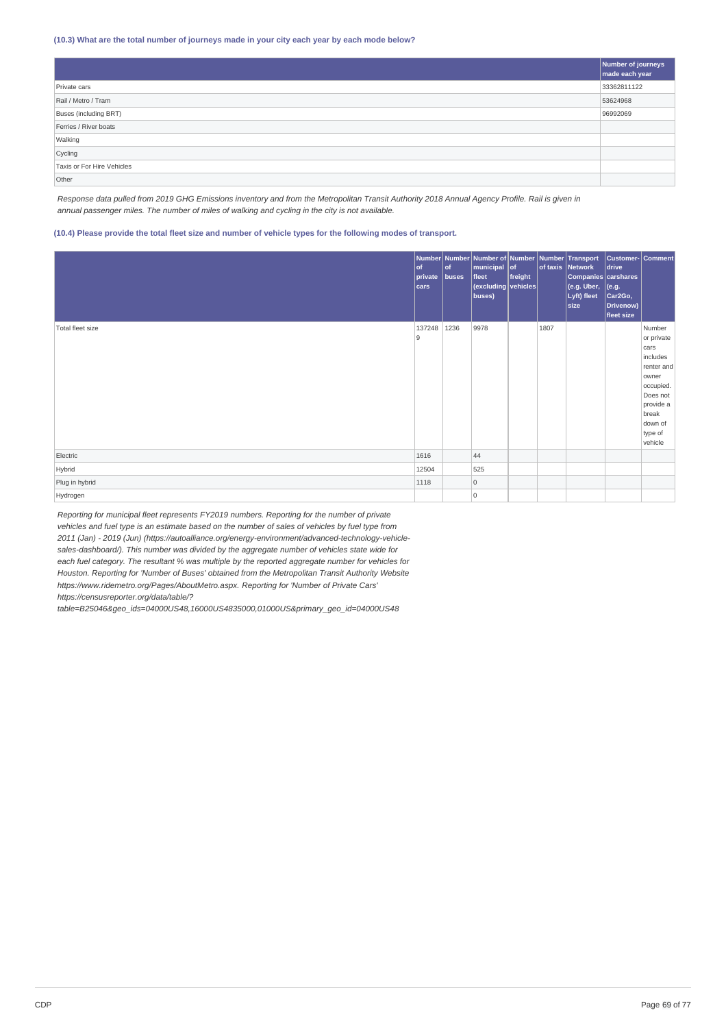### (10.3) What are the total number of journeys made in your city each year by each mode below?

| | Number of journeys made each year |
|---|---|
| Private cars | 33362811122 |
| Rail / Metro / Tram | 53624968 |
| Buses (including BRT) | 96992069 |
| Ferries / River boats | |
| Walking | |
| Cycling | |
| Taxis or For Hire Vehicles | |
| Other | |

*Response data pulled from 2019 GHG Emissions inventory and from the Metropolitan Transit Authority 2018 Annual Agency Profile. Rail is given in annual passenger miles. The number of miles of walking and cycling in the city is not available.*

### (10.4) Please provide the total fleet size and number of vehicle types for the following modes of transport.

| | Number of private cars | Number of buses | Number of municipal fleet (excluding buses) | Number of freight vehicles | Number of taxis | Transport Network Companies (e.g. Uber, Lyft) fleet size | Customer-drive carshares (e.g. Car2Go, Drivenow) fleet size | Comment |
|---|---|---|---|---|---|---|---|---|
| Total fleet size | 1372489 | 1236 | 9978 | | 1807 | | | Number or private cars includes renter and owner occupied. Does not provide a break down of type of vehicle |
| Electric | 1616 | | 44 | | | | | |
| Hybrid | 12504 | | 525 | | | | | |
| Plug in hybrid | 1118 | | 0 | | | | | |
| Hydrogen | | | 0 | | | | | |

*Reporting for municipal fleet represents FY2019 numbers. Reporting for the number of private vehicles and fuel type is an estimate based on the number of sales of vehicles by fuel type from 2011 (Jan) - 2019 (Jun) (https://autoalliance.org/energy-environment/advanced-technology-vehicle-sales-dashboard/). This number was divided by the aggregate number of vehicles state wide for each fuel category. The resultant % was multiple by the reported aggregate number for vehicles for Houston. Reporting for 'Number of Buses' obtained from the Metropolitan Transit Authority Website https://www.ridemetro.org/Pages/AboutMetro.aspx. Reporting for 'Number of Private Cars' https://censusreporter.org/data/table/?table=B25046&geo_ids=04000US48,16000US4835000,01000US&primary_geo_id=04000US48*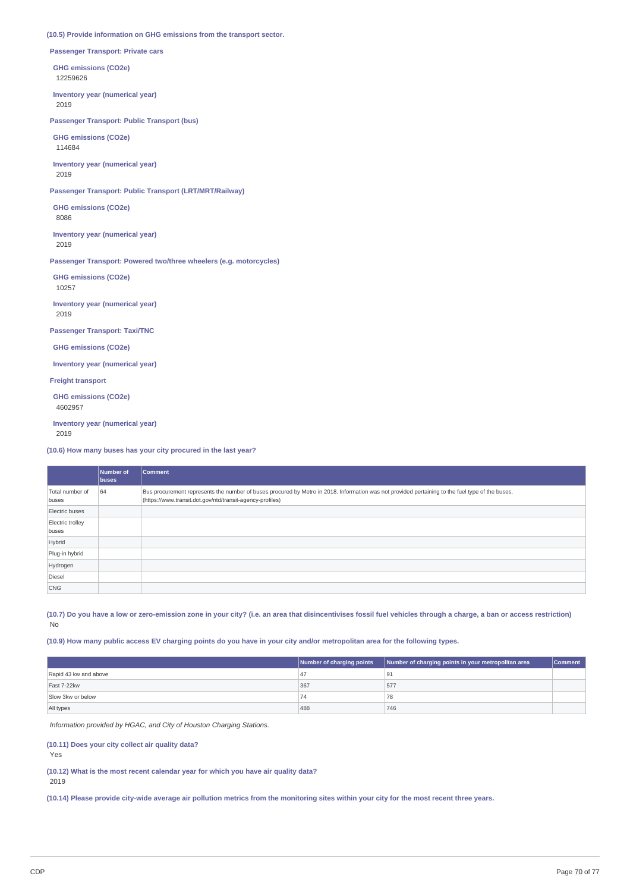**(10.5) Provide information on GHG emissions from the transport sector.**

**Passenger Transport: Private cars**

**GHG emissions (CO2e)**
12259626

**Inventory year (numerical year)**
2019

**Passenger Transport: Public Transport (bus)**

**GHG emissions (CO2e)**
114684

**Inventory year (numerical year)**
2019

**Passenger Transport: Public Transport (LRT/MRT/Railway)**

**GHG emissions (CO2e)**
8086

**Inventory year (numerical year)**
2019

**Passenger Transport: Powered two/three wheelers (e.g. motorcycles)**

**GHG emissions (CO2e)**
10257

**Inventory year (numerical year)**
2019

**Passenger Transport: Taxi/TNC**

**GHG emissions (CO2e)**

**Inventory year (numerical year)**

**Freight transport**

**GHG emissions (CO2e)**
4602957

**Inventory year (numerical year)**
2019

**(10.6) How many buses has your city procured in the last year?**

| | Number of buses | Comment |
|---|---|---|
| Total number of buses | 64 | Bus procurement represents the number of buses procured by Metro in 2018. Information was not provided pertaining to the fuel type of the buses. (https://www.transit.dot.gov/ntd/transit-agency-profiles) |
| Electric buses | | |
| Electric trolley buses | | |
| Hybrid | | |
| Plug-in hybrid | | |
| Hydrogen | | |
| Diesel | | |
| CNG | | |

**(10.7) Do you have a low or zero-emission zone in your city? (i.e. an area that disincentivises fossil fuel vehicles through a charge, a ban or access restriction)**
No

**(10.9) How many public access EV charging points do you have in your city and/or metropolitan area for the following types.**

| | Number of charging points | Number of charging points in your metropolitan area | Comment |
|---|---|---|---|
| Rapid 43 kw and above | 47 | 91 | |
| Fast 7-22kw | 367 | 577 | |
| Slow 3kw or below | 74 | 78 | |
| All types | 488 | 746 | |

*Information provided by HGAC, and City of Houston Charging Stations.*

**(10.11) Does your city collect air quality data?**
Yes

**(10.12) What is the most recent calendar year for which you have air quality data?**
2019

**(10.14) Please provide city-wide average air pollution metrics from the monitoring sites within your city for the most recent three years.**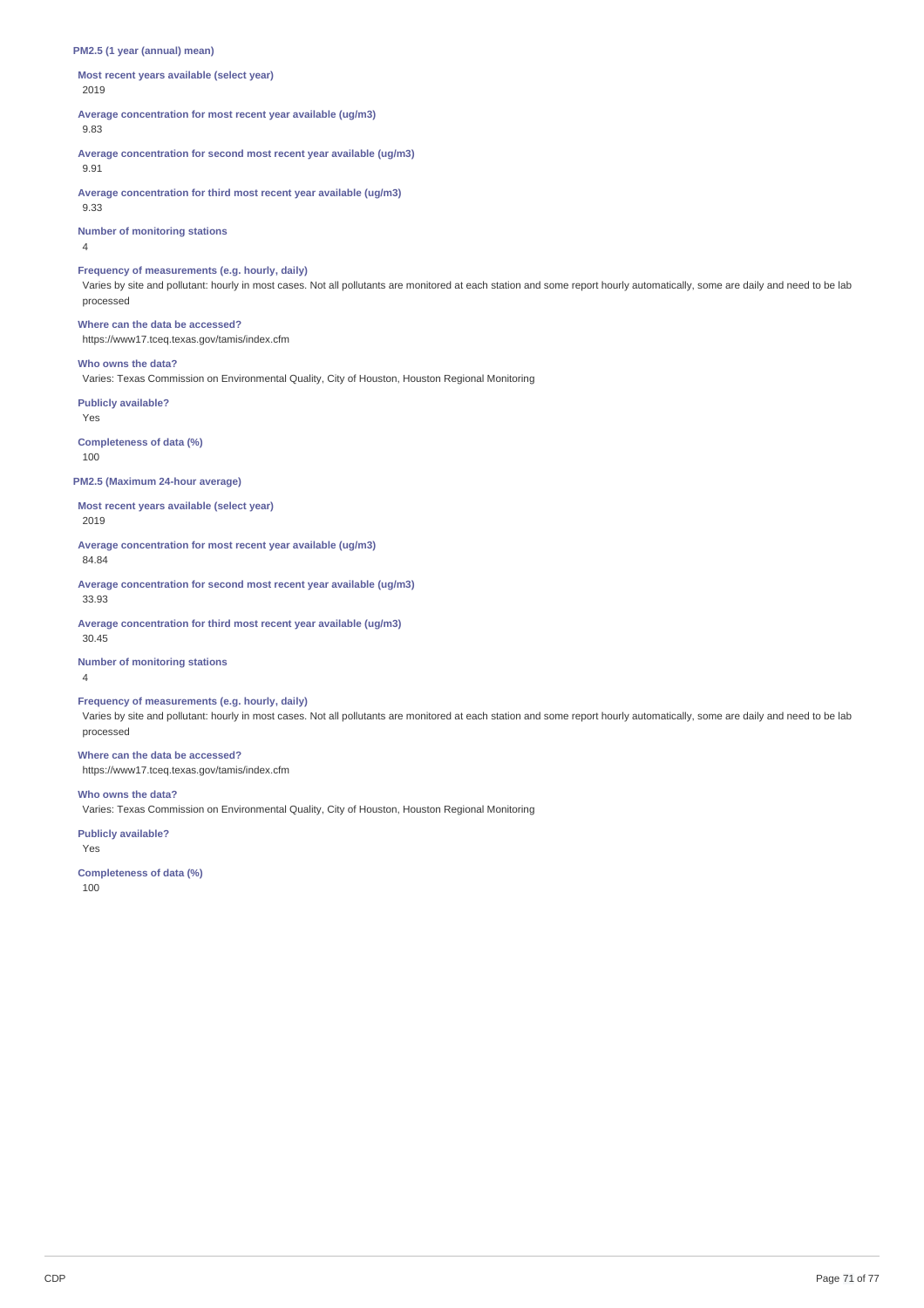**PM2.5 (1 year (annual) mean)**

**Most recent years available (select year)**
2019

**Average concentration for most recent year available (ug/m3)**
9.83

**Average concentration for second most recent year available (ug/m3)**
9.91

**Average concentration for third most recent year available (ug/m3)**
9.33

**Number of monitoring stations**
4

**Frequency of measurements (e.g. hourly, daily)**
Varies by site and pollutant: hourly in most cases. Not all pollutants are monitored at each station and some report hourly automatically, some are daily and need to be lab processed

**Where can the data be accessed?**
https://www17.tceq.texas.gov/tamis/index.cfm

**Who owns the data?**
Varies: Texas Commission on Environmental Quality, City of Houston, Houston Regional Monitoring

**Publicly available?**
Yes

**Completeness of data (%)**
100

**PM2.5 (Maximum 24-hour average)**

**Most recent years available (select year)**
2019

**Average concentration for most recent year available (ug/m3)**
84.84

**Average concentration for second most recent year available (ug/m3)**
33.93

**Average concentration for third most recent year available (ug/m3)**
30.45

**Number of monitoring stations**
4

**Frequency of measurements (e.g. hourly, daily)**
Varies by site and pollutant: hourly in most cases. Not all pollutants are monitored at each station and some report hourly automatically, some are daily and need to be lab processed

**Where can the data be accessed?**
https://www17.tceq.texas.gov/tamis/index.cfm

**Who owns the data?**
Varies: Texas Commission on Environmental Quality, City of Houston, Houston Regional Monitoring

**Publicly available?**
Yes

**Completeness of data (%)**
100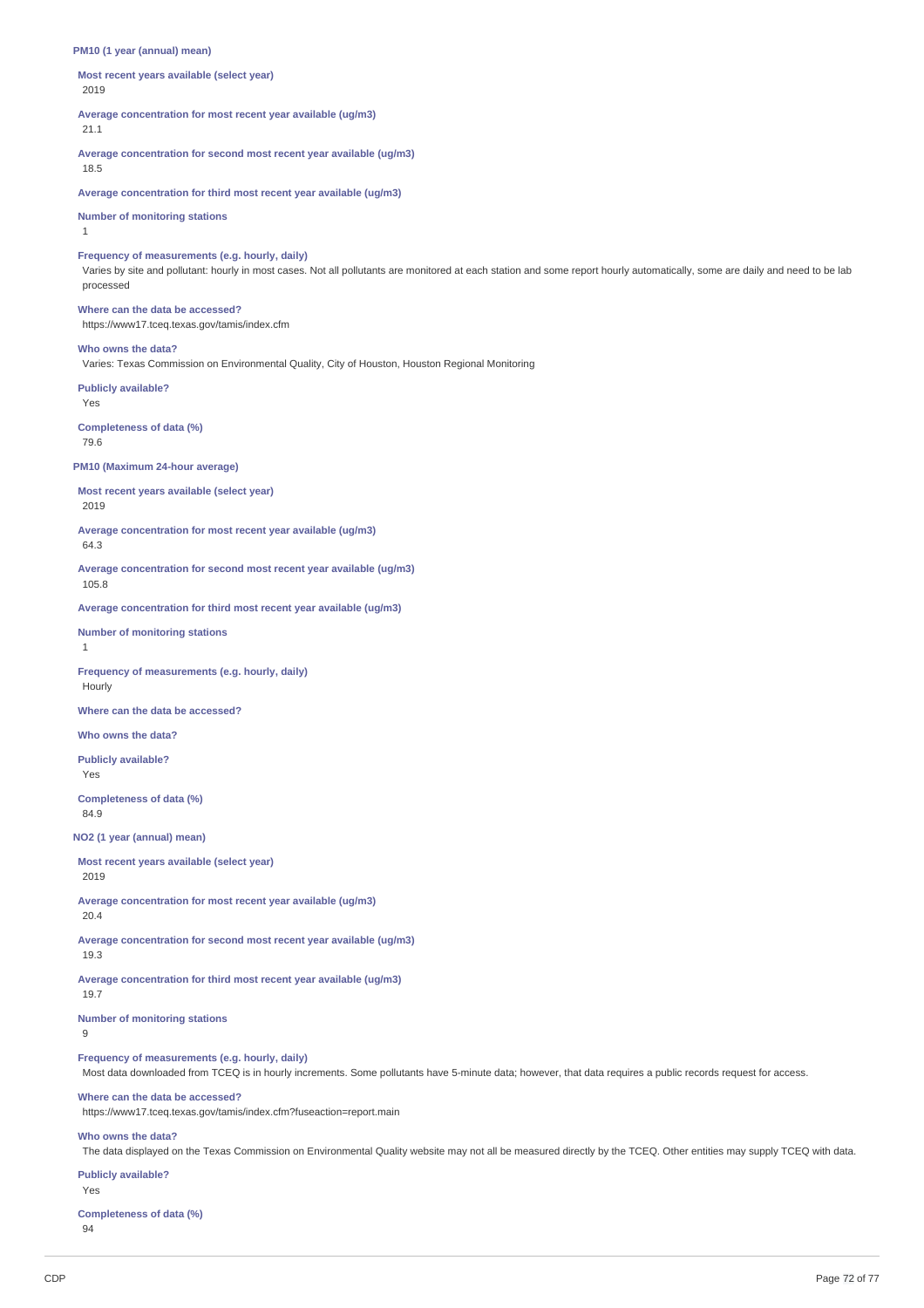**PM10 (1 year (annual) mean)**

**Most recent years available (select year)**
2019

**Average concentration for most recent year available (ug/m3)**
21.1

**Average concentration for second most recent year available (ug/m3)**
18.5

**Average concentration for third most recent year available (ug/m3)**

**Number of monitoring stations**
1

**Frequency of measurements (e.g. hourly, daily)**
Varies by site and pollutant: hourly in most cases. Not all pollutants are monitored at each station and some report hourly automatically, some are daily and need to be lab processed

**Where can the data be accessed?**
https://www17.tceq.texas.gov/tamis/index.cfm

**Who owns the data?**
Varies: Texas Commission on Environmental Quality, City of Houston, Houston Regional Monitoring

**Publicly available?**
Yes

**Completeness of data (%)**
79.6

**PM10 (Maximum 24-hour average)**

**Most recent years available (select year)**
2019

**Average concentration for most recent year available (ug/m3)**
64.3

**Average concentration for second most recent year available (ug/m3)**
105.8

**Average concentration for third most recent year available (ug/m3)**

**Number of monitoring stations**
1

**Frequency of measurements (e.g. hourly, daily)**
Hourly

**Where can the data be accessed?**

**Who owns the data?**

**Publicly available?**
Yes

**Completeness of data (%)**
84.9

**NO2 (1 year (annual) mean)**

**Most recent years available (select year)**
2019

**Average concentration for most recent year available (ug/m3)**
20.4

**Average concentration for second most recent year available (ug/m3)**
19.3

**Average concentration for third most recent year available (ug/m3)**
19.7

**Number of monitoring stations**
9

**Frequency of measurements (e.g. hourly, daily)**
Most data downloaded from TCEQ is in hourly increments. Some pollutants have 5-minute data; however, that data requires a public records request for access.

**Where can the data be accessed?**
https://www17.tceq.texas.gov/tamis/index.cfm?fuseaction=report.main

**Who owns the data?**
The data displayed on the Texas Commission on Environmental Quality website may not all be measured directly by the TCEQ. Other entities may supply TCEQ with data.

**Publicly available?**
Yes

**Completeness of data (%)**
94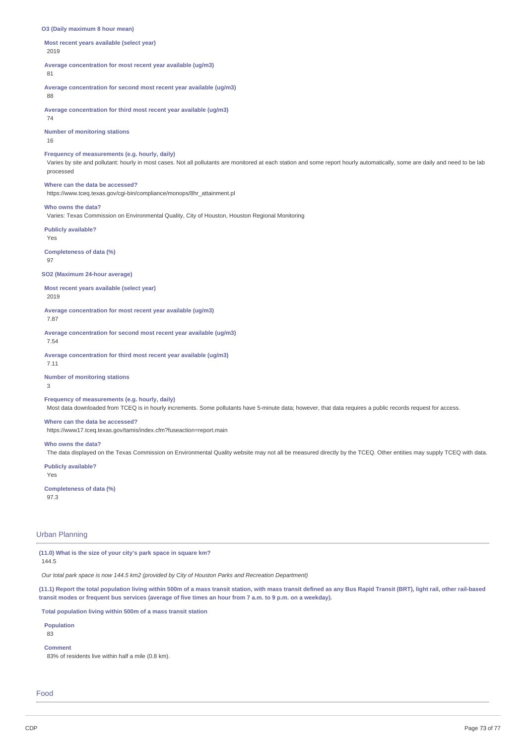**O3 (Daily maximum 8 hour mean)**

**Most recent years available (select year)**
2019

**Average concentration for most recent year available (ug/m3)**
81

**Average concentration for second most recent year available (ug/m3)**
88

**Average concentration for third most recent year available (ug/m3)**
74

**Number of monitoring stations**
16

**Frequency of measurements (e.g. hourly, daily)**
Varies by site and pollutant: hourly in most cases. Not all pollutants are monitored at each station and some report hourly automatically, some are daily and need to be lab processed

**Where can the data be accessed?**
https://www.tceq.texas.gov/cgi-bin/compliance/monops/8hr_attainment.pl

**Who owns the data?**
Varies: Texas Commission on Environmental Quality, City of Houston, Houston Regional Monitoring

**Publicly available?**
Yes

**Completeness of data (%)**
97

**SO2 (Maximum 24-hour average)**

**Most recent years available (select year)**
2019

**Average concentration for most recent year available (ug/m3)**
7.87

**Average concentration for second most recent year available (ug/m3)**
7.54

**Average concentration for third most recent year available (ug/m3)**
7.11

**Number of monitoring stations**
3

**Frequency of measurements (e.g. hourly, daily)**
Most data downloaded from TCEQ is in hourly increments. Some pollutants have 5-minute data; however, that data requires a public records request for access.

**Where can the data be accessed?**
https://www17.tceq.texas.gov/tamis/index.cfm?fuseaction=report.main

**Who owns the data?**
The data displayed on the Texas Commission on Environmental Quality website may not all be measured directly by the TCEQ. Other entities may supply TCEQ with data.

**Publicly available?**
Yes

**Completeness of data (%)**
97.3

## Urban Planning

**(11.0) What is the size of your city's park space in square km?**
144.5

*Our total park space is now 144.5 km2 (provided by City of Houston Parks and Recreation Department)*

**(11.1) Report the total population living within 500m of a mass transit station, with mass transit defined as any Bus Rapid Transit (BRT), light rail, other rail-based transit modes or frequent bus services (average of five times an hour from 7 a.m. to 9 p.m. on a weekday).**

**Total population living within 500m of a mass transit station**

**Population**
83

**Comment**
83% of residents live within half a mile (0.8 km).

## Food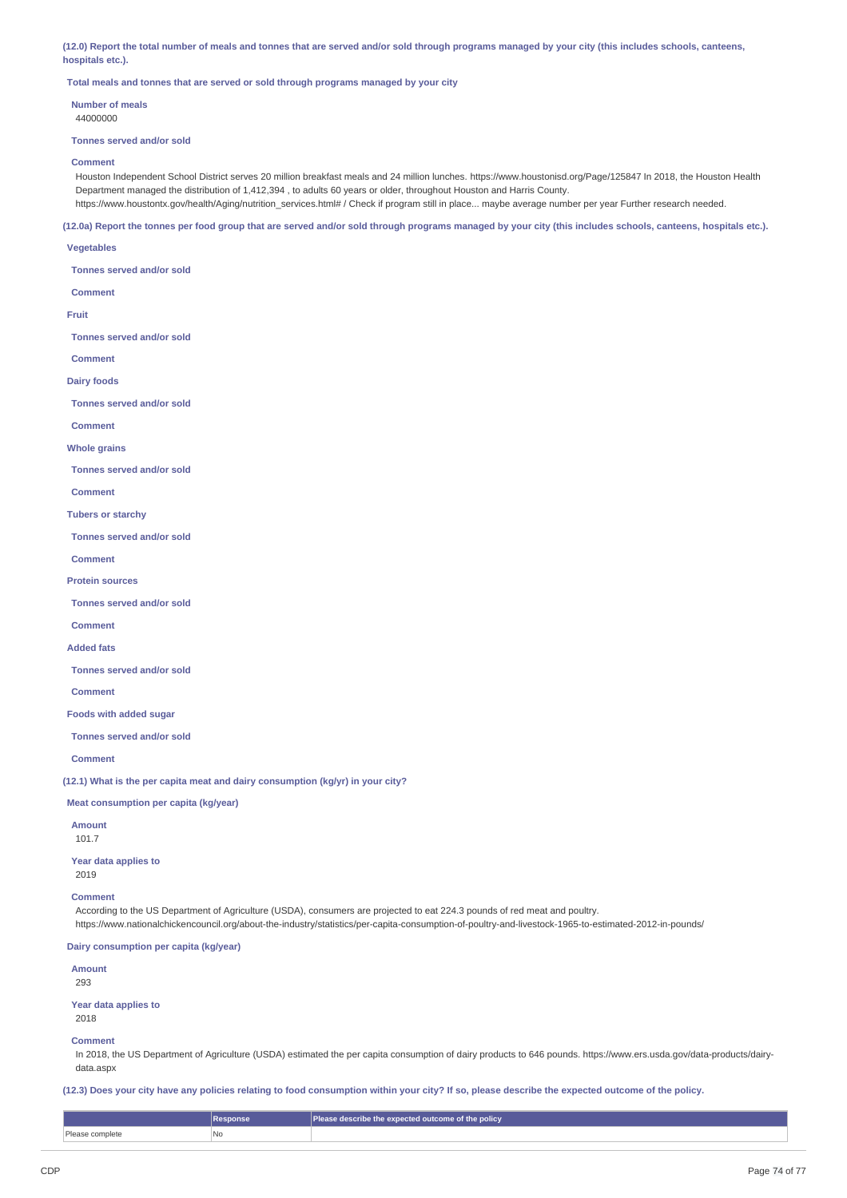**(12.0) Report the total number of meals and tonnes that are served and/or sold through programs managed by your city (this includes schools, canteens, hospitals etc.).**

**Total meals and tonnes that are served or sold through programs managed by your city**

**Number of meals**

44000000

**Tonnes served and/or sold**

**Comment**

Houston Independent School District serves 20 million breakfast meals and 24 million lunches. https://www.houstonisd.org/Page/125847 In 2018, the Houston Health Department managed the distribution of 1,412,394 , to adults 60 years or older, throughout Houston and Harris County. https://www.houstontx.gov/health/Aging/nutrition_services.html# / Check if program still in place... maybe average number per year Further research needed.

**(12.0a) Report the tonnes per food group that are served and/or sold through programs managed by your city (this includes schools, canteens, hospitals etc.).**

**Vegetables**

**Tonnes served and/or sold**

**Comment**

**Fruit**

**Tonnes served and/or sold**

**Comment**

**Dairy foods**

**Tonnes served and/or sold**

**Comment**

**Whole grains**

**Tonnes served and/or sold**

**Comment**

**Tubers or starchy**

**Tonnes served and/or sold**

**Comment**

**Protein sources**

**Tonnes served and/or sold**

**Comment**

**Added fats**

**Tonnes served and/or sold**

**Comment**

**Foods with added sugar**

**Tonnes served and/or sold**

**Comment**

**(12.1) What is the per capita meat and dairy consumption (kg/yr) in your city?**

**Meat consumption per capita (kg/year)**

**Amount**

101.7

**Year data applies to**

2019

**Comment**

According to the US Department of Agriculture (USDA), consumers are projected to eat 224.3 pounds of red meat and poultry. https://www.nationalchickencouncil.org/about-the-industry/statistics/per-capita-consumption-of-poultry-and-livestock-1965-to-estimated-2012-in-pounds/

**Dairy consumption per capita (kg/year)**

**Amount**

293

**Year data applies to**

2018

**Comment**

In 2018, the US Department of Agriculture (USDA) estimated the per capita consumption of dairy products to 646 pounds. https://www.ers.usda.gov/data-products/dairy-data.aspx

**(12.3) Does your city have any policies relating to food consumption within your city? If so, please describe the expected outcome of the policy.**

| | Response | Please describe the expected outcome of the policy |
|---|---|---|
| Please complete | No | |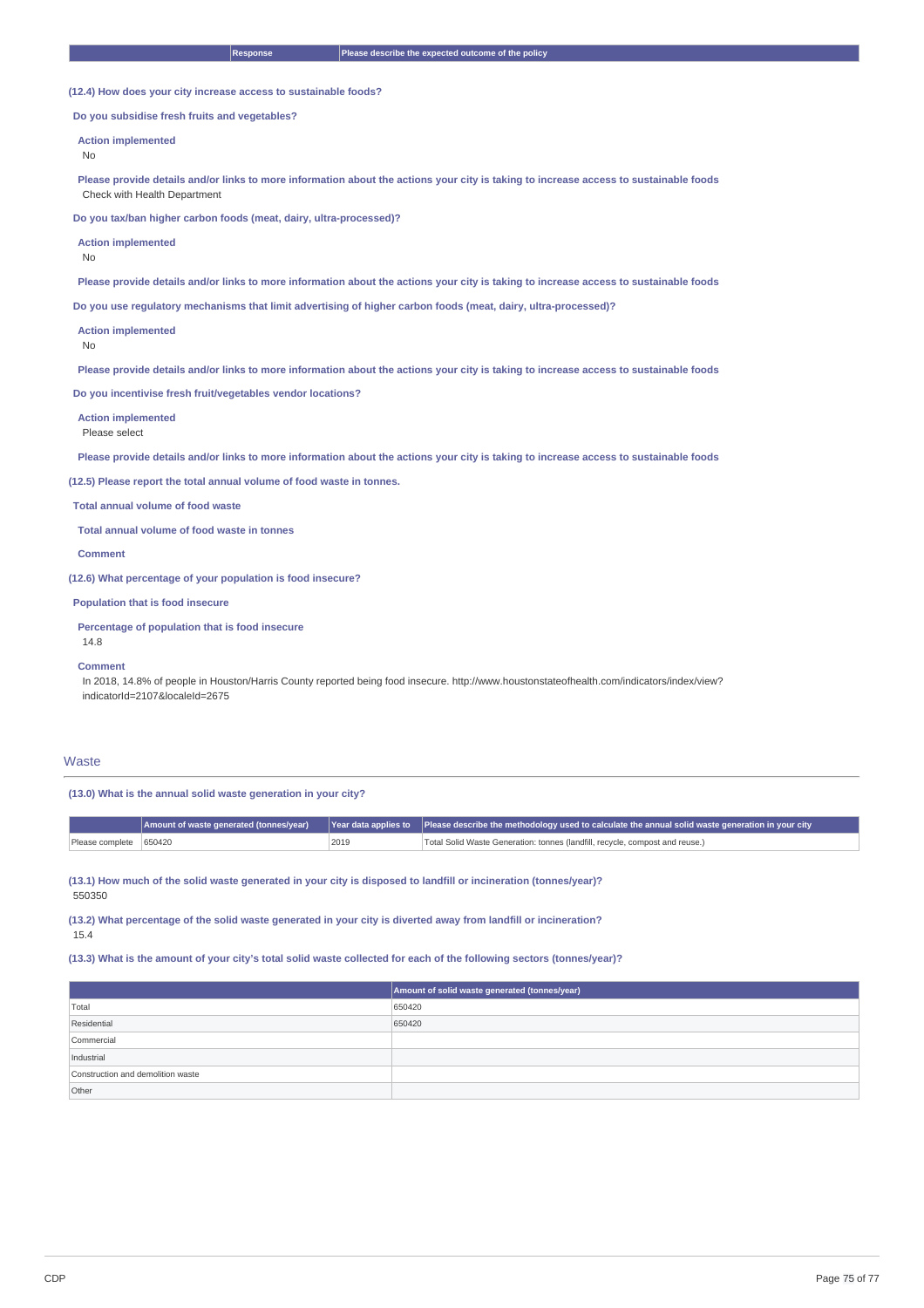| | Response | Please describe the expected outcome of the policy |
|---|---|---|

**(12.4) How does your city increase access to sustainable foods?**

**Do you subsidise fresh fruits and vegetables?**

**Action implemented**

No

**Please provide details and/or links to more information about the actions your city is taking to increase access to sustainable foods**

Check with Health Department

**Do you tax/ban higher carbon foods (meat, dairy, ultra-processed)?**

**Action implemented**

No

**Please provide details and/or links to more information about the actions your city is taking to increase access to sustainable foods**

**Do you use regulatory mechanisms that limit advertising of higher carbon foods (meat, dairy, ultra-processed)?**

**Action implemented**

No

**Please provide details and/or links to more information about the actions your city is taking to increase access to sustainable foods**

**Do you incentivise fresh fruit/vegetables vendor locations?**

**Action implemented**

Please select

**Please provide details and/or links to more information about the actions your city is taking to increase access to sustainable foods**

**(12.5) Please report the total annual volume of food waste in tonnes.**

**Total annual volume of food waste**

**Total annual volume of food waste in tonnes**

**Comment**

**(12.6) What percentage of your population is food insecure?**

**Population that is food insecure**

**Percentage of population that is food insecure**

14.8

**Comment**

In 2018, 14.8% of people in Houston/Harris County reported being food insecure. http://www.houstonstateofhealth.com/indicators/index/view?indicatorId=2107&localeId=2675

## Waste

**(13.0) What is the annual solid waste generation in your city?**

| | Amount of waste generated (tonnes/year) | Year data applies to | Please describe the methodology used to calculate the annual solid waste generation in your city |
|---|---|---|---|
| Please complete | 650420 | 2019 | Total Solid Waste Generation: tonnes (landfill, recycle, compost and reuse.) |

**(13.1) How much of the solid waste generated in your city is disposed to landfill or incineration (tonnes/year)?**

550350

**(13.2) What percentage of the solid waste generated in your city is diverted away from landfill or incineration?**

15.4

**(13.3) What is the amount of your city's total solid waste collected for each of the following sectors (tonnes/year)?**

| | Amount of solid waste generated (tonnes/year) |
|---|---|
| Total | 650420 |
| Residential | 650420 |
| Commercial | |
| Industrial | |
| Construction and demolition waste | |
| Other | |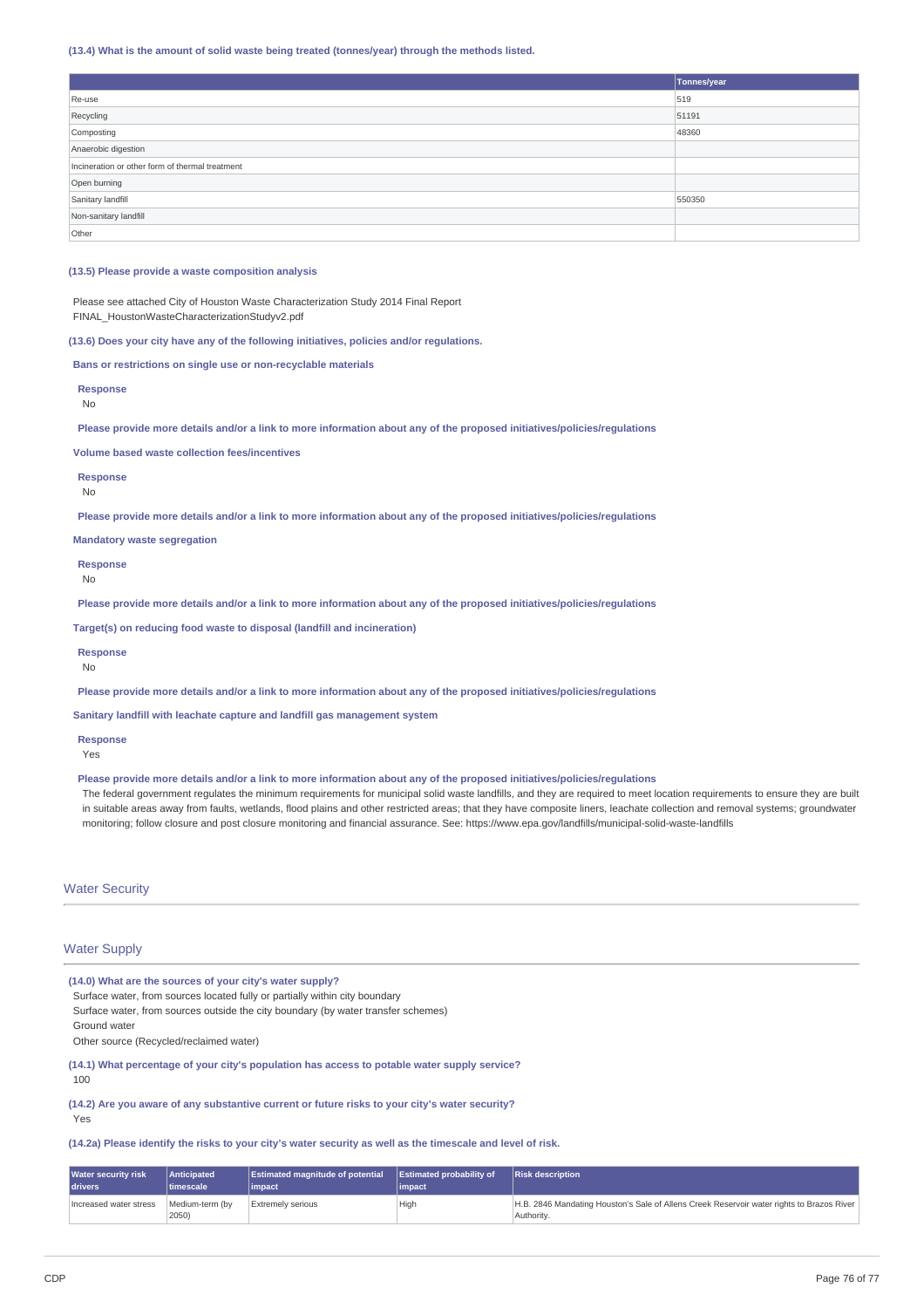**(13.4) What is the amount of solid waste being treated (tonnes/year) through the methods listed.**

| | Tonnes/year |
|---|---|
| Re-use | 519 |
| Recycling | 51191 |
| Composting | 48360 |
| Anaerobic digestion | |
| Incineration or other form of thermal treatment | |
| Open burning | |
| Sanitary landfill | 550350 |
| Non-sanitary landfill | |
| Other | |

**(13.5) Please provide a waste composition analysis**

Please see attached City of Houston Waste Characterization Study 2014 Final Report
FINAL_HoustonWasteCharacterizationStudyv2.pdf

**(13.6) Does your city have any of the following initiatives, policies and/or regulations.**

**Bans or restrictions on single use or non-recyclable materials**

**Response**
No

**Please provide more details and/or a link to more information about any of the proposed initiatives/policies/regulations**

**Volume based waste collection fees/incentives**

**Response**
No

**Please provide more details and/or a link to more information about any of the proposed initiatives/policies/regulations**

**Mandatory waste segregation**

**Response**
No

**Please provide more details and/or a link to more information about any of the proposed initiatives/policies/regulations**

**Target(s) on reducing food waste to disposal (landfill and incineration)**

**Response**
No

**Please provide more details and/or a link to more information about any of the proposed initiatives/policies/regulations**

**Sanitary landfill with leachate capture and landfill gas management system**

**Response**
Yes

**Please provide more details and/or a link to more information about any of the proposed initiatives/policies/regulations**

The federal government regulates the minimum requirements for municipal solid waste landfills, and they are required to meet location requirements to ensure they are built in suitable areas away from faults, wetlands, flood plains and other restricted areas; that they have composite liners, leachate collection and removal systems; groundwater monitoring; follow closure and post closure monitoring and financial assurance. See: https://www.epa.gov/landfills/municipal-solid-waste-landfills

## Water Security

## Water Supply

**(14.0) What are the sources of your city's water supply?**

Surface water, from sources located fully or partially within city boundary
Surface water, from sources outside the city boundary (by water transfer schemes)
Ground water
Other source (Recycled/reclaimed water)

**(14.1) What percentage of your city's population has access to potable water supply service?**

100

**(14.2) Are you aware of any substantive current or future risks to your city's water security?**

Yes

**(14.2a) Please identify the risks to your city's water security as well as the timescale and level of risk.**

| Water security risk drivers | Anticipated timescale | Estimated magnitude of potential impact | Estimated probability of impact | Risk description |
|---|---|---|---|---|
| Increased water stress | Medium-term (by 2050) | Extremely serious | High | H.B. 2846 Mandating Houston's Sale of Allens Creek Reservoir water rights to Brazos River Authority. |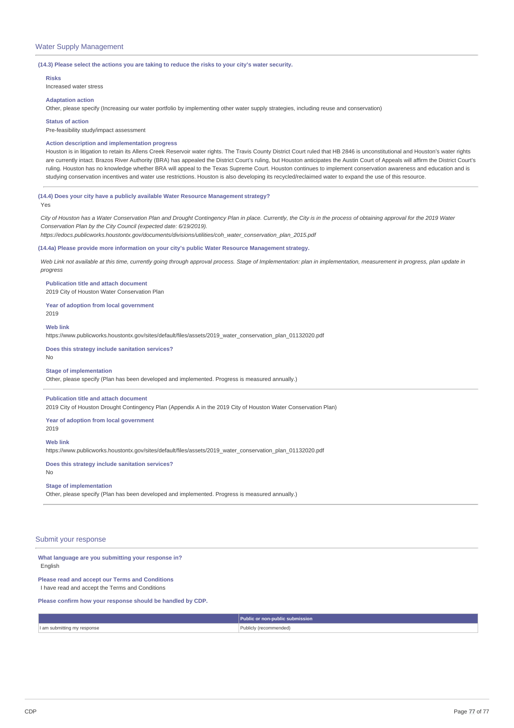## Water Supply Management

**(14.3) Please select the actions you are taking to reduce the risks to your city's water security.**

**Risks**
Increased water stress

**Adaptation action**
Other, please specify (Increasing our water portfolio by implementing other water supply strategies, including reuse and conservation)

**Status of action**
Pre-feasibility study/impact assessment

**Action description and implementation progress**
Houston is in litigation to retain its Allens Creek Reservoir water rights. The Travis County District Court ruled that HB 2846 is unconstitutional and Houston's water rights are currently intact. Brazos River Authority (BRA) has appealed the District Court's ruling, but Houston anticipates the Austin Court of Appeals will affirm the District Court's ruling. Houston has no knowledge whether BRA will appeal to the Texas Supreme Court. Houston continues to implement conservation awareness and education and is studying conservation incentives and water use restrictions. Houston is also developing its recycled/reclaimed water to expand the use of this resource.

**(14.4) Does your city have a publicly available Water Resource Management strategy?**
Yes

*City of Houston has a Water Conservation Plan and Drought Contingency Plan in place. Currently, the City is in the process of obtaining approval for the 2019 Water Conservation Plan by the City Council (expected date: 6/19/2019).*
*https://edocs.publicworks.houstontx.gov/documents/divisions/utilities/coh_water_conservation_plan_2015.pdf*

**(14.4a) Please provide more information on your city's public Water Resource Management strategy.**

*Web Link not available at this time, currently going through approval process. Stage of Implementation: plan in implementation, measurement in progress, plan update in progress*

**Publication title and attach document**
2019 City of Houston Water Conservation Plan

**Year of adoption from local government**
2019

**Web link**
https://www.publicworks.houstontx.gov/sites/default/files/assets/2019_water_conservation_plan_01132020.pdf

**Does this strategy include sanitation services?**
No

**Stage of implementation**
Other, please specify (Plan has been developed and implemented. Progress is measured annually.)

**Publication title and attach document**
2019 City of Houston Drought Contingency Plan (Appendix A in the 2019 City of Houston Water Conservation Plan)

**Year of adoption from local government**
2019

**Web link**
https://www.publicworks.houstontx.gov/sites/default/files/assets/2019_water_conservation_plan_01132020.pdf

**Does this strategy include sanitation services?**
No

**Stage of implementation**
Other, please specify (Plan has been developed and implemented. Progress is measured annually.)

## Submit your response

**What language are you submitting your response in?**
English

**Please read and accept our Terms and Conditions**
I have read and accept the Terms and Conditions

**Please confirm how your response should be handled by CDP.**

| | Public or non-public submission |
|---|---|
| I am submitting my response | Publicly (recommended) |